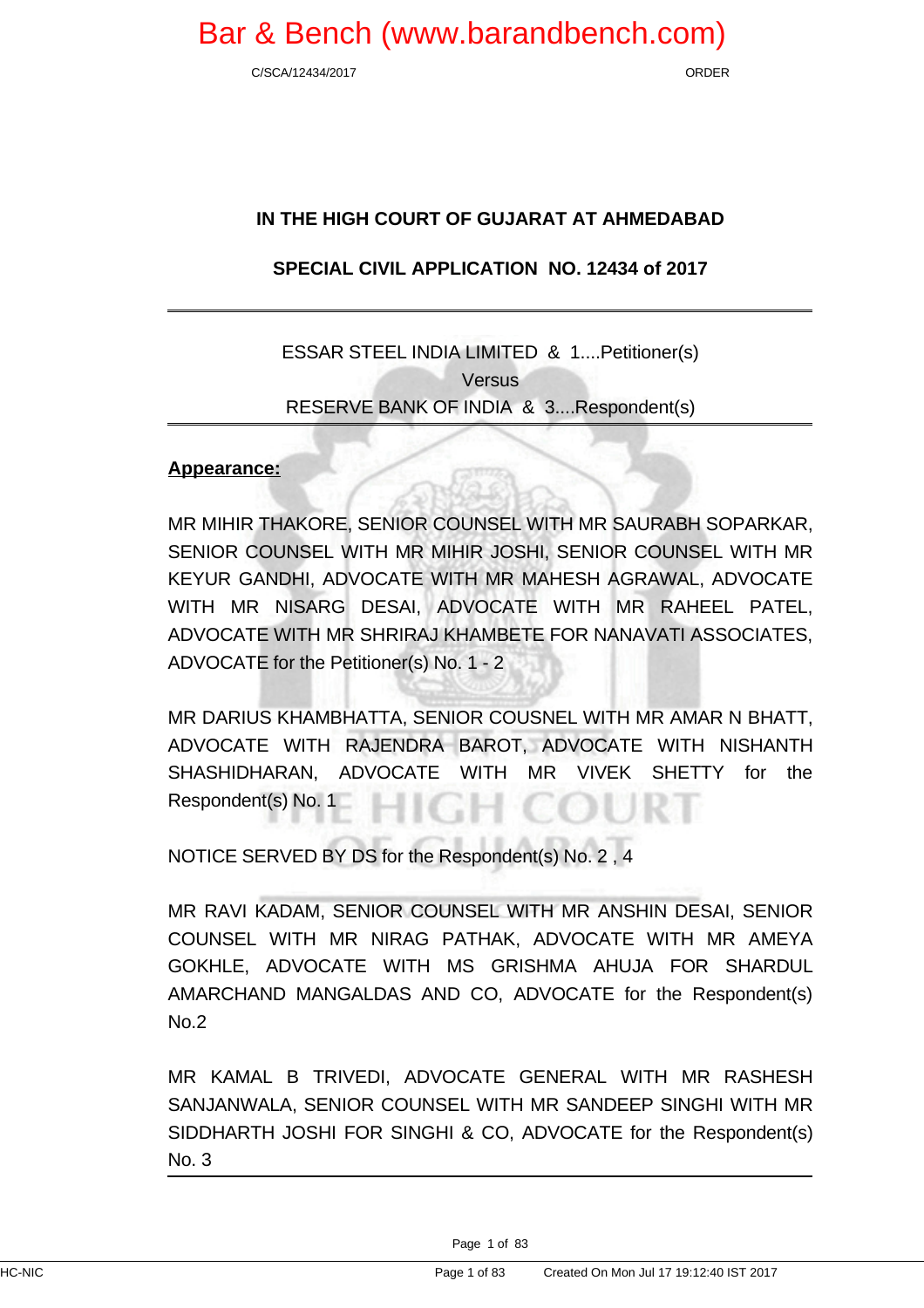## IN THE HIGH COURT OF GUJARAT AT AHMEDABAD

## SPECIAL CIVIL APPLICATION NO. 12434 of 2017

---

ESSAR STEEL INDIA LIMITED & 1....Petitioner(s)

Versus

RESERVE BANK OF INDIA & 3....Respondent(s)

---

**Appearance:**

MR MIHIR THAKORE, SENIOR COUNSEL WITH MR SAURABH SOPARKAR, SENIOR COUNSEL WITH MR MIHIR JOSHI, SENIOR COUNSEL WITH MR KEYUR GANDHI, ADVOCATE WITH MR MAHESH AGRAWAL, ADVOCATE WITH MR NISARG DESAI, ADVOCATE WITH MR RAHEEL PATEL, ADVOCATE WITH MR SHRIRAJ KHAMBETE FOR NANAVATI ASSOCIATES, ADVOCATE for the Petitioner(s) No. 1 - 2

MR DARIUS KHAMBHATTA, SENIOR COUSNEL WITH MR AMAR N BHATT, ADVOCATE WITH RAJENDRA BAROT, ADVOCATE WITH NISHANTH SHASHIDHARAN, ADVOCATE WITH MR VIVEK SHETTY for the Respondent(s) No. 1

NOTICE SERVED BY DS for the Respondent(s) No. 2 , 4

MR RAVI KADAM, SENIOR COUNSEL WITH MR ANSHIN DESAI, SENIOR COUNSEL WITH MR NIRAG PATHAK, ADVOCATE WITH MR AMEYA GOKHLE, ADVOCATE WITH MS GRISHMA AHUJA FOR SHARDUL AMARCHAND MANGALDAS AND CO, ADVOCATE for the Respondent(s) No.2

MR KAMAL B TRIVEDI, ADVOCATE GENERAL WITH MR RASHESH SANJANWALA, SENIOR COUNSEL WITH MR SANDEEP SINGHI WITH MR SIDDHARTH JOSHI FOR SINGHI & CO, ADVOCATE for the Respondent(s) No. 3

---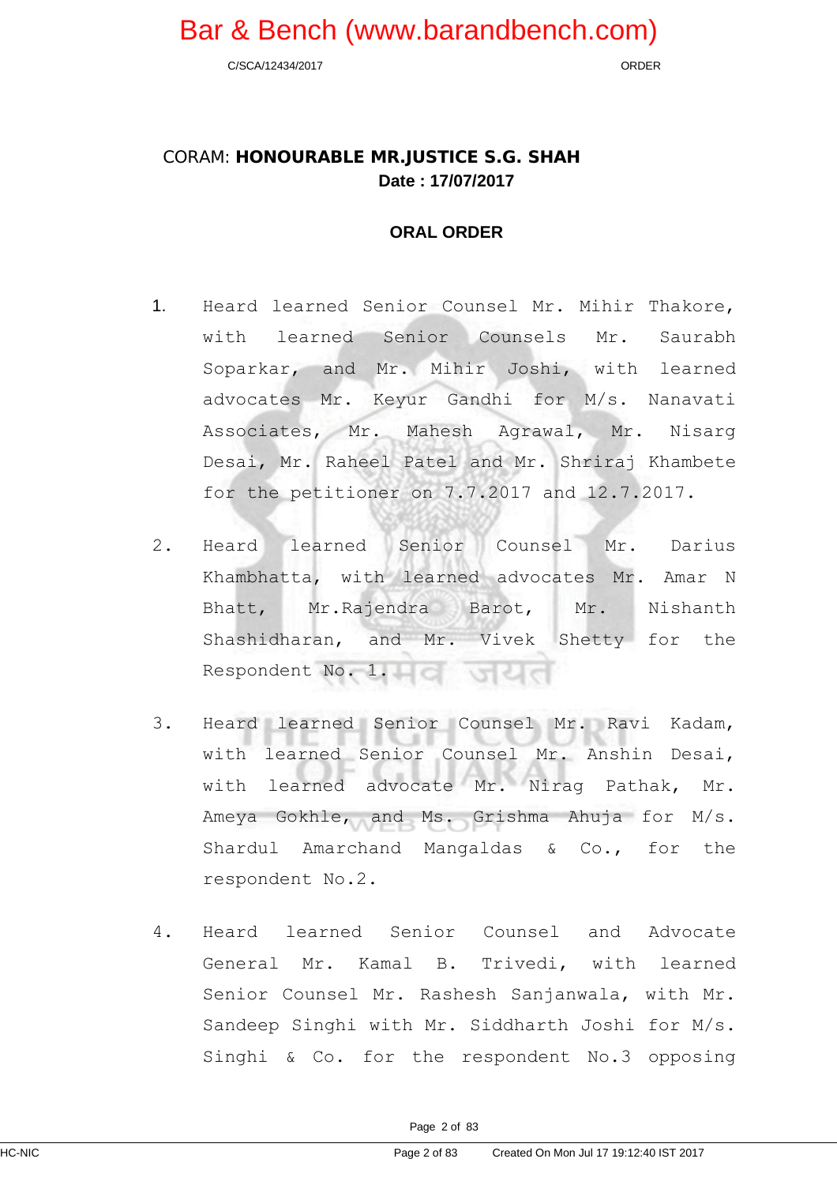CORAM: **HONOURABLE MR.JUSTICE S.G. SHAH**

**Date : 17/07/2017**

## ORAL ORDER

1. Heard learned Senior Counsel Mr. Mihir Thakore, with learned Senior Counsels Mr. Saurabh Soparkar, and Mr. Mihir Joshi, with learned advocates Mr. Keyur Gandhi for M/s. Nanavati Associates, Mr. Mahesh Agrawal, Mr. Nisarg Desai, Mr. Raheel Patel and Mr. Shriraj Khambete for the petitioner on 7.7.2017 and 12.7.2017.

2. Heard learned Senior Counsel Mr. Darius Khambhatta, with learned advocates Mr. Amar N Bhatt, Mr.Rajendra Barot, Mr. Nishanth Shashidharan, and Mr. Vivek Shetty for the Respondent No. 1.

3. Heard learned Senior Counsel Mr. Ravi Kadam, with learned Senior Counsel Mr. Anshin Desai, with learned advocate Mr. Nirag Pathak, Mr. Ameya Gokhle, and Ms. Grishma Ahuja for M/s. Shardul Amarchand Mangaldas & Co., for the respondent No.2.

4. Heard learned Senior Counsel and Advocate General Mr. Kamal B. Trivedi, with learned Senior Counsel Mr. Rashesh Sanjanwala, with Mr. Sandeep Singhi with Mr. Siddharth Joshi for M/s. Singhi & Co. for the respondent No.3 opposing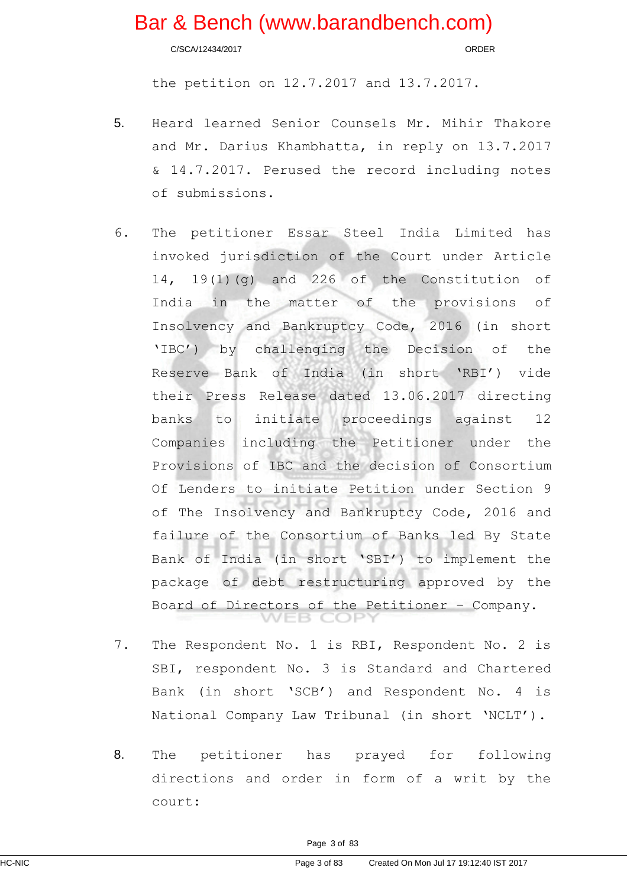the petition on 12.7.2017 and 13.7.2017.

5. Heard learned Senior Counsels Mr. Mihir Thakore and Mr. Darius Khambhatta, in reply on 13.7.2017 & 14.7.2017. Perused the record including notes of submissions.

6. The petitioner Essar Steel India Limited has invoked jurisdiction of the Court under Article 14, 19(1)(g) and 226 of the Constitution of India in the matter of the provisions of Insolvency and Bankruptcy Code, 2016 (in short 'IBC') by challenging the Decision of the Reserve Bank of India (in short 'RBI') vide their Press Release dated 13.06.2017 directing banks to initiate proceedings against 12 Companies including the Petitioner under the Provisions of IBC and the decision of Consortium Of Lenders to initiate Petition under Section 9 of The Insolvency and Bankruptcy Code, 2016 and failure of the Consortium of Banks led By State Bank of India (in short 'SBI') to implement the package of debt restructuring approved by the Board of Directors of the Petitioner - Company.

7. The Respondent No. 1 is RBI, Respondent No. 2 is SBI, respondent No. 3 is Standard and Chartered Bank (in short 'SCB') and Respondent No. 4 is National Company Law Tribunal (in short 'NCLT').

8. The petitioner has prayed for following directions and order in form of a writ by the court: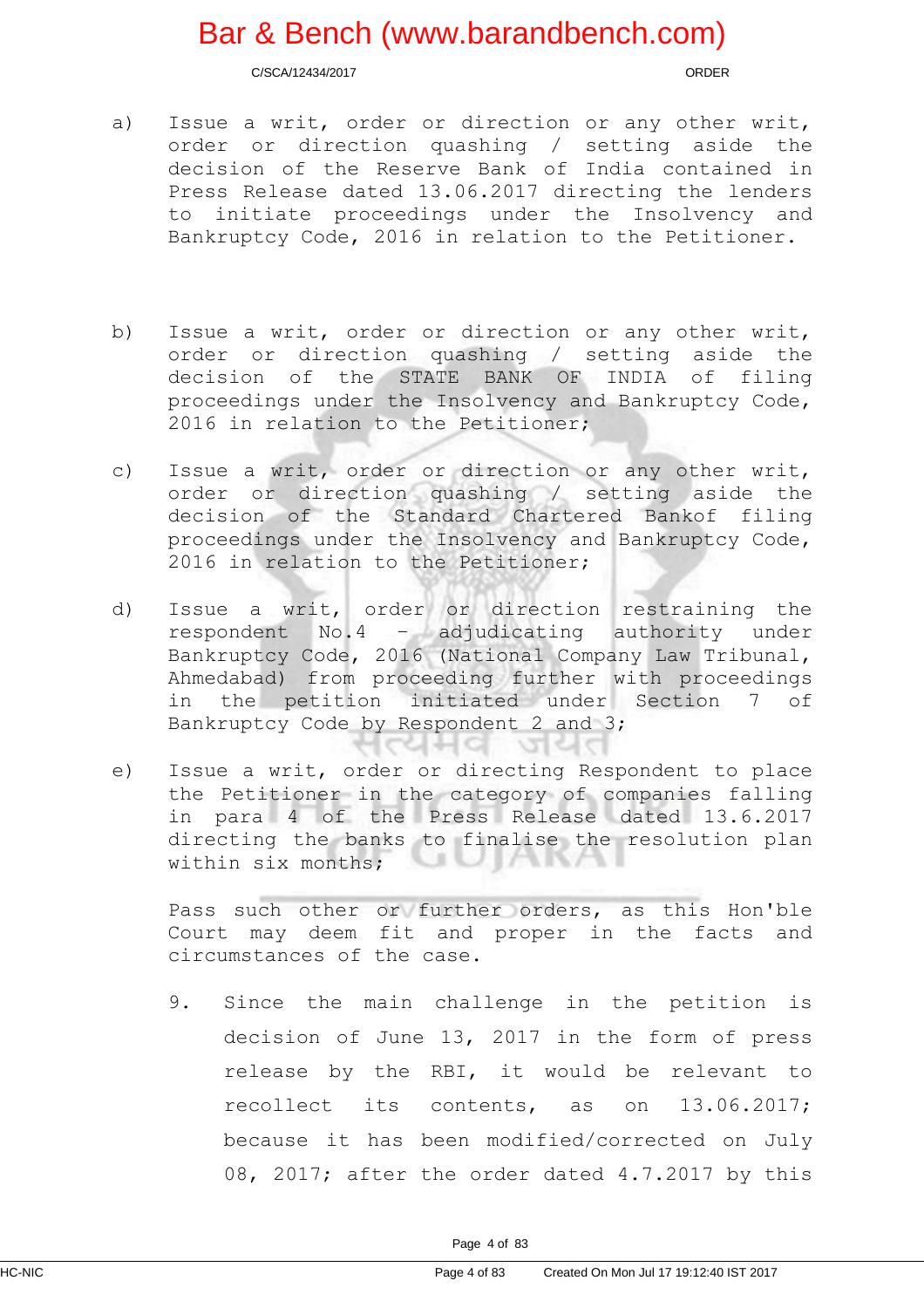a) Issue a writ, order or direction or any other writ, order or direction quashing / setting aside the decision of the Reserve Bank of India contained in Press Release dated 13.06.2017 directing the lenders to initiate proceedings under the Insolvency and Bankruptcy Code, 2016 in relation to the Petitioner.

b) Issue a writ, order or direction or any other writ, order or direction quashing / setting aside the decision of the STATE BANK OF INDIA of filing proceedings under the Insolvency and Bankruptcy Code, 2016 in relation to the Petitioner;

c) Issue a writ, order or direction or any other writ, order or direction quashing / setting aside the decision of the Standard Chartered Bankof filing proceedings under the Insolvency and Bankruptcy Code, 2016 in relation to the Petitioner;

d) Issue a writ, order or direction restraining the respondent No.4 – adjudicating authority under Bankruptcy Code, 2016 (National Company Law Tribunal, Ahmedabad) from proceeding further with proceedings in the petition initiated under Section 7 of Bankruptcy Code by Respondent 2 and 3;

e) Issue a writ, order or directing Respondent to place the Petitioner in the category of companies falling in para 4 of the Press Release dated 13.6.2017 directing the banks to finalise the resolution plan within six months;

Pass such other or further orders, as this Hon'ble Court may deem fit and proper in the facts and circumstances of the case.

9. Since the main challenge in the petition is decision of June 13, 2017 in the form of press release by the RBI, it would be relevant to recollect its contents, as on 13.06.2017; because it has been modified/corrected on July 08, 2017; after the order dated 4.7.2017 by this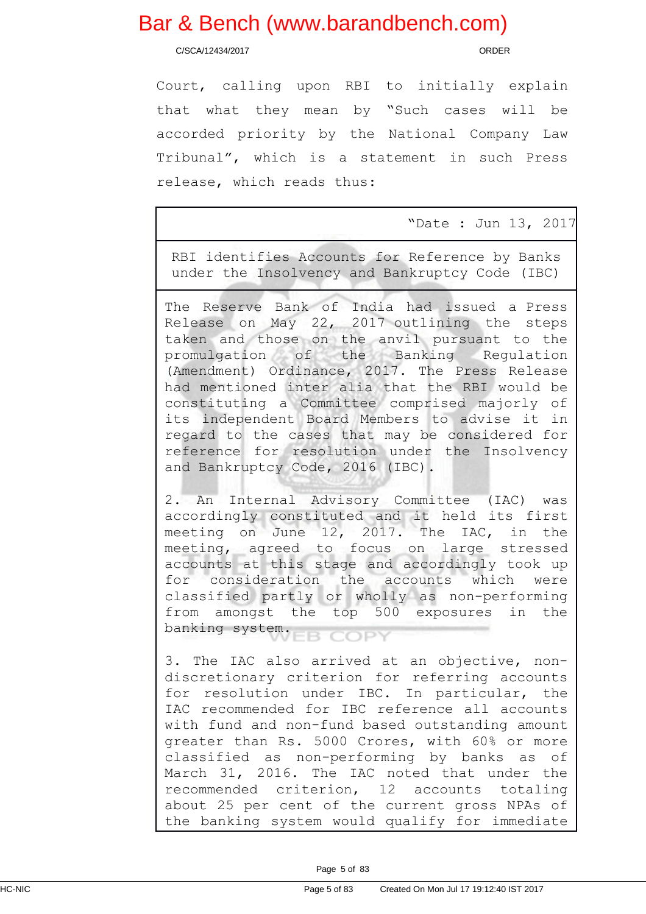Court, calling upon RBI to initially explain that what they mean by "Such cases will be accorded priority by the National Company Law Tribunal", which is a statement in such Press release, which reads thus:

> "Date : Jun 13, 2017
>
> RBI identifies Accounts for Reference by Banks under the Insolvency and Bankruptcy Code (IBC)
>
> The Reserve Bank of India had issued a Press Release on May 22, 2017 outlining the steps taken and those on the anvil pursuant to the promulgation of the Banking Regulation (Amendment) Ordinance, 2017. The Press Release had mentioned inter alia that the RBI would be constituting a Committee comprised majorly of its independent Board Members to advise it in regard to the cases that may be considered for reference for resolution under the Insolvency and Bankruptcy Code, 2016 (IBC).
>
> 2. An Internal Advisory Committee (IAC) was accordingly constituted and it held its first meeting on June 12, 2017. The IAC, in the meeting, agreed to focus on large stressed accounts at this stage and accordingly took up for consideration the accounts which were classified partly or wholly as non-performing from amongst the top 500 exposures in the banking system.
>
> 3. The IAC also arrived at an objective, non-discretionary criterion for referring accounts for resolution under IBC. In particular, the IAC recommended for IBC reference all accounts with fund and non-fund based outstanding amount greater than Rs. 5000 Crores, with 60% or more classified as non-performing by banks as of March 31, 2016. The IAC noted that under the recommended criterion, 12 accounts totaling about 25 per cent of the current gross NPAs of the banking system would qualify for immediate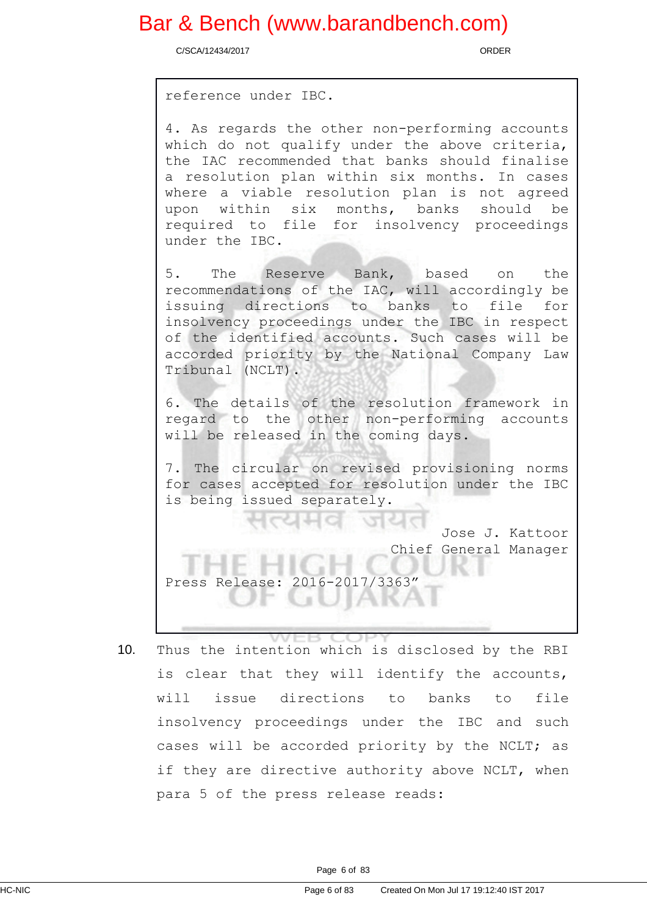> reference under IBC.
>
> 4. As regards the other non-performing accounts which do not qualify under the above criteria, the IAC recommended that banks should finalise a resolution plan within six months. In cases where a viable resolution plan is not agreed upon within six months, banks should be required to file for insolvency proceedings under the IBC.
>
> 5. The Reserve Bank, based on the recommendations of the IAC, will accordingly be issuing directions to banks to file for insolvency proceedings under the IBC in respect of the identified accounts. Such cases will be accorded priority by the National Company Law Tribunal (NCLT).
>
> 6. The details of the resolution framework in regard to the other non-performing accounts will be released in the coming days.
>
> 7. The circular on revised provisioning norms for cases accepted for resolution under the IBC is being issued separately.
>
> Jose J. Kattoor
> Chief General Manager
>
> Press Release: 2016-2017/3363"

10. Thus the intention which is disclosed by the RBI is clear that they will identify the accounts, will issue directions to banks to file insolvency proceedings under the IBC and such cases will be accorded priority by the NCLT; as if they are directive authority above NCLT, when para 5 of the press release reads: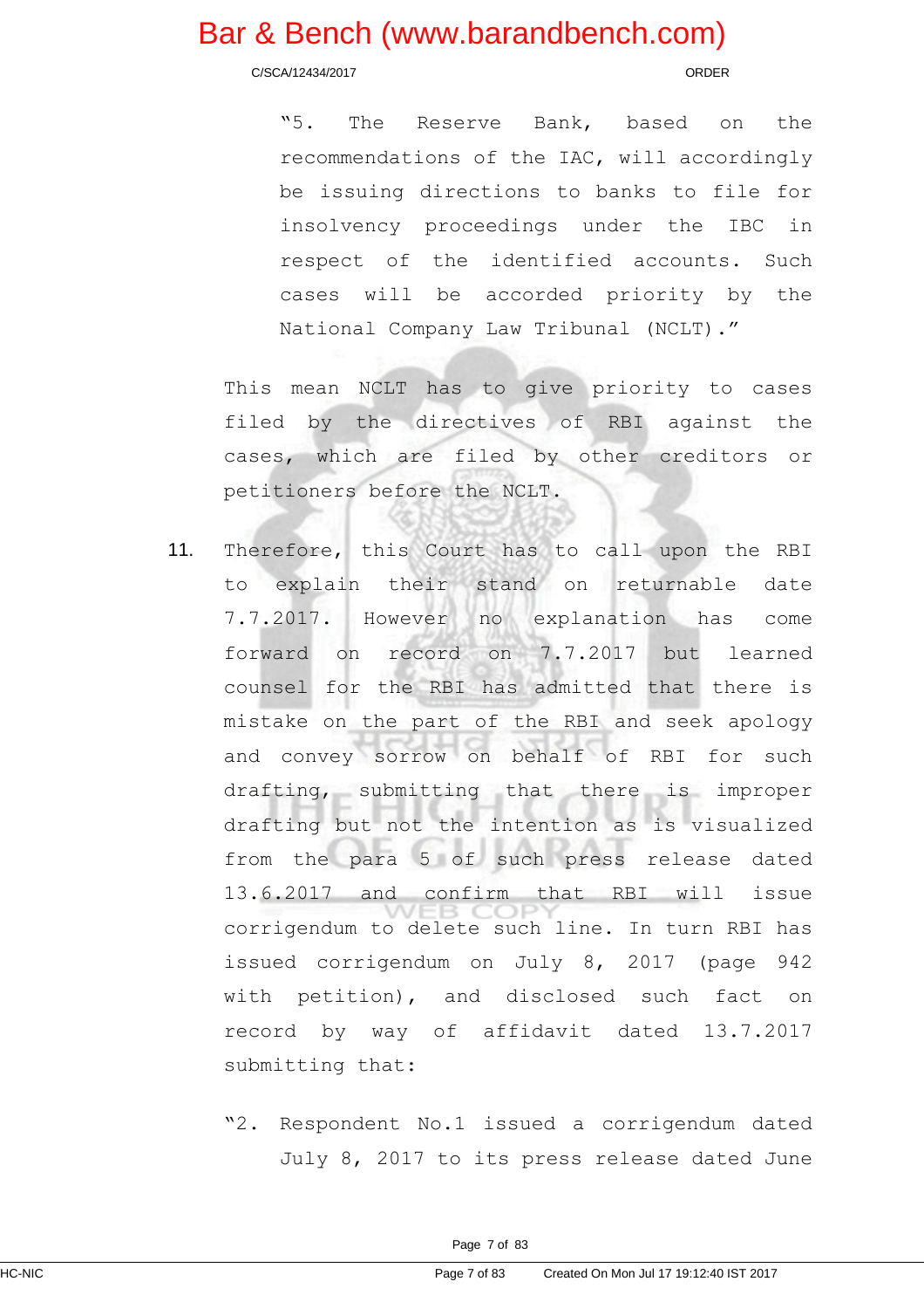> "5. The Reserve Bank, based on the recommendations of the IAC, will accordingly be issuing directions to banks to file for insolvency proceedings under the IBC in respect of the identified accounts. Such cases will be accorded priority by the National Company Law Tribunal (NCLT)."

This mean NCLT has to give priority to cases filed by the directives of RBI against the cases, which are filed by other creditors or petitioners before the NCLT.

11. Therefore, this Court has to call upon the RBI to explain their stand on returnable date 7.7.2017. However no explanation has come forward on record on 7.7.2017 but learned counsel for the RBI has admitted that there is mistake on the part of the RBI and seek apology and convey sorrow on behalf of RBI for such drafting, submitting that there is improper drafting but not the intention as is visualized from the para 5 of such press release dated 13.6.2017 and confirm that RBI will issue corrigendum to delete such line. In turn RBI has issued corrigendum on July 8, 2017 (page 942 with petition), and disclosed such fact on record by way of affidavit dated 13.7.2017 submitting that:

> "2. Respondent No.1 issued a corrigendum dated July 8, 2017 to its press release dated June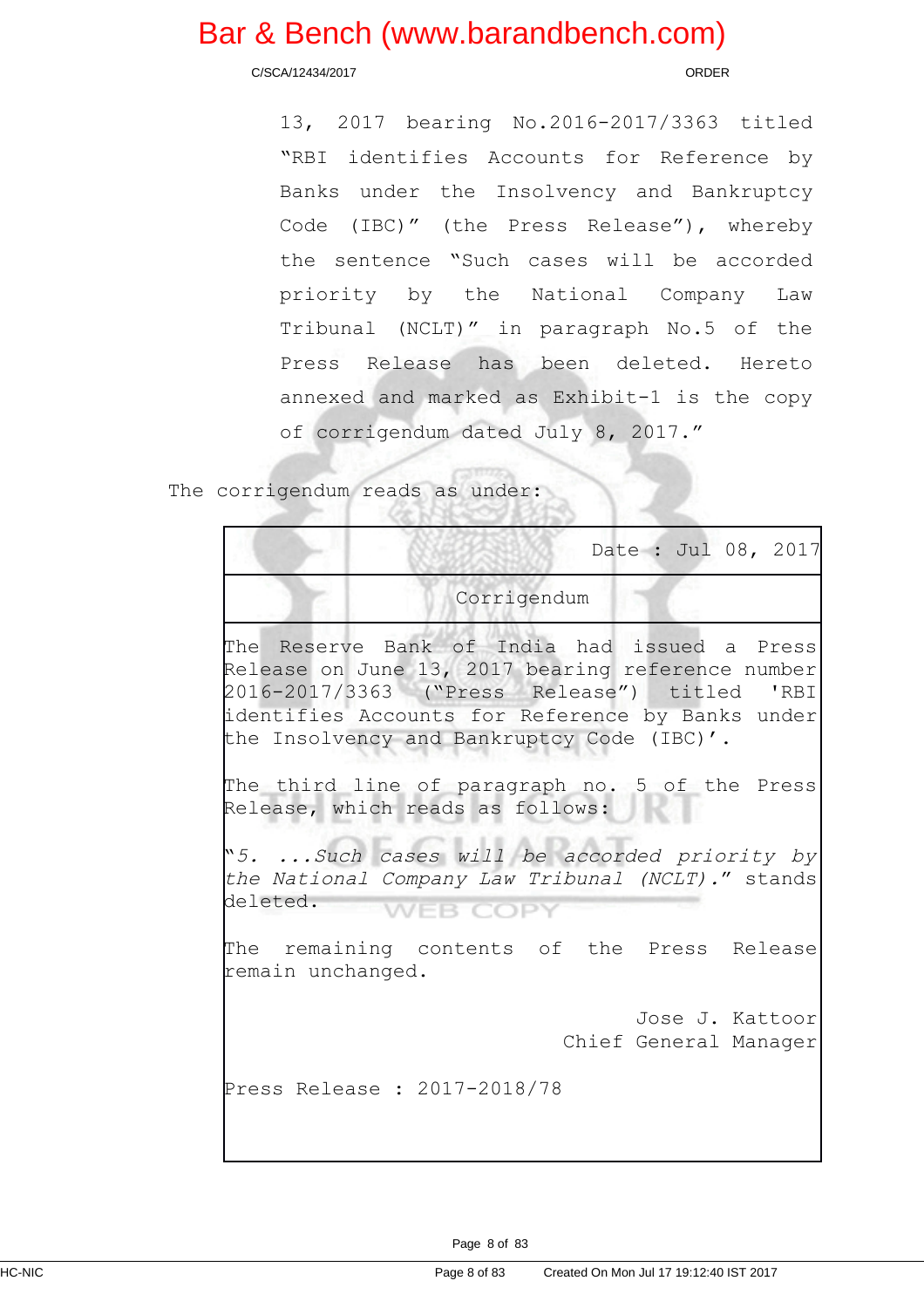13, 2017 bearing No.2016-2017/3363 titled "RBI identifies Accounts for Reference by Banks under the Insolvency and Bankruptcy Code (IBC)" (the Press Release"), whereby the sentence "Such cases will be accorded priority by the National Company Law Tribunal (NCLT)" in paragraph No.5 of the Press Release has been deleted. Hereto annexed and marked as Exhibit-1 is the copy of corrigendum dated July 8, 2017."

The corrigendum reads as under:

| |
|---|
| Date : Jul 08, 2017 |
| Corrigendum |
| The Reserve Bank of India had issued a Press Release on June 13, 2017 bearing reference number 2016-2017/3363 ("Press Release") titled 'RBI identifies Accounts for Reference by Banks under the Insolvency and Bankruptcy Code (IBC)'.<br><br>The third line of paragraph no. 5 of the Press Release, which reads as follows:<br><br>"*5. ...Such cases will be accorded priority by the National Company Law Tribunal (NCLT).*" stands deleted.<br><br>The remaining contents of the Press Release remain unchanged.<br><br>Jose J. Kattoor<br>Chief General Manager<br><br>Press Release : 2017-2018/78 |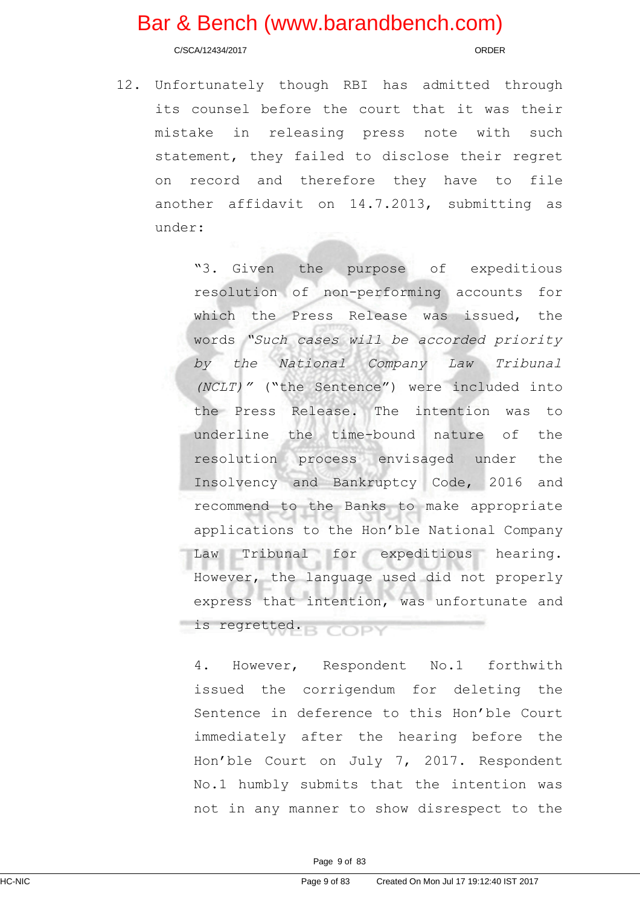12. Unfortunately though RBI has admitted through its counsel before the court that it was their mistake in releasing press note with such statement, they failed to disclose their regret on record and therefore they have to file another affidavit on 14.7.2013, submitting as under:

> "3. Given the purpose of expeditious resolution of non-performing accounts for which the Press Release was issued, the words *"Such cases will be accorded priority by the National Company Law Tribunal (NCLT)"* ("the Sentence") were included into the Press Release. The intention was to underline the time-bound nature of the resolution process envisaged under the Insolvency and Bankruptcy Code, 2016 and recommend to the Banks to make appropriate applications to the Hon'ble National Company Law Tribunal for expeditious hearing. However, the language used did not properly express that intention, was unfortunate and is regretted.
>
> 4. However, Respondent No.1 forthwith issued the corrigendum for deleting the Sentence in deference to this Hon'ble Court immediately after the hearing before the Hon'ble Court on July 7, 2017. Respondent No.1 humbly submits that the intention was not in any manner to show disrespect to the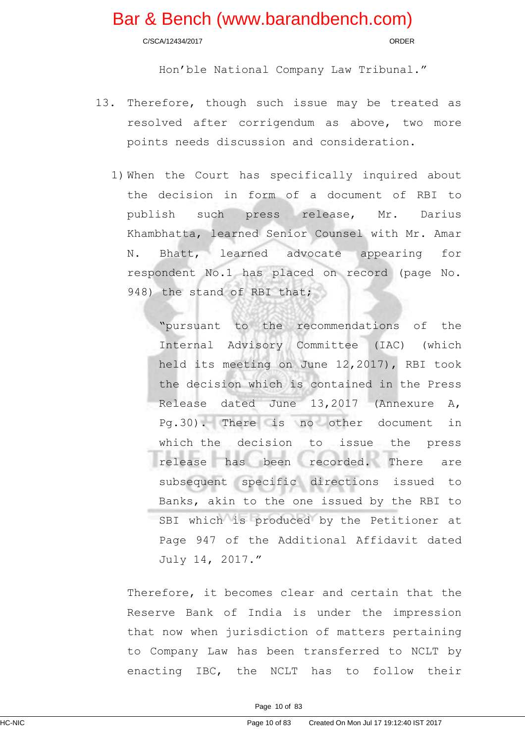Hon'ble National Company Law Tribunal."

13. Therefore, though such issue may be treated as resolved after corrigendum as above, two more points needs discussion and consideration.

1) When the Court has specifically inquired about the decision in form of a document of RBI to publish such press release, Mr. Darius Khambhatta, learned Senior Counsel with Mr. Amar N. Bhatt, learned advocate appearing for respondent No.1 has placed on record (page No. 948) the stand of RBI that;

> "pursuant to the recommendations of the Internal Advisory Committee (IAC) (which held its meeting on June 12,2017), RBI took the decision which is contained in the Press Release dated June 13,2017 (Annexure A, Pg.30). There is no other document in which the decision to issue the press release has been recorded. There are subsequent specific directions issued to Banks, akin to the one issued by the RBI to SBI which is produced by the Petitioner at Page 947 of the Additional Affidavit dated July 14, 2017."

Therefore, it becomes clear and certain that the Reserve Bank of India is under the impression that now when jurisdiction of matters pertaining to Company Law has been transferred to NCLT by enacting IBC, the NCLT has to follow their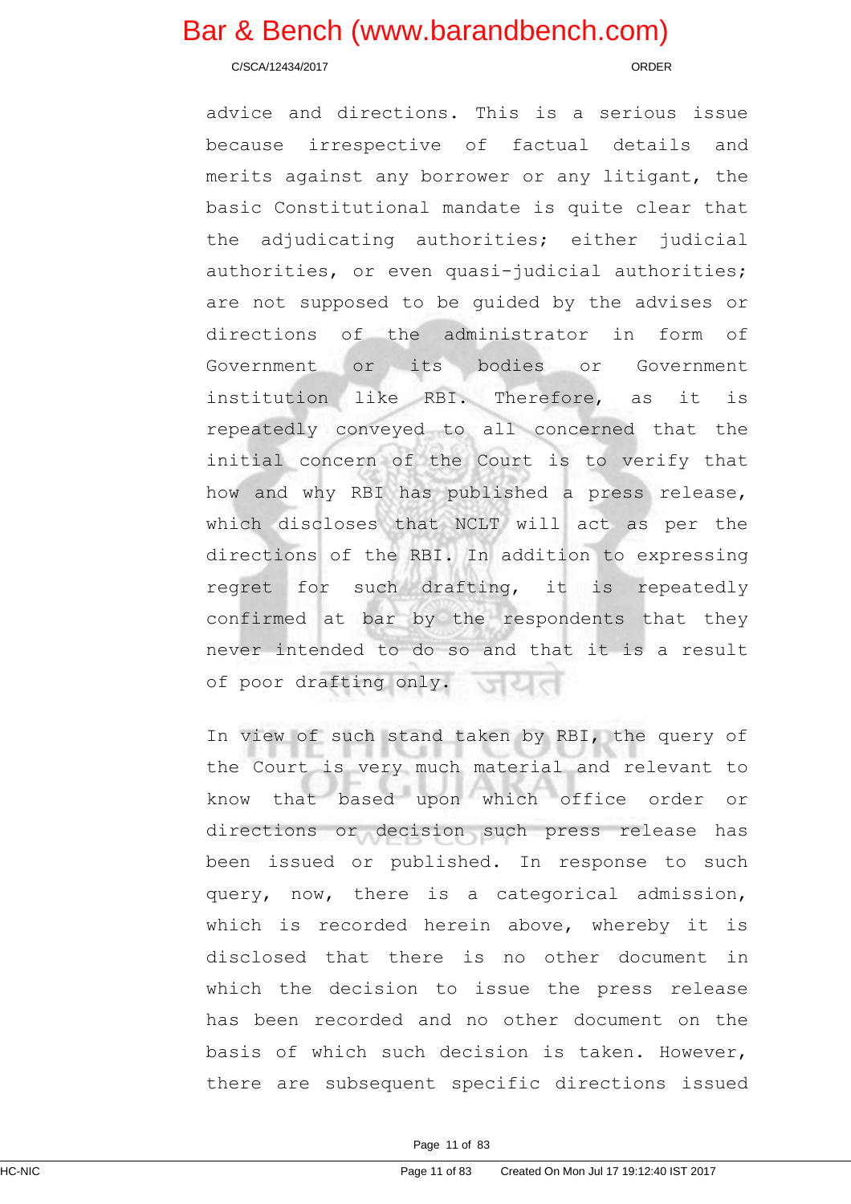advice and directions. This is a serious issue because irrespective of factual details and merits against any borrower or any litigant, the basic Constitutional mandate is quite clear that the adjudicating authorities; either judicial authorities, or even quasi-judicial authorities; are not supposed to be guided by the advises or directions of the administrator in form of Government or its bodies or Government institution like RBI. Therefore, as it is repeatedly conveyed to all concerned that the initial concern of the Court is to verify that how and why RBI has published a press release, which discloses that NCLT will act as per the directions of the RBI. In addition to expressing regret for such drafting, it is repeatedly confirmed at bar by the respondents that they never intended to do so and that it is a result of poor drafting only.

In view of such stand taken by RBI, the query of the Court is very much material and relevant to know that based upon which office order or directions or decision such press release has been issued or published. In response to such query, now, there is a categorical admission, which is recorded herein above, whereby it is disclosed that there is no other document in which the decision to issue the press release has been recorded and no other document on the basis of which such decision is taken. However, there are subsequent specific directions issued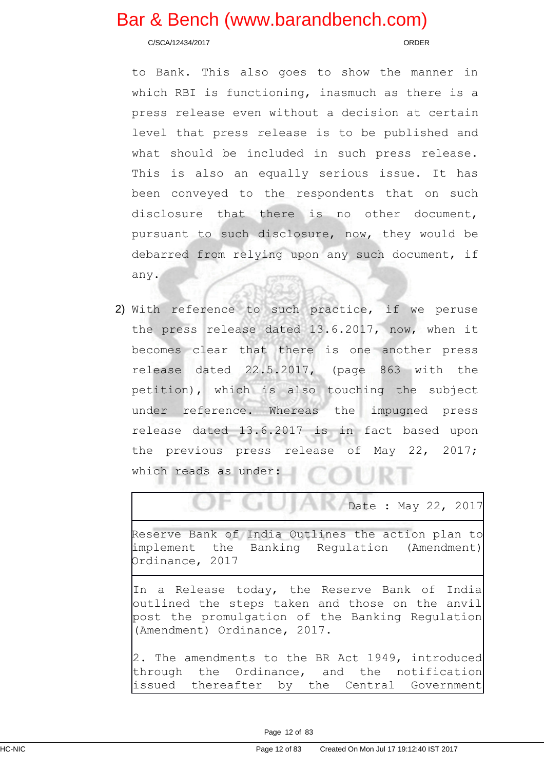to Bank. This also goes to show the manner in which RBI is functioning, inasmuch as there is a press release even without a decision at certain level that press release is to be published and what should be included in such press release. This is also an equally serious issue. It has been conveyed to the respondents that on such disclosure that there is no other document, pursuant to such disclosure, now, they would be debarred from relying upon any such document, if any.

2) With reference to such practice, if we peruse the press release dated 13.6.2017, now, when it becomes clear that there is one another press release dated 22.5.2017, (page 863 with the petition), which is also touching the subject under reference. Whereas the impugned press release dated 13.6.2017 is in fact based upon the previous press release of May 22, 2017; which reads as under:

| Date : May 22, 2017 |
|---|
| Reserve Bank of India Outlines the action plan to implement the Banking Regulation (Amendment) Ordinance, 2017 |
| In a Release today, the Reserve Bank of India outlined the steps taken and those on the anvil post the promulgation of the Banking Regulation (Amendment) Ordinance, 2017.<br><br>2. The amendments to the BR Act 1949, introduced through the Ordinance, and the notification issued thereafter by the Central Government |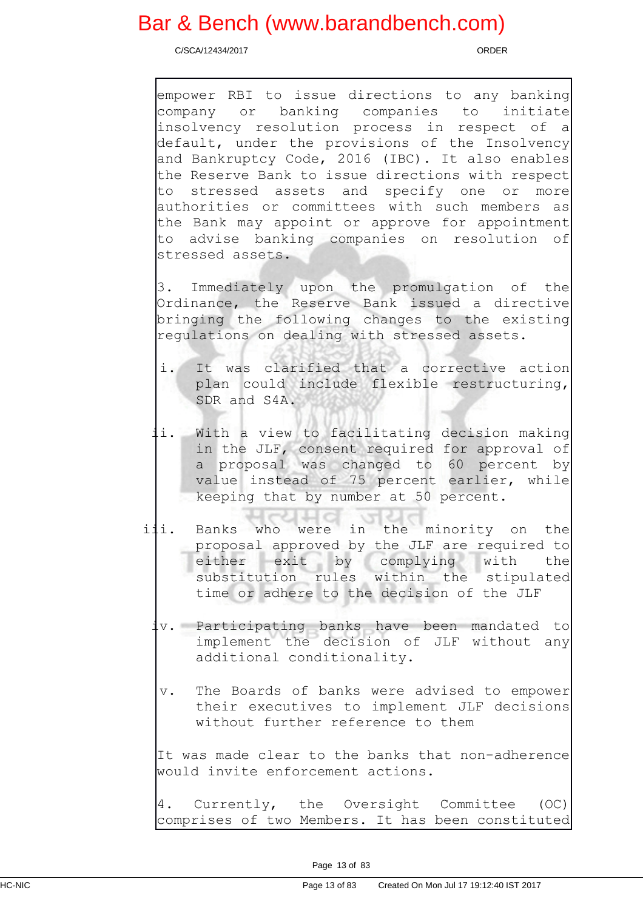empower RBI to issue directions to any banking company or banking companies to initiate insolvency resolution process in respect of a default, under the provisions of the Insolvency and Bankruptcy Code, 2016 (IBC). It also enables the Reserve Bank to issue directions with respect to stressed assets and specify one or more authorities or committees with such members as the Bank may appoint or approve for appointment to advise banking companies on resolution of stressed assets.

3. Immediately upon the promulgation of the Ordinance, the Reserve Bank issued a directive bringing the following changes to the existing regulations on dealing with stressed assets.

i. It was clarified that a corrective action plan could include flexible restructuring, SDR and S4A.

ii. With a view to facilitating decision making in the JLF, consent required for approval of a proposal was changed to 60 percent by value instead of 75 percent earlier, while keeping that by number at 50 percent.

iii. Banks who were in the minority on the proposal approved by the JLF are required to either exit by complying with the substitution rules within the stipulated time or adhere to the decision of the JLF

iv. Participating banks have been mandated to implement the decision of JLF without any additional conditionality.

v. The Boards of banks were advised to empower their executives to implement JLF decisions without further reference to them

It was made clear to the banks that non-adherence would invite enforcement actions.

4. Currently, the Oversight Committee (OC) comprises of two Members. It has been constituted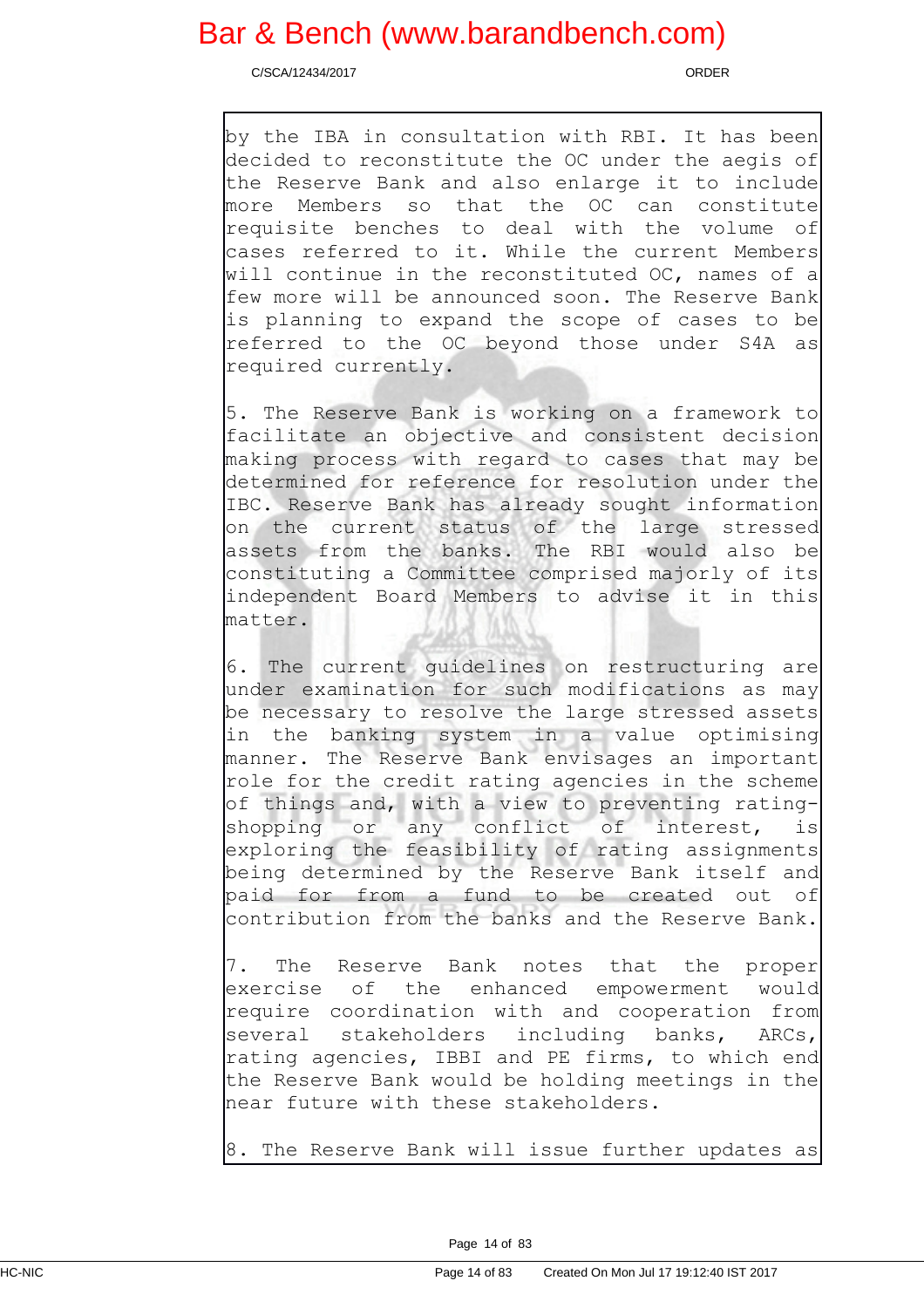by the IBA in consultation with RBI. It has been decided to reconstitute the OC under the aegis of the Reserve Bank and also enlarge it to include more Members so that the OC can constitute requisite benches to deal with the volume of cases referred to it. While the current Members will continue in the reconstituted OC, names of a few more will be announced soon. The Reserve Bank is planning to expand the scope of cases to be referred to the OC beyond those under S4A as required currently.

5. The Reserve Bank is working on a framework to facilitate an objective and consistent decision making process with regard to cases that may be determined for reference for resolution under the IBC. Reserve Bank has already sought information on the current status of the large stressed assets from the banks. The RBI would also be constituting a Committee comprised majorly of its independent Board Members to advise it in this matter.

6. The current guidelines on restructuring are under examination for such modifications as may be necessary to resolve the large stressed assets in the banking system in a value optimising manner. The Reserve Bank envisages an important role for the credit rating agencies in the scheme of things and, with a view to preventing rating-shopping or any conflict of interest, is exploring the feasibility of rating assignments being determined by the Reserve Bank itself and paid for from a fund to be created out of contribution from the banks and the Reserve Bank.

7. The Reserve Bank notes that the proper exercise of the enhanced empowerment would require coordination with and cooperation from several stakeholders including banks, ARCs, rating agencies, IBBI and PE firms, to which end the Reserve Bank would be holding meetings in the near future with these stakeholders.

8. The Reserve Bank will issue further updates as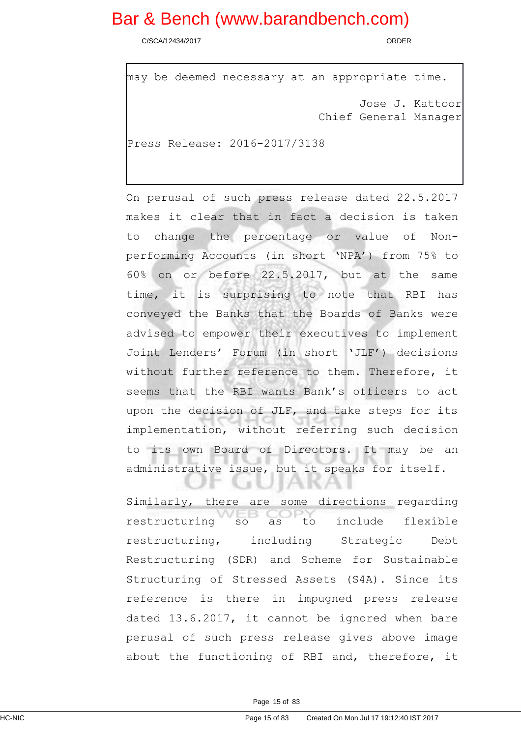> may be deemed necessary at an appropriate time.
>
> Jose J. Kattoor
> Chief General Manager
>
> Press Release: 2016-2017/3138

On perusal of such press release dated 22.5.2017 makes it clear that in fact a decision is taken to change the percentage or value of Non-performing Accounts (in short 'NPA') from 75% to 60% on or before 22.5.2017, but at the same time, it is surprising to note that RBI has conveyed the Banks that the Boards of Banks were advised to empower their executives to implement Joint Lenders' Forum (in short 'JLF') decisions without further reference to them. Therefore, it seems that the RBI wants Bank's officers to act upon the decision of JLF, and take steps for its implementation, without referring such decision to its own Board of Directors. It may be an administrative issue, but it speaks for itself.

Similarly, there are some directions regarding restructuring so as to include flexible restructuring, including Strategic Debt Restructuring (SDR) and Scheme for Sustainable Structuring of Stressed Assets (S4A). Since its reference is there in impugned press release dated 13.6.2017, it cannot be ignored when bare perusal of such press release gives above image about the functioning of RBI and, therefore, it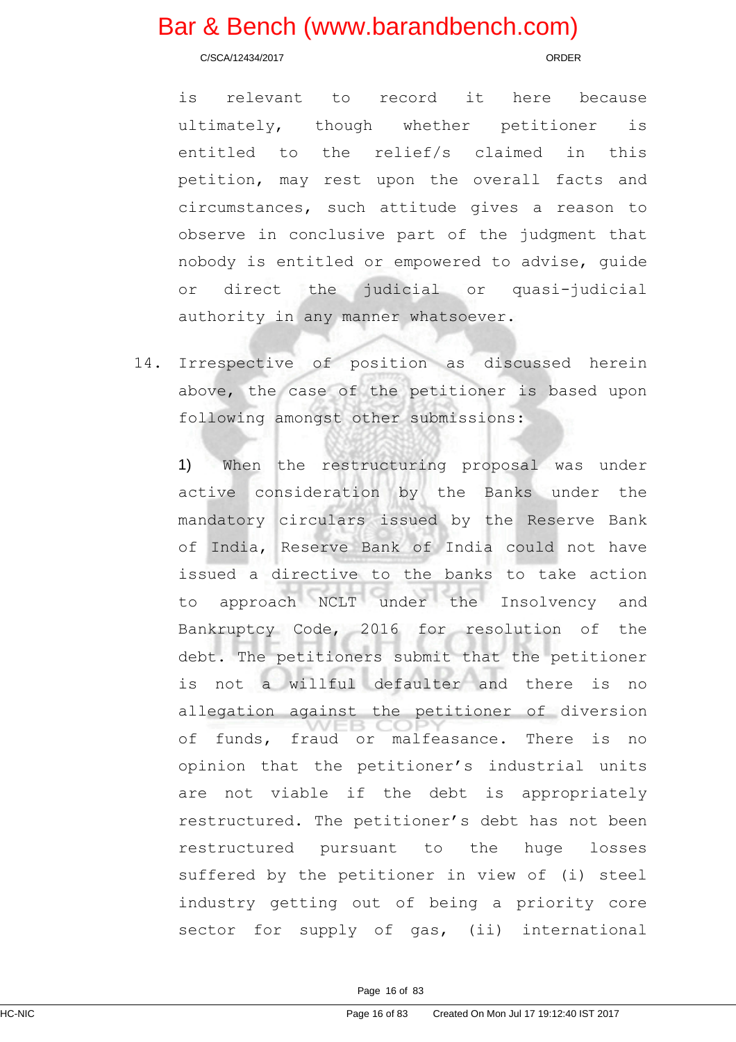is relevant to record it here because ultimately, though whether petitioner is entitled to the relief/s claimed in this petition, may rest upon the overall facts and circumstances, such attitude gives a reason to observe in conclusive part of the judgment that nobody is entitled or empowered to advise, guide or direct the judicial or quasi-judicial authority in any manner whatsoever.

14. Irrespective of position as discussed herein above, the case of the petitioner is based upon following amongst other submissions:

1) When the restructuring proposal was under active consideration by the Banks under the mandatory circulars issued by the Reserve Bank of India, Reserve Bank of India could not have issued a directive to the banks to take action to approach NCLT under the Insolvency and Bankruptcy Code, 2016 for resolution of the debt. The petitioners submit that the petitioner is not a willful defaulter and there is no allegation against the petitioner of diversion of funds, fraud or malfeasance. There is no opinion that the petitioner's industrial units are not viable if the debt is appropriately restructured. The petitioner's debt has not been restructured pursuant to the huge losses suffered by the petitioner in view of (i) steel industry getting out of being a priority core sector for supply of gas, (ii) international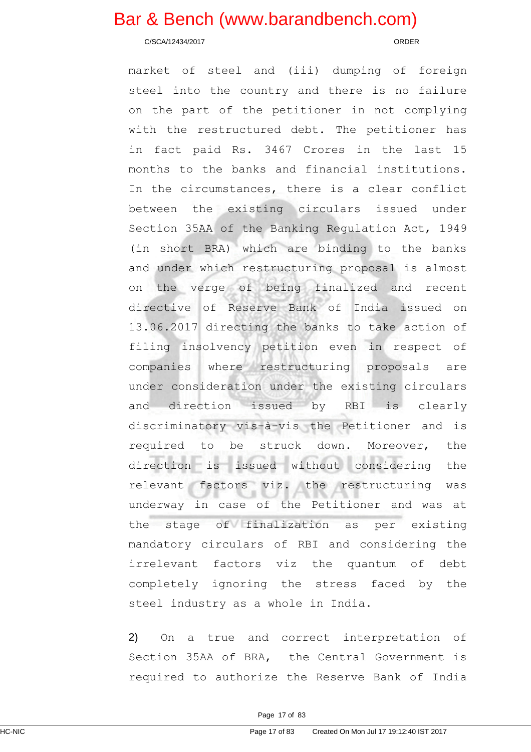market of steel and (iii) dumping of foreign steel into the country and there is no failure on the part of the petitioner in not complying with the restructured debt. The petitioner has in fact paid Rs. 3467 Crores in the last 15 months to the banks and financial institutions. In the circumstances, there is a clear conflict between the existing circulars issued under Section 35AA of the Banking Regulation Act, 1949 (in short BRA) which are binding to the banks and under which restructuring proposal is almost on the verge of being finalized and recent directive of Reserve Bank of India issued on 13.06.2017 directing the banks to take action of filing insolvency petition even in respect of companies where restructuring proposals are under consideration under the existing circulars and direction issued by RBI is clearly discriminatory vis-à-vis the Petitioner and is required to be struck down. Moreover, the direction is issued without considering the relevant factors viz. the restructuring was underway in case of the Petitioner and was at the stage of finalization as per existing mandatory circulars of RBI and considering the irrelevant factors viz the quantum of debt completely ignoring the stress faced by the steel industry as a whole in India.

2) On a true and correct interpretation of Section 35AA of BRA, the Central Government is required to authorize the Reserve Bank of India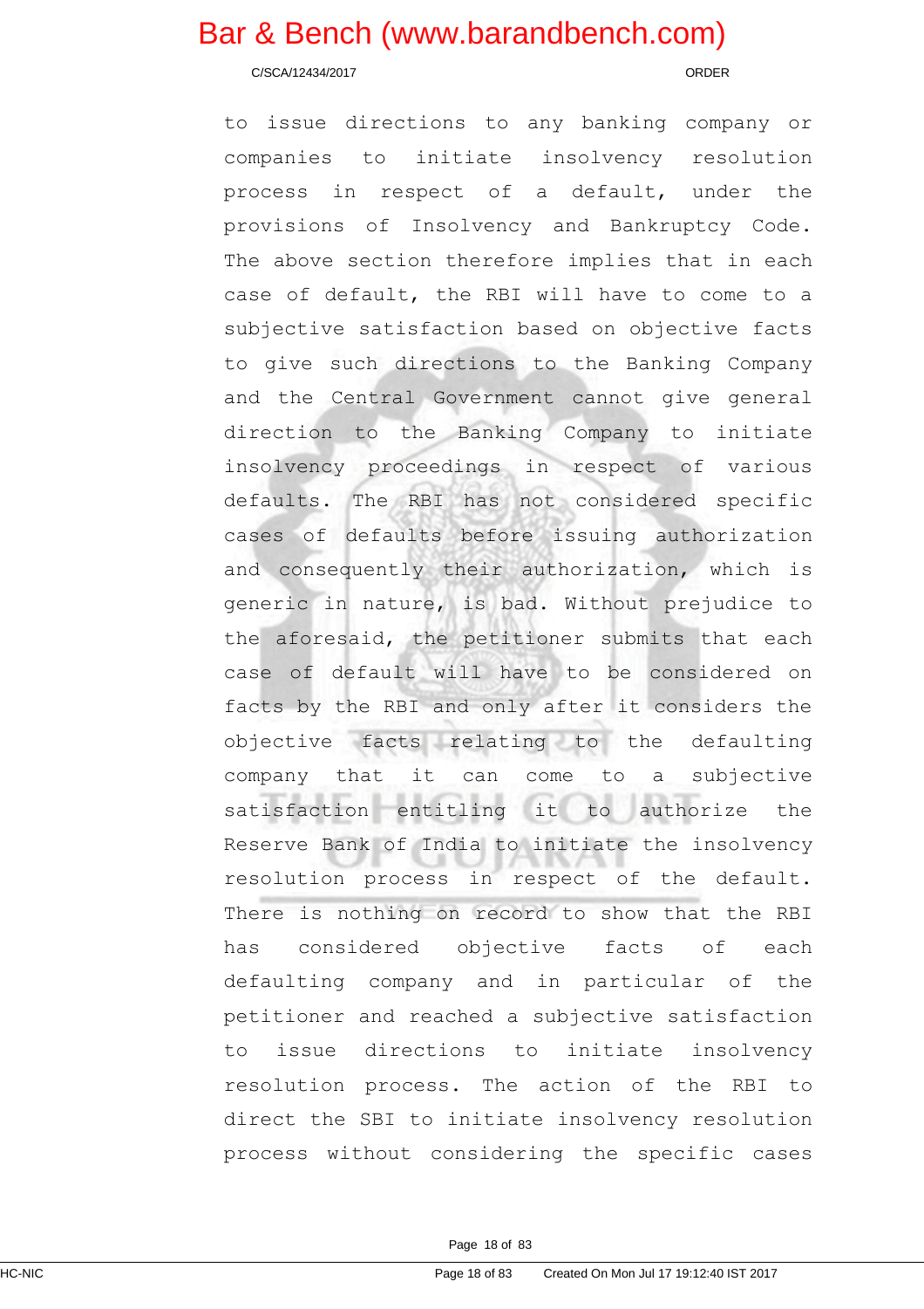to issue directions to any banking company or companies to initiate insolvency resolution process in respect of a default, under the provisions of Insolvency and Bankruptcy Code. The above section therefore implies that in each case of default, the RBI will have to come to a subjective satisfaction based on objective facts to give such directions to the Banking Company and the Central Government cannot give general direction to the Banking Company to initiate insolvency proceedings in respect of various defaults. The RBI has not considered specific cases of defaults before issuing authorization and consequently their authorization, which is generic in nature, is bad. Without prejudice to the aforesaid, the petitioner submits that each case of default will have to be considered on facts by the RBI and only after it considers the objective facts relating to the defaulting company that it can come to a subjective satisfaction entitling it to authorize the Reserve Bank of India to initiate the insolvency resolution process in respect of the default. There is nothing on record to show that the RBI has considered objective facts of each defaulting company and in particular of the petitioner and reached a subjective satisfaction to issue directions to initiate insolvency resolution process. The action of the RBI to direct the SBI to initiate insolvency resolution process without considering the specific cases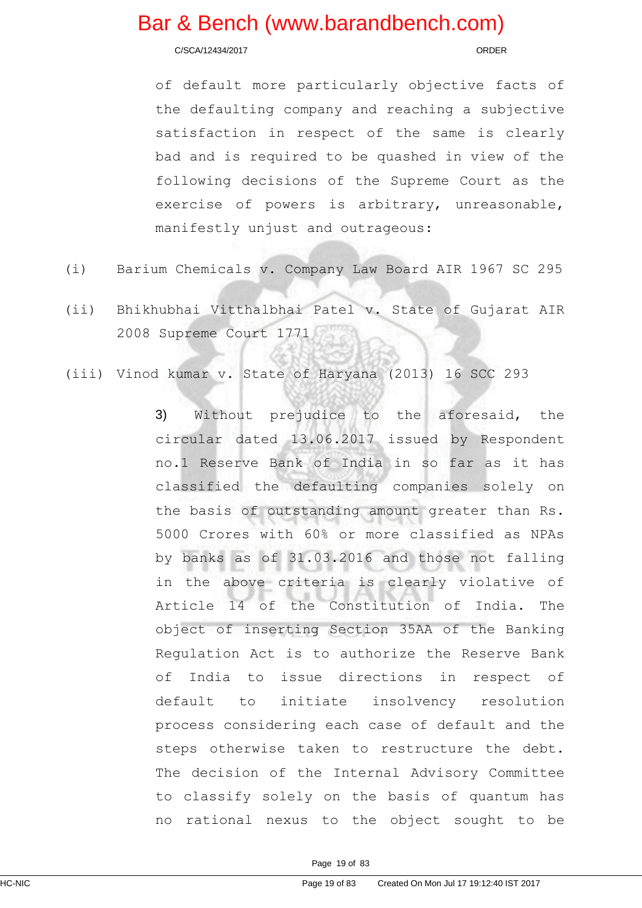of default more particularly objective facts of the defaulting company and reaching a subjective satisfaction in respect of the same is clearly bad and is required to be quashed in view of the following decisions of the Supreme Court as the exercise of powers is arbitrary, unreasonable, manifestly unjust and outrageous:

(i) Barium Chemicals v. Company Law Board AIR 1967 SC 295

(ii) Bhikhubhai Vitthalbhai Patel v. State of Gujarat AIR 2008 Supreme Court 1771

(iii) Vinod kumar v. State of Haryana (2013) 16 SCC 293

3) Without prejudice to the aforesaid, the circular dated 13.06.2017 issued by Respondent no.1 Reserve Bank of India in so far as it has classified the defaulting companies solely on the basis of outstanding amount greater than Rs. 5000 Crores with 60% or more classified as NPAs by banks as of 31.03.2016 and those not falling in the above criteria is clearly violative of Article 14 of the Constitution of India. The object of inserting Section 35AA of the Banking Regulation Act is to authorize the Reserve Bank of India to issue directions in respect of default to initiate insolvency resolution process considering each case of default and the steps otherwise taken to restructure the debt. The decision of the Internal Advisory Committee to classify solely on the basis of quantum has no rational nexus to the object sought to be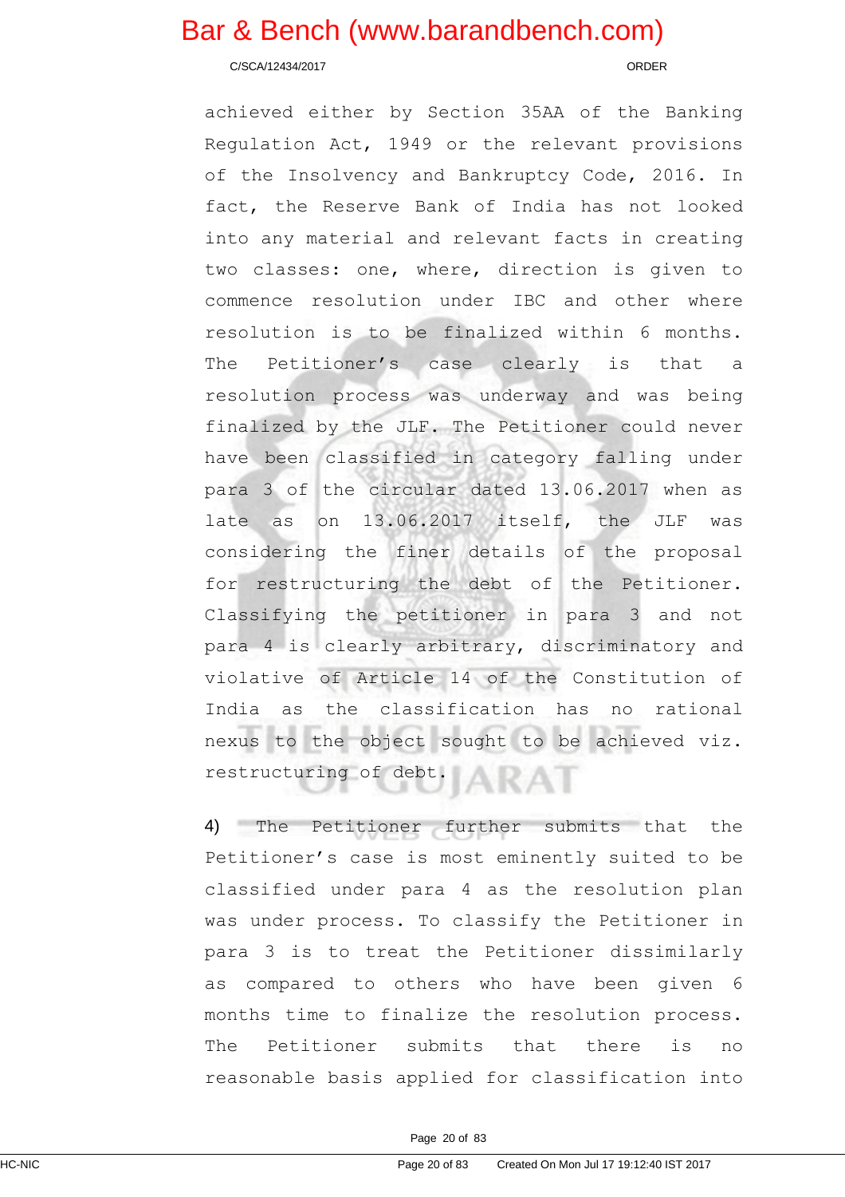achieved either by Section 35AA of the Banking Regulation Act, 1949 or the relevant provisions of the Insolvency and Bankruptcy Code, 2016. In fact, the Reserve Bank of India has not looked into any material and relevant facts in creating two classes: one, where, direction is given to commence resolution under IBC and other where resolution is to be finalized within 6 months. The Petitioner's case clearly is that a resolution process was underway and was being finalized by the JLF. The Petitioner could never have been classified in category falling under para 3 of the circular dated 13.06.2017 when as late as on 13.06.2017 itself, the JLF was considering the finer details of the proposal for restructuring the debt of the Petitioner. Classifying the petitioner in para 3 and not para 4 is clearly arbitrary, discriminatory and violative of Article 14 of the Constitution of India as the classification has no rational nexus to the object sought to be achieved viz. restructuring of debt.

4) The Petitioner further submits that the Petitioner's case is most eminently suited to be classified under para 4 as the resolution plan was under process. To classify the Petitioner in para 3 is to treat the Petitioner dissimilarly as compared to others who have been given 6 months time to finalize the resolution process. The Petitioner submits that there is no reasonable basis applied for classification into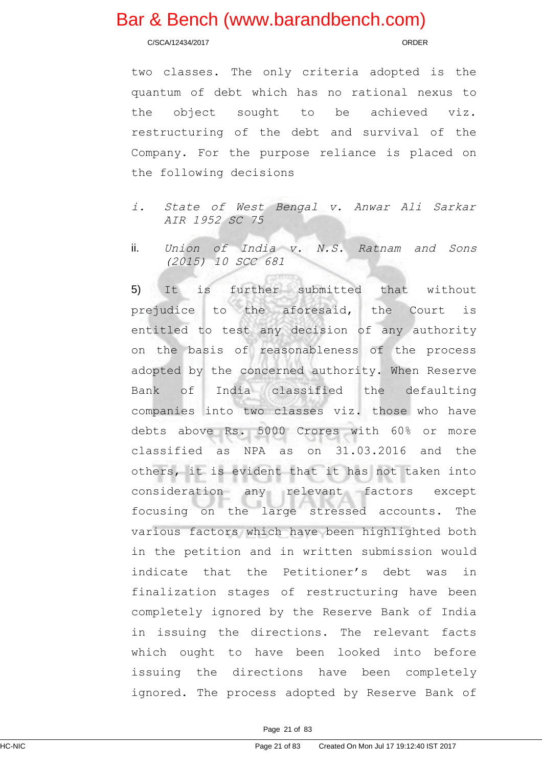two classes. The only criteria adopted is the quantum of debt which has no rational nexus to the object sought to be achieved viz. restructuring of the debt and survival of the Company. For the purpose reliance is placed on the following decisions

i. *State of West Bengal v. Anwar Ali Sarkar AIR 1952 SC 75*

ii. *Union of India v. N.S. Ratnam and Sons (2015) 10 SCC 681*

5) It is further submitted that without prejudice to the aforesaid, the Court is entitled to test any decision of any authority on the basis of reasonableness of the process adopted by the concerned authority. When Reserve Bank of India classified the defaulting companies into two classes viz. those who have debts above Rs. 5000 Crores with 60% or more classified as NPA as on 31.03.2016 and the others, it is evident that it has not taken into consideration any relevant factors except focusing on the large stressed accounts. The various factors which have been highlighted both in the petition and in written submission would indicate that the Petitioner's debt was in finalization stages of restructuring have been completely ignored by the Reserve Bank of India in issuing the directions. The relevant facts which ought to have been looked into before issuing the directions have been completely ignored. The process adopted by Reserve Bank of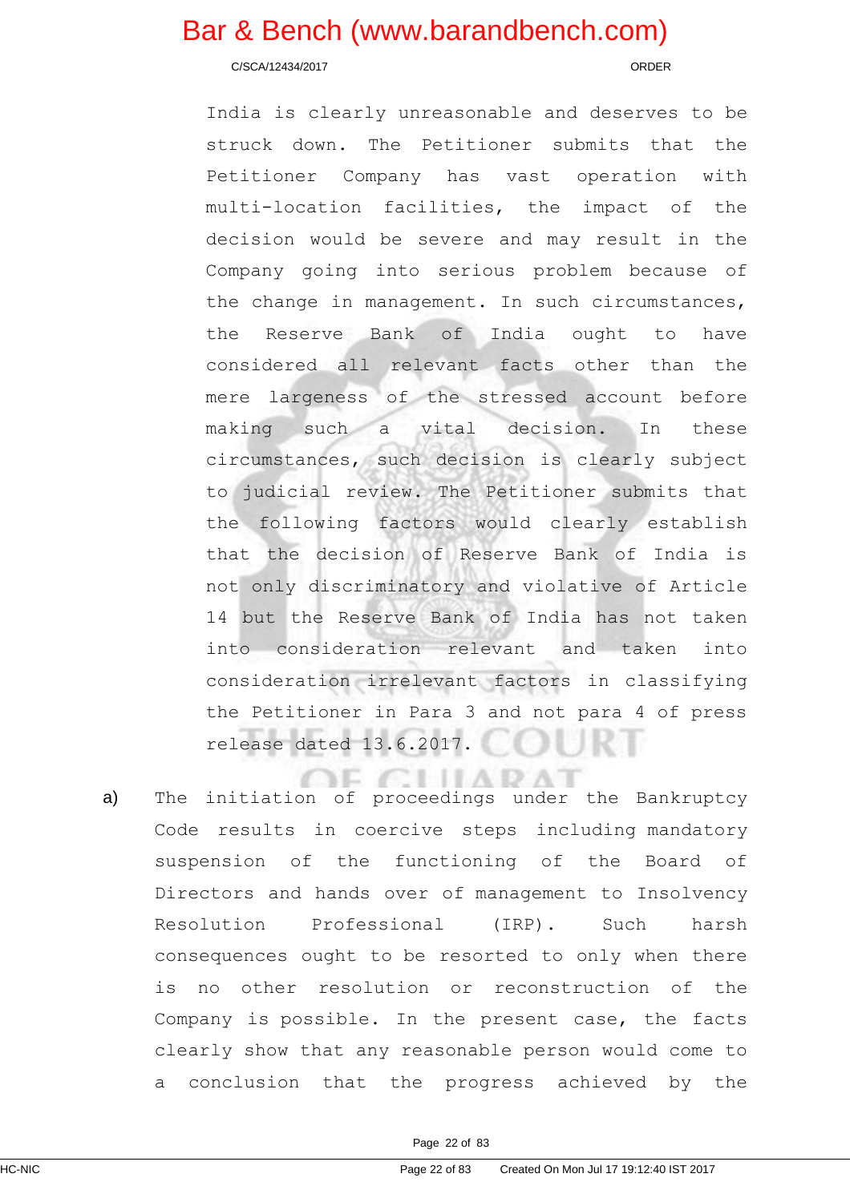India is clearly unreasonable and deserves to be struck down. The Petitioner submits that the Petitioner Company has vast operation with multi-location facilities, the impact of the decision would be severe and may result in the Company going into serious problem because of the change in management. In such circumstances, the Reserve Bank of India ought to have considered all relevant facts other than the mere largeness of the stressed account before making such a vital decision. In these circumstances, such decision is clearly subject to judicial review. The Petitioner submits that the following factors would clearly establish that the decision of Reserve Bank of India is not only discriminatory and violative of Article 14 but the Reserve Bank of India has not taken into consideration relevant and taken into consideration irrelevant factors in classifying the Petitioner in Para 3 and not para 4 of press release dated 13.6.2017.

a) The initiation of proceedings under the Bankruptcy Code results in coercive steps including mandatory suspension of the functioning of the Board of Directors and hands over of management to Insolvency Resolution Professional (IRP). Such harsh consequences ought to be resorted to only when there is no other resolution or reconstruction of the Company is possible. In the present case, the facts clearly show that any reasonable person would come to a conclusion that the progress achieved by the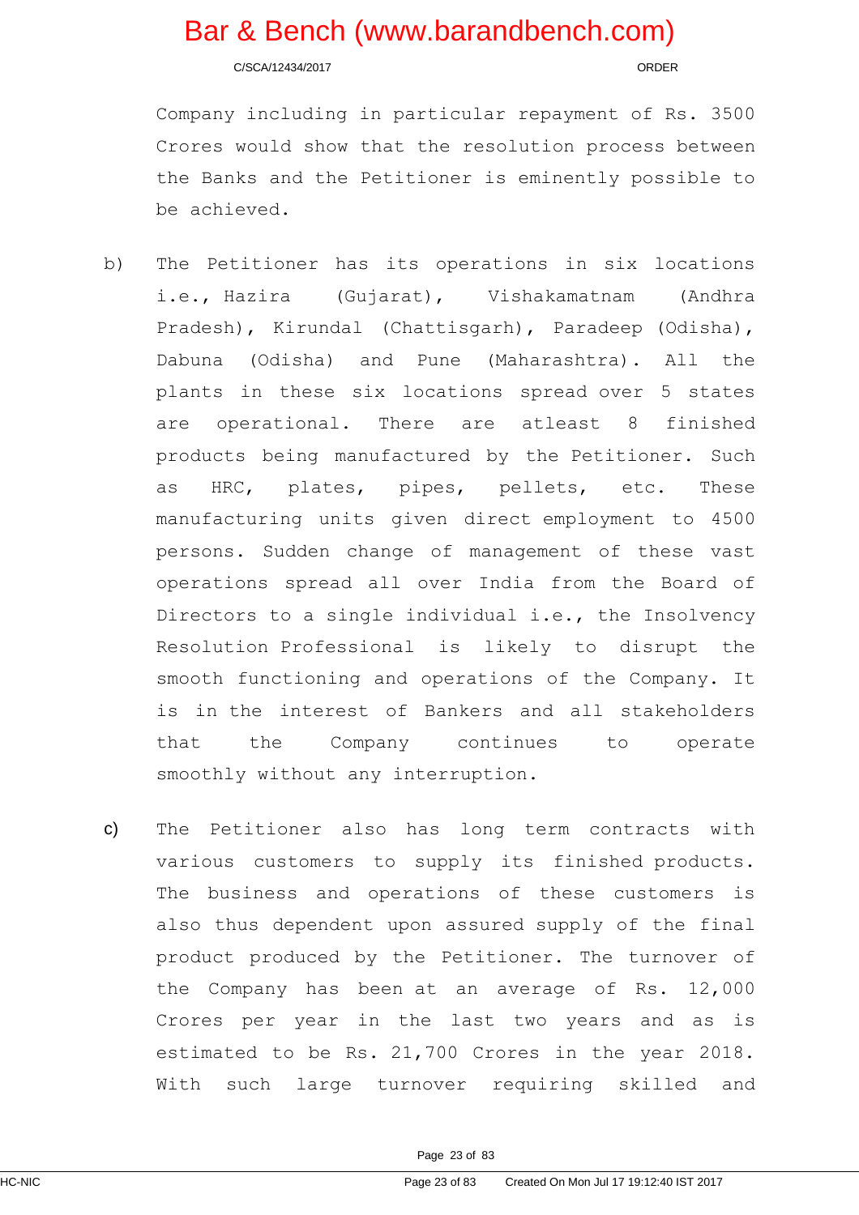Company including in particular repayment of Rs. 3500 Crores would show that the resolution process between the Banks and the Petitioner is eminently possible to be achieved.

b) The Petitioner has its operations in six locations i.e., Hazira (Gujarat), Vishakamatnam (Andhra Pradesh), Kirundal (Chattisgarh), Paradeep (Odisha), Dabuna (Odisha) and Pune (Maharashtra). All the plants in these six locations spread over 5 states are operational. There are atleast 8 finished products being manufactured by the Petitioner. Such as HRC, plates, pipes, pellets, etc. These manufacturing units given direct employment to 4500 persons. Sudden change of management of these vast operations spread all over India from the Board of Directors to a single individual i.e., the Insolvency Resolution Professional is likely to disrupt the smooth functioning and operations of the Company. It is in the interest of Bankers and all stakeholders that the Company continues to operate smoothly without any interruption.

c) The Petitioner also has long term contracts with various customers to supply its finished products. The business and operations of these customers is also thus dependent upon assured supply of the final product produced by the Petitioner. The turnover of the Company has been at an average of Rs. 12,000 Crores per year in the last two years and as is estimated to be Rs. 21,700 Crores in the year 2018. With such large turnover requiring skilled and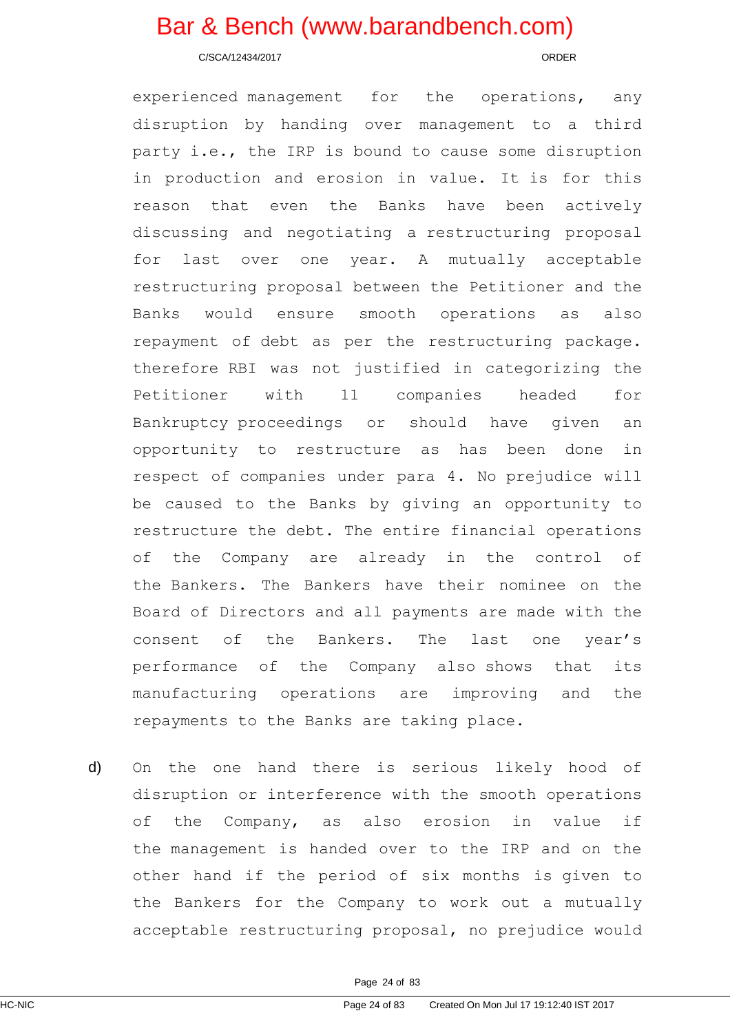experienced management for the operations, any disruption by handing over management to a third party i.e., the IRP is bound to cause some disruption in production and erosion in value. It is for this reason that even the Banks have been actively discussing and negotiating a restructuring proposal for last over one year. A mutually acceptable restructuring proposal between the Petitioner and the Banks would ensure smooth operations as also repayment of debt as per the restructuring package. therefore RBI was not justified in categorizing the Petitioner with 11 companies headed for Bankruptcy proceedings or should have given an opportunity to restructure as has been done in respect of companies under para 4. No prejudice will be caused to the Banks by giving an opportunity to restructure the debt. The entire financial operations of the Company are already in the control of the Bankers. The Bankers have their nominee on the Board of Directors and all payments are made with the consent of the Bankers. The last one year's performance of the Company also shows that its manufacturing operations are improving and the repayments to the Banks are taking place.

d) On the one hand there is serious likely hood of disruption or interference with the smooth operations of the Company, as also erosion in value if the management is handed over to the IRP and on the other hand if the period of six months is given to the Bankers for the Company to work out a mutually acceptable restructuring proposal, no prejudice would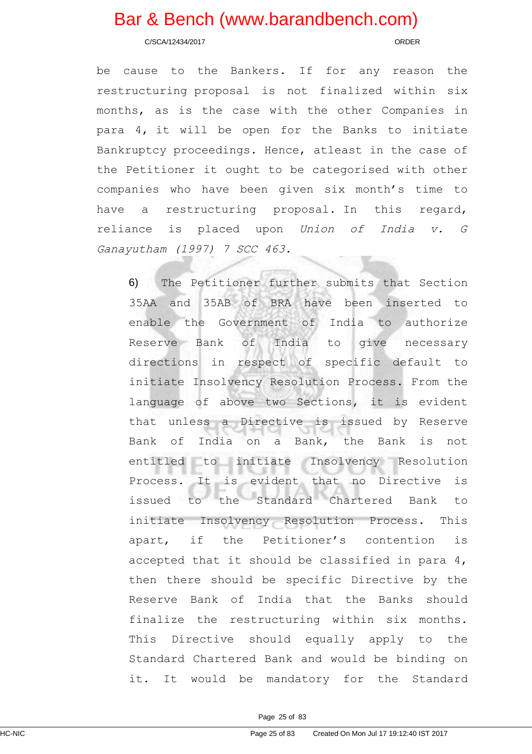be cause to the Bankers. If for any reason the restructuring proposal is not finalized within six months, as is the case with the other Companies in para 4, it will be open for the Banks to initiate Bankruptcy proceedings. Hence, atleast in the case of the Petitioner it ought to be categorised with other companies who have been given six month's time to have a restructuring proposal. In this regard, reliance is placed upon *Union of India v. G Ganayutham (1997) 7 SCC 463*.

6) The Petitioner further submits that Section 35AA and 35AB of BRA have been inserted to enable the Government of India to authorize Reserve Bank of India to give necessary directions in respect of specific default to initiate Insolvency Resolution Process. From the language of above two Sections, it is evident that unless a Directive is issued by Reserve Bank of India on a Bank, the Bank is not entitled to initiate Insolvency Resolution Process. It is evident that no Directive is issued to the Standard Chartered Bank to initiate Insolvency Resolution Process. This apart, if the Petitioner's contention is accepted that it should be classified in para 4, then there should be specific Directive by the Reserve Bank of India that the Banks should finalize the restructuring within six months. This Directive should equally apply to the Standard Chartered Bank and would be binding on it. It would be mandatory for the Standard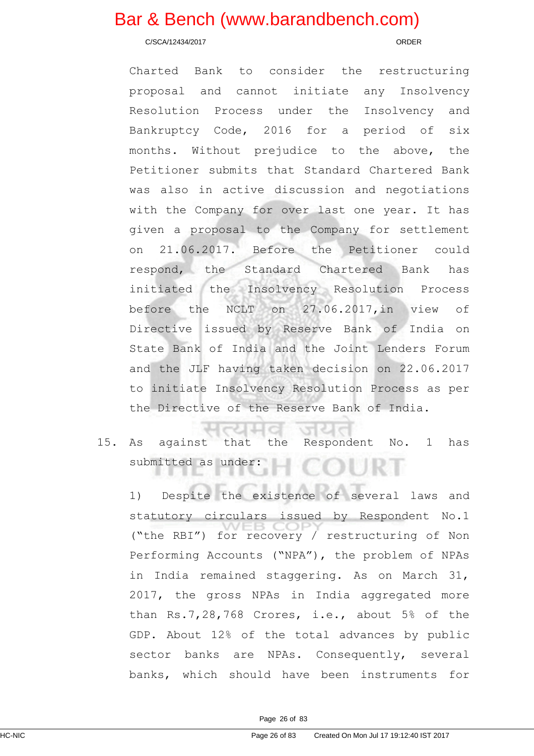Charted Bank to consider the restructuring proposal and cannot initiate any Insolvency Resolution Process under the Insolvency and Bankruptcy Code, 2016 for a period of six months. Without prejudice to the above, the Petitioner submits that Standard Chartered Bank was also in active discussion and negotiations with the Company for over last one year. It has given a proposal to the Company for settlement on 21.06.2017. Before the Petitioner could respond, the Standard Chartered Bank has initiated the Insolvency Resolution Process before the NCLT on 27.06.2017,in view of Directive issued by Reserve Bank of India on State Bank of India and the Joint Lenders Forum and the JLF having taken decision on 22.06.2017 to initiate Insolvency Resolution Process as per the Directive of the Reserve Bank of India.

15. As against that the Respondent No. 1 has submitted as under:

1) Despite the existence of several laws and statutory circulars issued by Respondent No.1 ("the RBI") for recovery / restructuring of Non Performing Accounts ("NPA"), the problem of NPAs in India remained staggering. As on March 31, 2017, the gross NPAs in India aggregated more than Rs.7,28,768 Crores, i.e., about 5% of the GDP. About 12% of the total advances by public sector banks are NPAs. Consequently, several banks, which should have been instruments for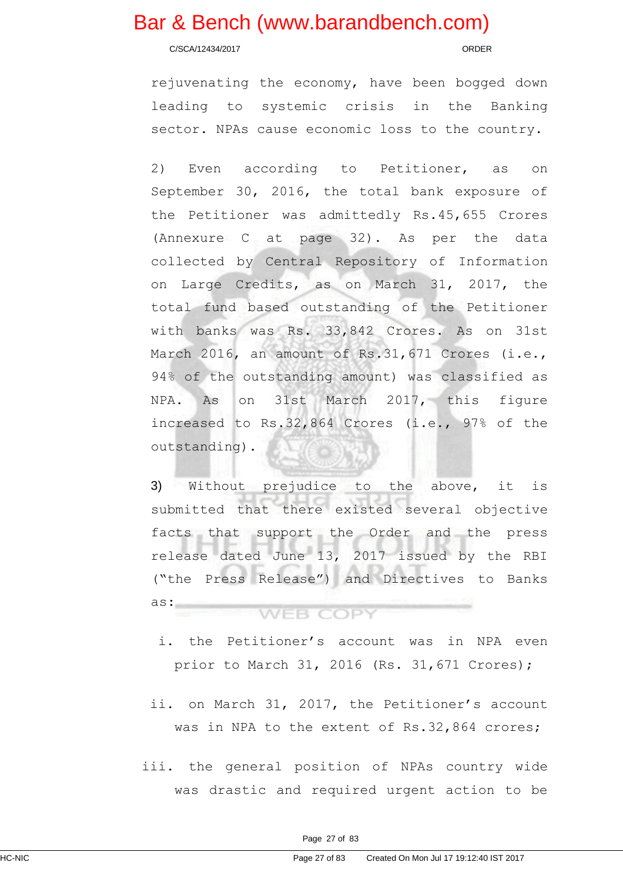rejuvenating the economy, have been bogged down leading to systemic crisis in the Banking sector. NPAs cause economic loss to the country.

2) Even according to Petitioner, as on September 30, 2016, the total bank exposure of the Petitioner was admittedly Rs.45,655 Crores (Annexure C at page 32). As per the data collected by Central Repository of Information on Large Credits, as on March 31, 2017, the total fund based outstanding of the Petitioner with banks was Rs. 33,842 Crores. As on 31st March 2016, an amount of Rs.31,671 Crores (i.e., 94% of the outstanding amount) was classified as NPA. As on 31st March 2017, this figure increased to Rs.32,864 Crores (i.e., 97% of the outstanding).

3) Without prejudice to the above, it is submitted that there existed several objective facts that support the Order and the press release dated June 13, 2017 issued by the RBI ("the Press Release") and Directives to Banks as:

i. the Petitioner's account was in NPA even prior to March 31, 2016 (Rs. 31,671 Crores);

ii. on March 31, 2017, the Petitioner's account was in NPA to the extent of Rs.32,864 crores;

iii. the general position of NPAs country wide was drastic and required urgent action to be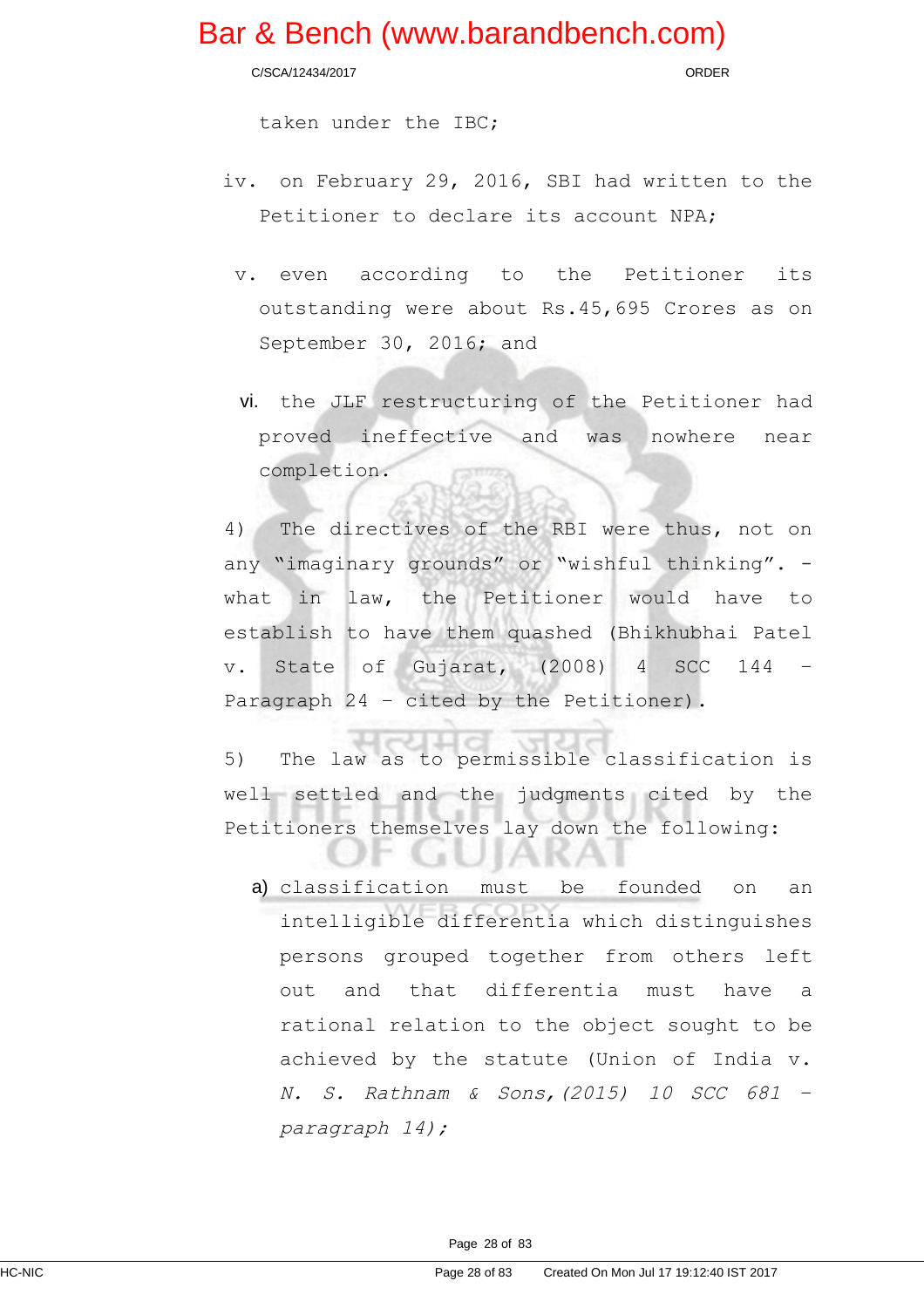taken under the IBC;

iv. on February 29, 2016, SBI had written to the Petitioner to declare its account NPA;

v. even according to the Petitioner its outstanding were about Rs.45,695 Crores as on September 30, 2016; and

vi. the JLF restructuring of the Petitioner had proved ineffective and was nowhere near completion.

4) The directives of the RBI were thus, not on any "imaginary grounds" or "wishful thinking". - what in law, the Petitioner would have to establish to have them quashed (Bhikhubhai Patel v. State of Gujarat, (2008) 4 SCC 144 – Paragraph 24 – cited by the Petitioner).

5) The law as to permissible classification is well settled and the judgments cited by the Petitioners themselves lay down the following:

a) classification must be founded on an intelligible differentia which distinguishes persons grouped together from others left out and that differentia must have a rational relation to the object sought to be achieved by the statute (Union of India v. *N. S. Rathnam & Sons,(2015) 10 SCC 681 – paragraph 14);*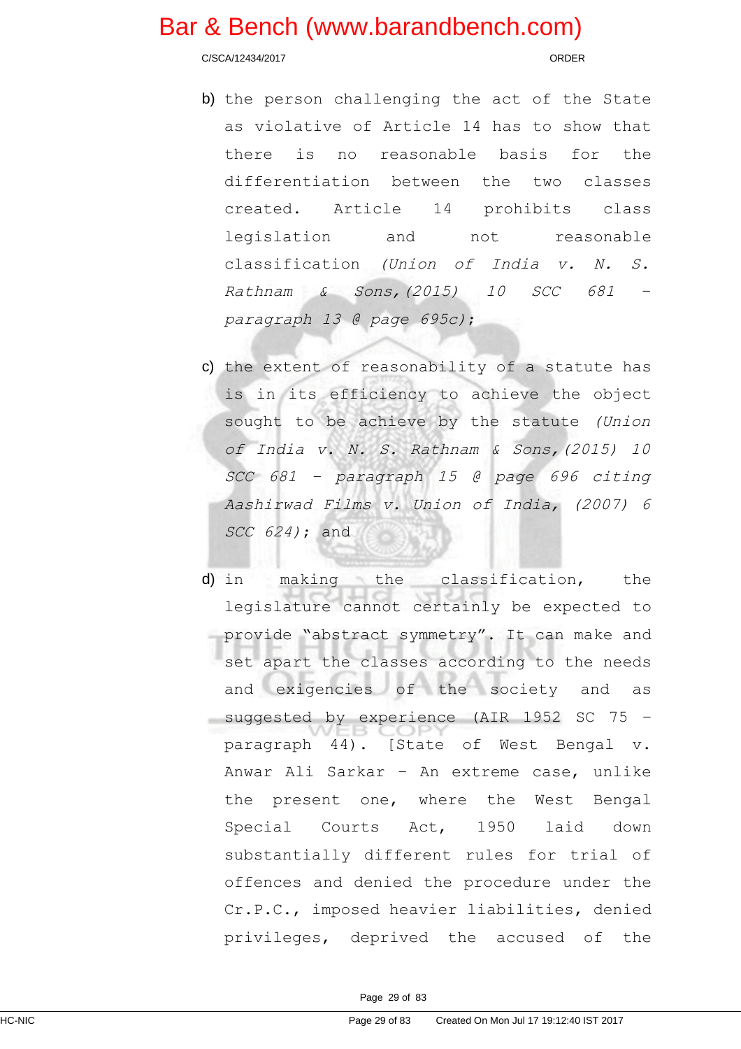b) the person challenging the act of the State as violative of Article 14 has to show that there is no reasonable basis for the differentiation between the two classes created. Article 14 prohibits class legislation and not reasonable classification *(Union of India v. N. S. Rathnam & Sons, (2015) 10 SCC 681 – paragraph 13 @ page 695c)*;

c) the extent of reasonability of a statute has is in its efficiency to achieve the object sought to be achieve by the statute *(Union of India v. N. S. Rathnam & Sons, (2015) 10 SCC 681 – paragraph 15 @ page 696 citing Aashirwad Films v. Union of India, (2007) 6 SCC 624)*; and

d) in making the classification, the legislature cannot certainly be expected to provide "abstract symmetry". It can make and set apart the classes according to the needs and exigencies of the society and as suggested by experience (AIR 1952 SC 75 – paragraph 44). [State of West Bengal v. Anwar Ali Sarkar – An extreme case, unlike the present one, where the West Bengal Special Courts Act, 1950 laid down substantially different rules for trial of offences and denied the procedure under the Cr.P.C., imposed heavier liabilities, denied privileges, deprived the accused of the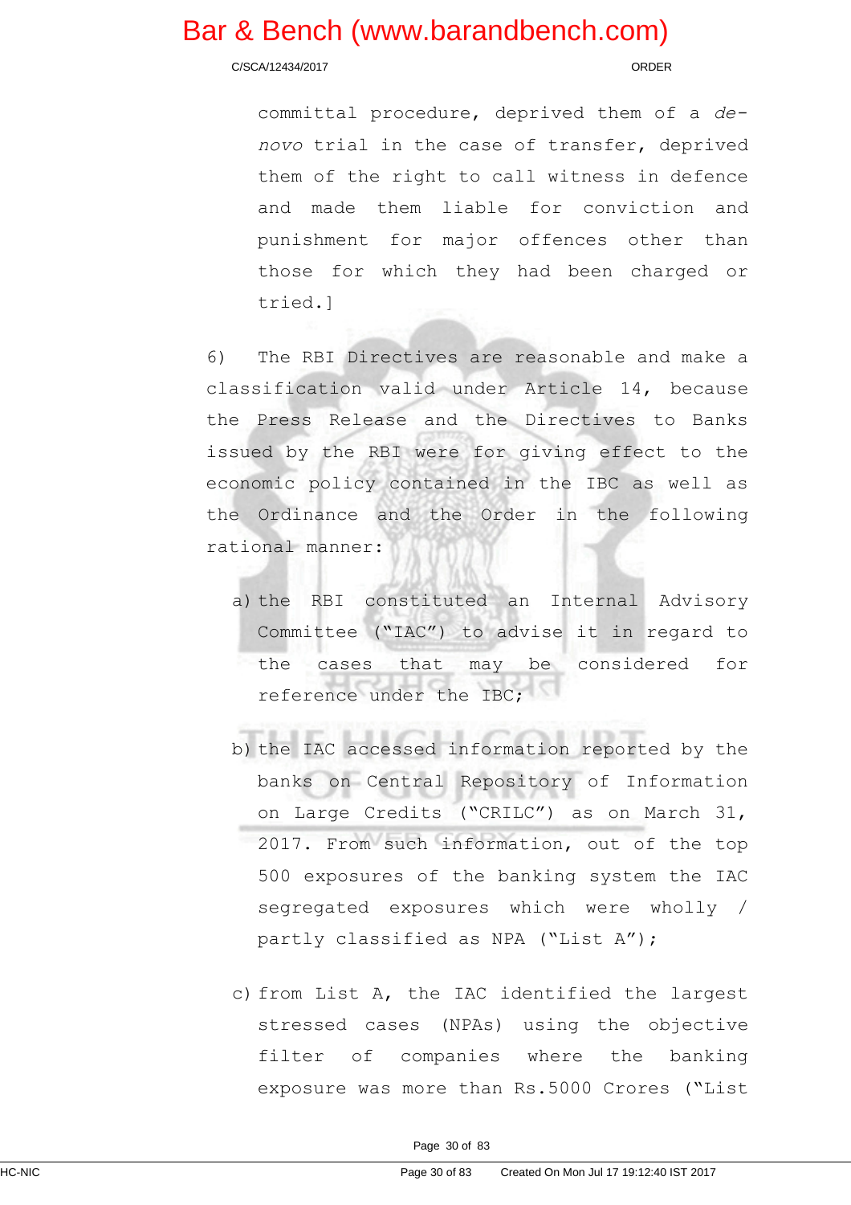committal procedure, deprived them of a *de-novo* trial in the case of transfer, deprived them of the right to call witness in defence and made them liable for conviction and punishment for major offences other than those for which they had been charged or tried.]

6) The RBI Directives are reasonable and make a classification valid under Article 14, because the Press Release and the Directives to Banks issued by the RBI were for giving effect to the economic policy contained in the IBC as well as the Ordinance and the Order in the following rational manner:

a) the RBI constituted an Internal Advisory Committee ("IAC") to advise it in regard to the cases that may be considered for reference under the IBC;

b) the IAC accessed information reported by the banks on Central Repository of Information on Large Credits ("CRILC") as on March 31, 2017. From such information, out of the top 500 exposures of the banking system the IAC segregated exposures which were wholly / partly classified as NPA ("List A");

c) from List A, the IAC identified the largest stressed cases (NPAs) using the objective filter of companies where the banking exposure was more than Rs.5000 Crores ("List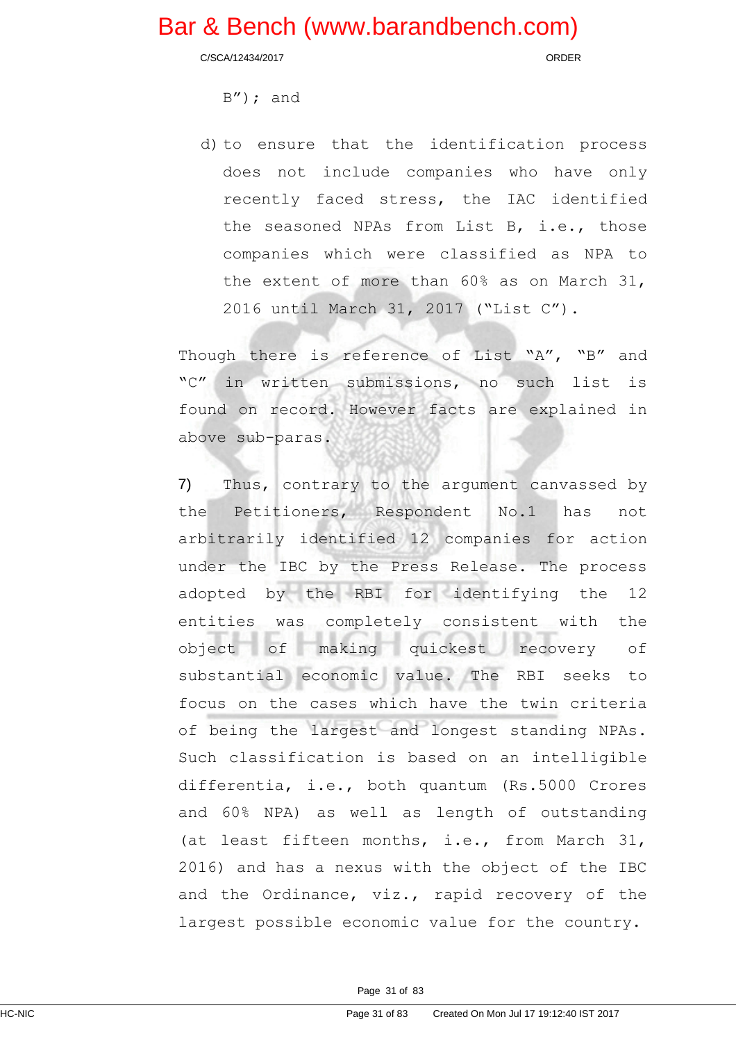B"); and

d) to ensure that the identification process does not include companies who have only recently faced stress, the IAC identified the seasoned NPAs from List B, i.e., those companies which were classified as NPA to the extent of more than 60% as on March 31, 2016 until March 31, 2017 ("List C").

Though there is reference of List "A", "B" and "C" in written submissions, no such list is found on record. However facts are explained in above sub-paras.

7) Thus, contrary to the argument canvassed by the Petitioners, Respondent No.1 has not arbitrarily identified 12 companies for action under the IBC by the Press Release. The process adopted by the RBI for identifying the 12 entities was completely consistent with the object of making quickest recovery of substantial economic value. The RBI seeks to focus on the cases which have the twin criteria of being the largest and longest standing NPAs. Such classification is based on an intelligible differentia, i.e., both quantum (Rs.5000 Crores and 60% NPA) as well as length of outstanding (at least fifteen months, i.e., from March 31, 2016) and has a nexus with the object of the IBC and the Ordinance, viz., rapid recovery of the largest possible economic value for the country.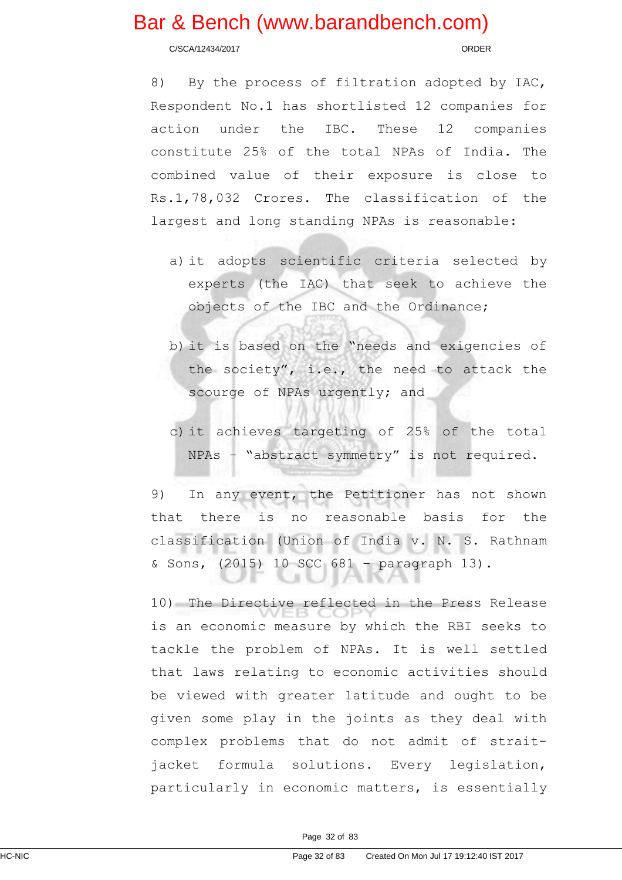8) By the process of filtration adopted by IAC, Respondent No.1 has shortlisted 12 companies for action under the IBC. These 12 companies constitute 25% of the total NPAs of India. The combined value of their exposure is close to Rs.1,78,032 Crores. The classification of the largest and long standing NPAs is reasonable:

a) it adopts scientific criteria selected by experts (the IAC) that seek to achieve the objects of the IBC and the Ordinance;

b) it is based on the "needs and exigencies of the society", i.e., the need to attack the scourge of NPAs urgently; and

c) it achieves targeting of 25% of the total NPAs – "abstract symmetry" is not required.

9) In any event, the Petitioner has not shown that there is no reasonable basis for the classification (Union of India v. N. S. Rathnam & Sons, (2015) 10 SCC 681 – paragraph 13).

10) The Directive reflected in the Press Release is an economic measure by which the RBI seeks to tackle the problem of NPAs. It is well settled that laws relating to economic activities should be viewed with greater latitude and ought to be given some play in the joints as they deal with complex problems that do not admit of strait-jacket formula solutions. Every legislation, particularly in economic matters, is essentially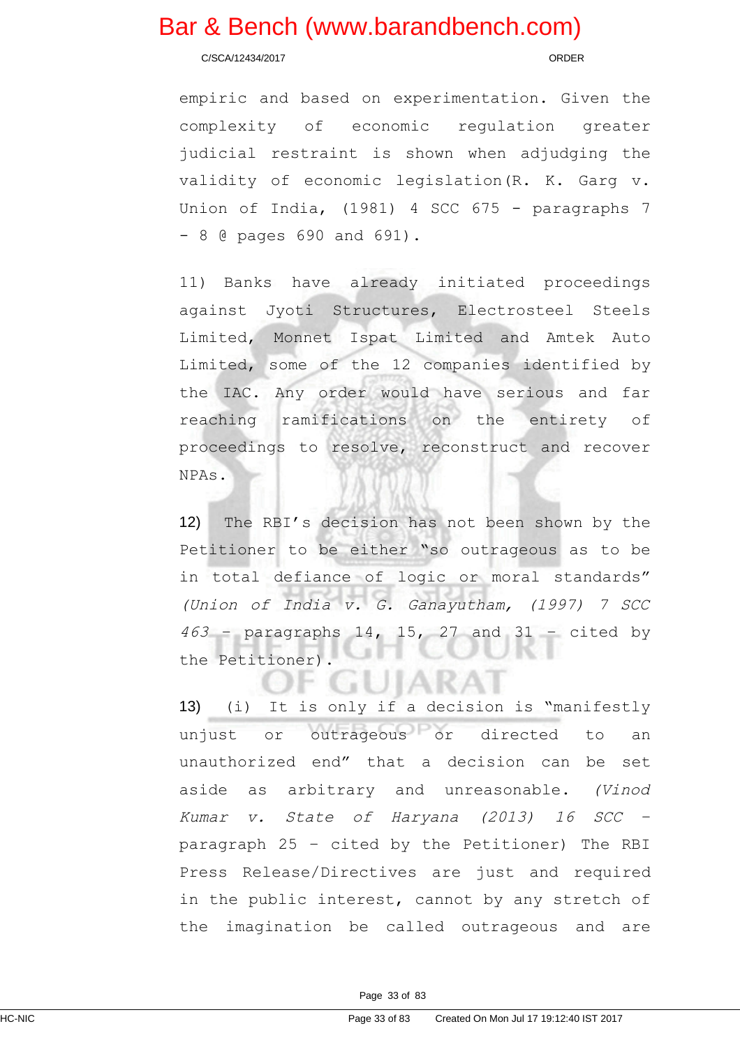empiric and based on experimentation. Given the complexity of economic regulation greater judicial restraint is shown when adjudging the validity of economic legislation(R. K. Garg v. Union of India, (1981) 4 SCC 675 - paragraphs 7 - 8 @ pages 690 and 691).

11) Banks have already initiated proceedings against Jyoti Structures, Electrosteel Steels Limited, Monnet Ispat Limited and Amtek Auto Limited, some of the 12 companies identified by the IAC. Any order would have serious and far reaching ramifications on the entirety of proceedings to resolve, reconstruct and recover NPAs.

12) The RBI's decision has not been shown by the Petitioner to be either "so outrageous as to be in total defiance of logic or moral standards" *(Union of India v. G. Ganayutham, (1997) 7 SCC 463* – paragraphs 14, 15, 27 and 31 – cited by the Petitioner).

13) (i) It is only if a decision is "manifestly unjust or outrageous or directed to an unauthorized end" that a decision can be set aside as arbitrary and unreasonable. *(Vinod Kumar v. State of Haryana (2013) 16 SCC* – paragraph 25 – cited by the Petitioner) The RBI Press Release/Directives are just and required in the public interest, cannot by any stretch of the imagination be called outrageous and are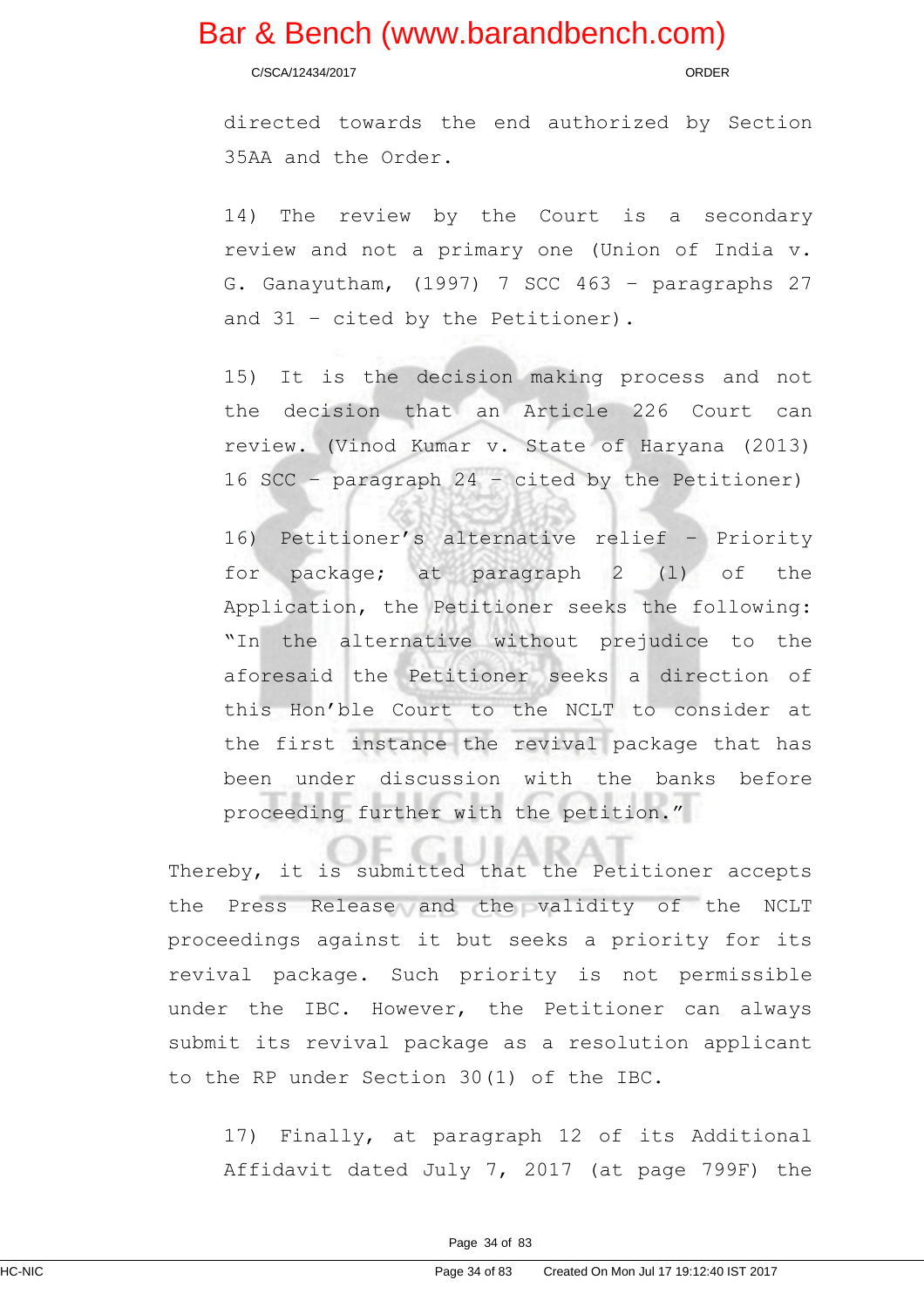directed towards the end authorized by Section 35AA and the Order.

14) The review by the Court is a secondary review and not a primary one (Union of India v. G. Ganayutham, (1997) 7 SCC 463 – paragraphs 27 and 31 – cited by the Petitioner).

15) It is the decision making process and not the decision that an Article 226 Court can review. (Vinod Kumar v. State of Haryana (2013) 16 SCC – paragraph 24 – cited by the Petitioner)

16) Petitioner's alternative relief – Priority for package; at paragraph 2 (l) of the Application, the Petitioner seeks the following: "In the alternative without prejudice to the aforesaid the Petitioner seeks a direction of this Hon'ble Court to the NCLT to consider at the first instance the revival package that has been under discussion with the banks before proceeding further with the petition."

Thereby, it is submitted that the Petitioner accepts the Press Release and the validity of the NCLT proceedings against it but seeks a priority for its revival package. Such priority is not permissible under the IBC. However, the Petitioner can always submit its revival package as a resolution applicant to the RP under Section 30(1) of the IBC.

17) Finally, at paragraph 12 of its Additional Affidavit dated July 7, 2017 (at page 799F) the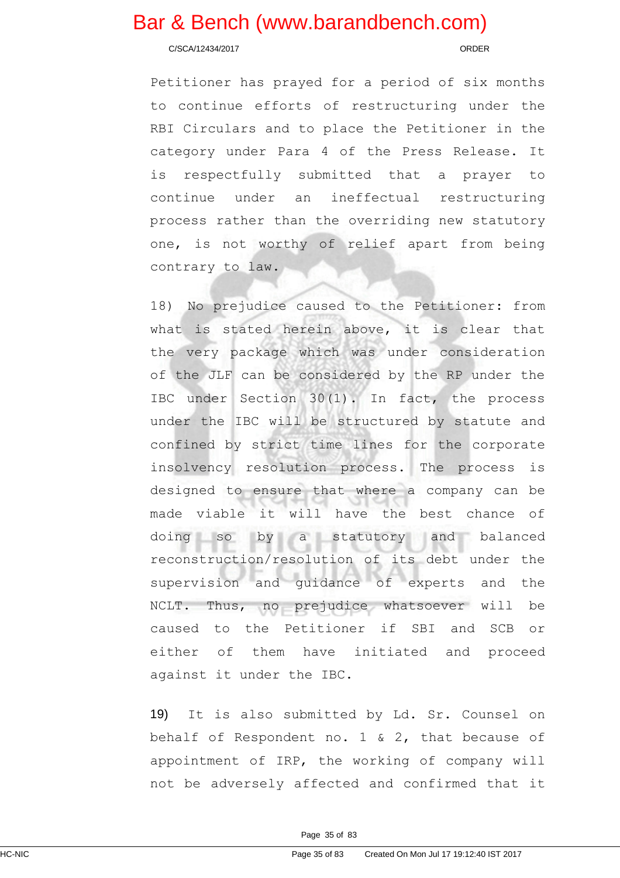Petitioner has prayed for a period of six months to continue efforts of restructuring under the RBI Circulars and to place the Petitioner in the category under Para 4 of the Press Release. It is respectfully submitted that a prayer to continue under an ineffectual restructuring process rather than the overriding new statutory one, is not worthy of relief apart from being contrary to law.

18) No prejudice caused to the Petitioner: from what is stated herein above, it is clear that the very package which was under consideration of the JLF can be considered by the RP under the IBC under Section 30(1). In fact, the process under the IBC will be structured by statute and confined by strict time lines for the corporate insolvency resolution process. The process is designed to ensure that where a company can be made viable it will have the best chance of doing so by a statutory and balanced reconstruction/resolution of its debt under the supervision and guidance of experts and the NCLT. Thus, no prejudice whatsoever will be caused to the Petitioner if SBI and SCB or either of them have initiated and proceed against it under the IBC.

19) It is also submitted by Ld. Sr. Counsel on behalf of Respondent no. 1 & 2, that because of appointment of IRP, the working of company will not be adversely affected and confirmed that it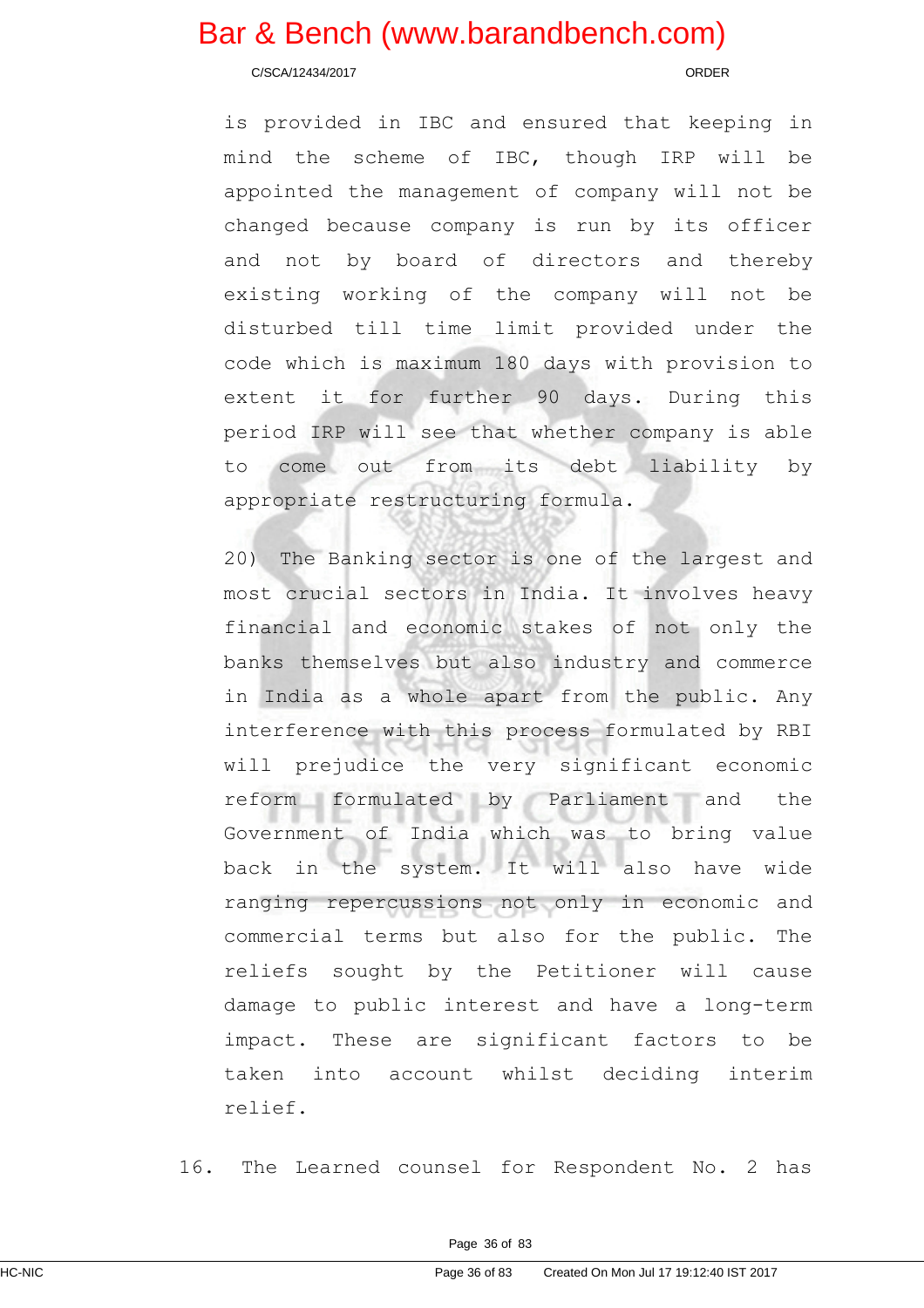is provided in IBC and ensured that keeping in mind the scheme of IBC, though IRP will be appointed the management of company will not be changed because company is run by its officer and not by board of directors and thereby existing working of the company will not be disturbed till time limit provided under the code which is maximum 180 days with provision to extent it for further 90 days. During this period IRP will see that whether company is able to come out from its debt liability by appropriate restructuring formula.

20) The Banking sector is one of the largest and most crucial sectors in India. It involves heavy financial and economic stakes of not only the banks themselves but also industry and commerce in India as a whole apart from the public. Any interference with this process formulated by RBI will prejudice the very significant economic reform formulated by Parliament and the Government of India which was to bring value back in the system. It will also have wide ranging repercussions not only in economic and commercial terms but also for the public. The reliefs sought by the Petitioner will cause damage to public interest and have a long-term impact. These are significant factors to be taken into account whilst deciding interim relief.

16. The Learned counsel for Respondent No. 2 has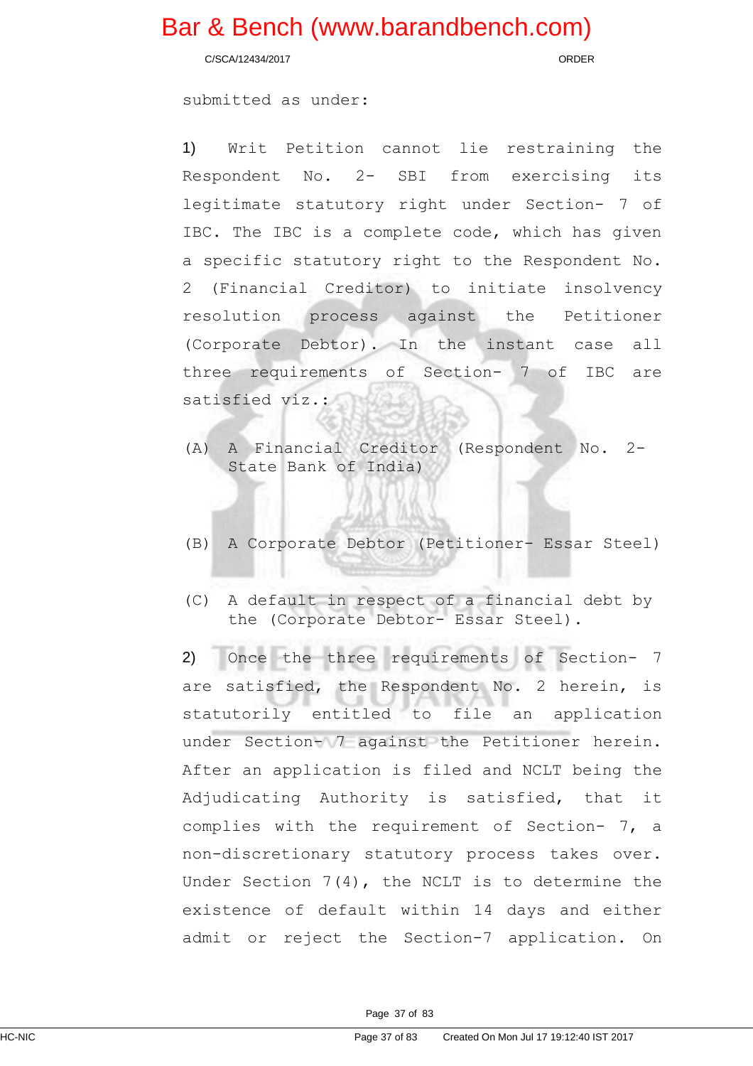submitted as under:

1) Writ Petition cannot lie restraining the Respondent No. 2- SBI from exercising its legitimate statutory right under Section- 7 of IBC. The IBC is a complete code, which has given a specific statutory right to the Respondent No. 2 (Financial Creditor) to initiate insolvency resolution process against the Petitioner (Corporate Debtor). In the instant case all three requirements of Section- 7 of IBC are satisfied viz.:

(A) A Financial Creditor (Respondent No. 2- State Bank of India)

(B) A Corporate Debtor (Petitioner- Essar Steel)

(C) A default in respect of a financial debt by the (Corporate Debtor- Essar Steel).

2) Once the three requirements of Section- 7 are satisfied, the Respondent No. 2 herein, is statutorily entitled to file an application under Section- 7 against the Petitioner herein. After an application is filed and NCLT being the Adjudicating Authority is satisfied, that it complies with the requirement of Section- 7, a non-discretionary statutory process takes over. Under Section 7(4), the NCLT is to determine the existence of default within 14 days and either admit or reject the Section-7 application. On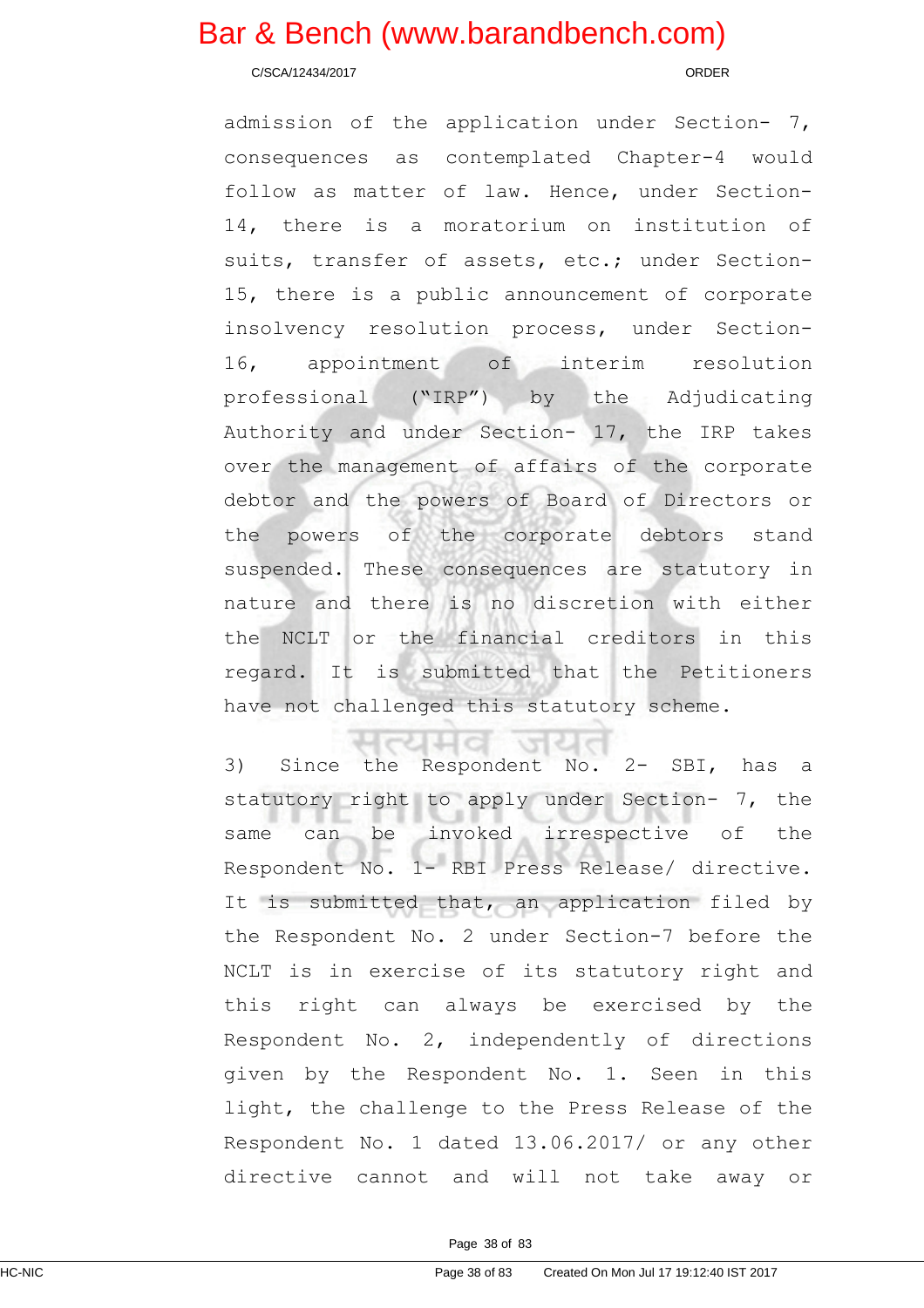admission of the application under Section- 7, consequences as contemplated Chapter-4 would follow as matter of law. Hence, under Section- 14, there is a moratorium on institution of suits, transfer of assets, etc.; under Section- 15, there is a public announcement of corporate insolvency resolution process, under Section- 16, appointment of interim resolution professional ("IRP") by the Adjudicating Authority and under Section- 17, the IRP takes over the management of affairs of the corporate debtor and the powers of Board of Directors or the powers of the corporate debtors stand suspended. These consequences are statutory in nature and there is no discretion with either the NCLT or the financial creditors in this regard. It is submitted that the Petitioners have not challenged this statutory scheme.

3) Since the Respondent No. 2- SBI, has a statutory right to apply under Section- 7, the same can be invoked irrespective of the Respondent No. 1- RBI Press Release/ directive. It is submitted that, an application filed by the Respondent No. 2 under Section-7 before the NCLT is in exercise of its statutory right and this right can always be exercised by the Respondent No. 2, independently of directions given by the Respondent No. 1. Seen in this light, the challenge to the Press Release of the Respondent No. 1 dated 13.06.2017/ or any other directive cannot and will not take away or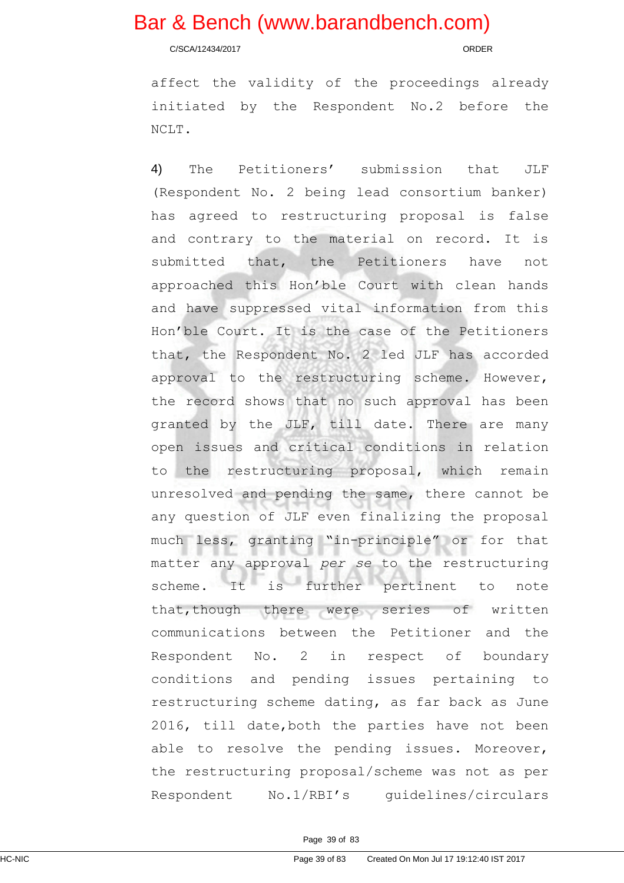affect the validity of the proceedings already initiated by the Respondent No.2 before the NCLT.

4) The Petitioners’ submission that JLF (Respondent No. 2 being lead consortium banker) has agreed to restructuring proposal is false and contrary to the material on record. It is submitted that, the Petitioners have not approached this Hon’ble Court with clean hands and have suppressed vital information from this Hon’ble Court. It is the case of the Petitioners that, the Respondent No. 2 led JLF has accorded approval to the restructuring scheme. However, the record shows that no such approval has been granted by the JLF, till date. There are many open issues and critical conditions in relation to the restructuring proposal, which remain unresolved and pending the same, there cannot be any question of JLF even finalizing the proposal much less, granting “in-principle” or for that matter any approval *per se* to the restructuring scheme. It is further pertinent to note that,though there were series of written communications between the Petitioner and the Respondent No. 2 in respect of boundary conditions and pending issues pertaining to restructuring scheme dating, as far back as June 2016, till date,both the parties have not been able to resolve the pending issues. Moreover, the restructuring proposal/scheme was not as per Respondent No.1/RBI’s guidelines/circulars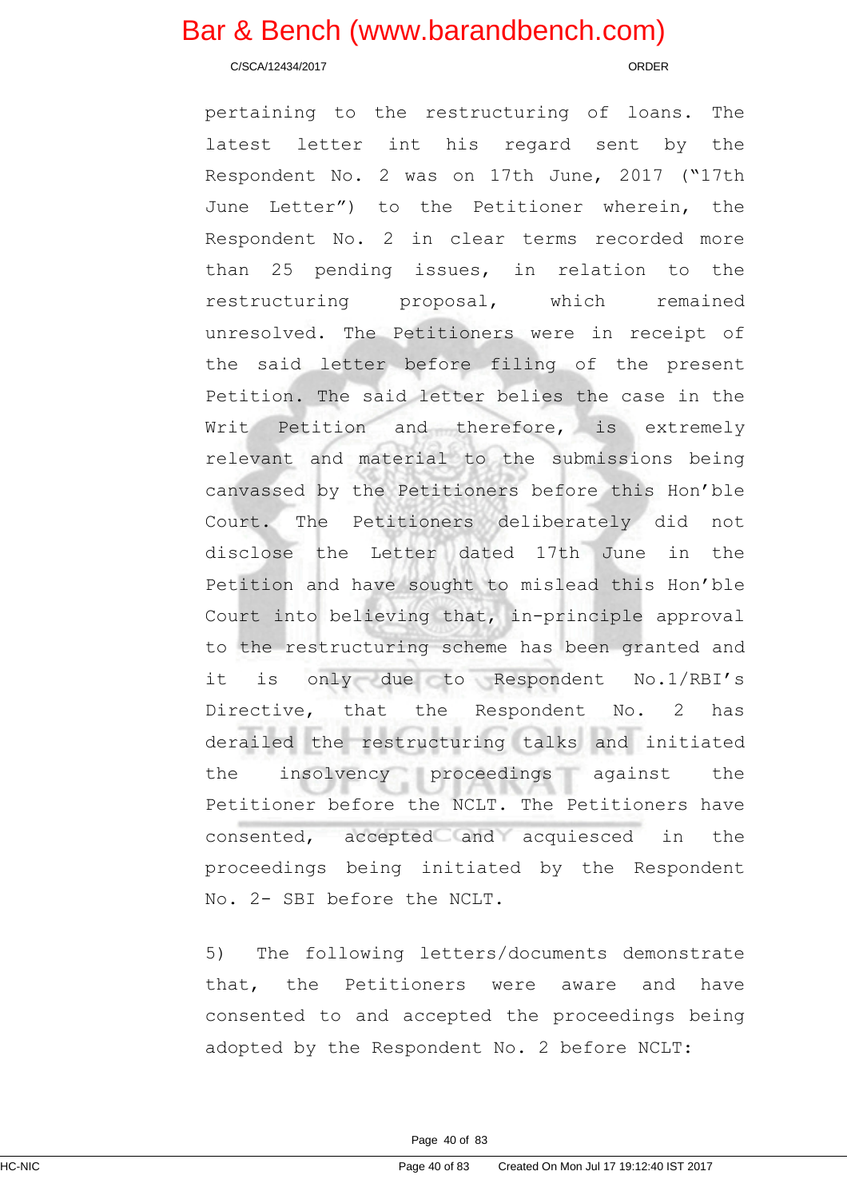pertaining to the restructuring of loans. The latest letter int his regard sent by the Respondent No. 2 was on 17th June, 2017 ("17th June Letter") to the Petitioner wherein, the Respondent No. 2 in clear terms recorded more than 25 pending issues, in relation to the restructuring proposal, which remained unresolved. The Petitioners were in receipt of the said letter before filing of the present Petition. The said letter belies the case in the Writ Petition and therefore, is extremely relevant and material to the submissions being canvassed by the Petitioners before this Hon'ble Court. The Petitioners deliberately did not disclose the Letter dated 17th June in the Petition and have sought to mislead this Hon'ble Court into believing that, in-principle approval to the restructuring scheme has been granted and it is only due to Respondent No.1/RBI's Directive, that the Respondent No. 2 has derailed the restructuring talks and initiated the insolvency proceedings against the Petitioner before the NCLT. The Petitioners have consented, accepted and acquiesced in the proceedings being initiated by the Respondent No. 2- SBI before the NCLT.

5) The following letters/documents demonstrate that, the Petitioners were aware and have consented to and accepted the proceedings being adopted by the Respondent No. 2 before NCLT: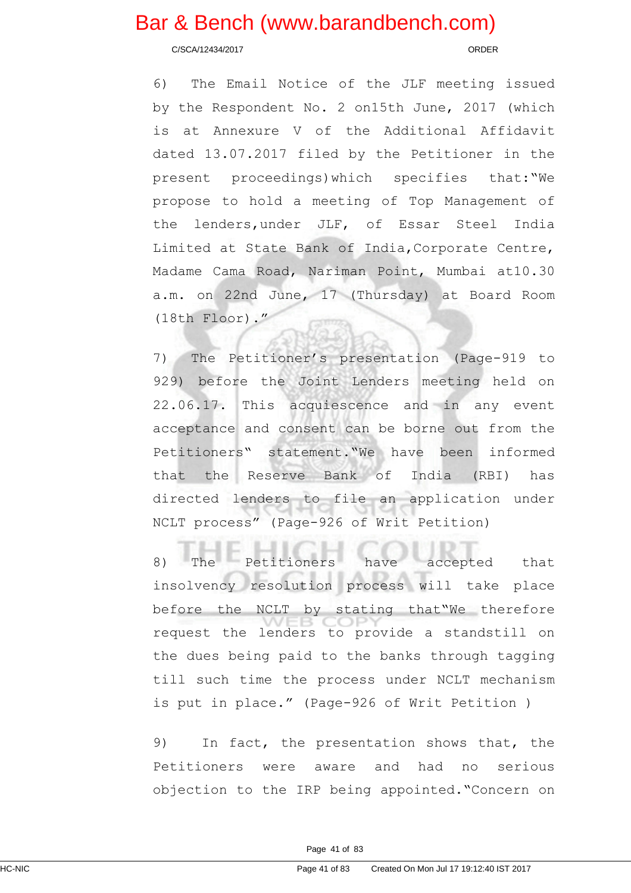6) The Email Notice of the JLF meeting issued by the Respondent No. 2 on15th June, 2017 (which is at Annexure V of the Additional Affidavit dated 13.07.2017 filed by the Petitioner in the present proceedings) which specifies that:"We propose to hold a meeting of Top Management of the lenders, under JLF, of Essar Steel India Limited at State Bank of India, Corporate Centre, Madame Cama Road, Nariman Point, Mumbai at10.30 a.m. on 22nd June, 17 (Thursday) at Board Room (18th Floor)."

7) The Petitioner's presentation (Page-919 to 929) before the Joint Lenders meeting held on 22.06.17. This acquiescence and in any event acceptance and consent can be borne out from the Petitioners" statement."We have been informed that the Reserve Bank of India (RBI) has directed lenders to file an application under NCLT process" (Page-926 of Writ Petition)

8) The Petitioners have accepted that insolvency resolution process will take place before the NCLT by stating that"We therefore request the lenders to provide a standstill on the dues being paid to the banks through tagging till such time the process under NCLT mechanism is put in place." (Page-926 of Writ Petition )

9) In fact, the presentation shows that, the Petitioners were aware and had no serious objection to the IRP being appointed."Concern on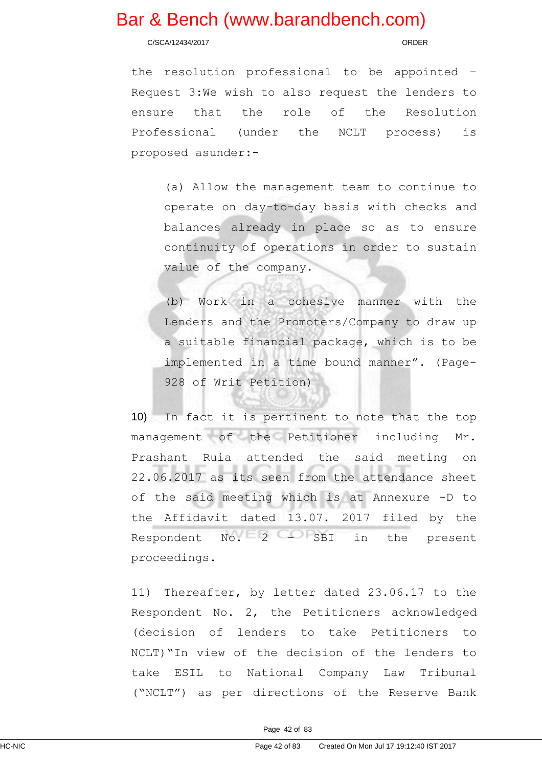the resolution professional to be appointed - Request 3:We wish to also request the lenders to ensure that the role of the Resolution Professional (under the NCLT process) is proposed asunder:-

> (a) Allow the management team to continue to operate on day-to-day basis with checks and balances already in place so as to ensure continuity of operations in order to sustain value of the company.
>
> (b) Work in a cohesive manner with the Lenders and the Promoters/Company to draw up a suitable financial package, which is to be implemented in a time bound manner". (Page-928 of Writ Petition)

10) In fact it is pertinent to note that the top management of the Petitioner including Mr. Prashant Ruia attended the said meeting on 22.06.2017 as its seen from the attendance sheet of the said meeting which is at Annexure -D to the Affidavit dated 13.07. 2017 filed by the Respondent No. 2 - SBI in the present proceedings.

11) Thereafter, by letter dated 23.06.17 to the Respondent No. 2, the Petitioners acknowledged (decision of lenders to take Petitioners to NCLT)"In view of the decision of the lenders to take ESIL to National Company Law Tribunal ("NCLT") as per directions of the Reserve Bank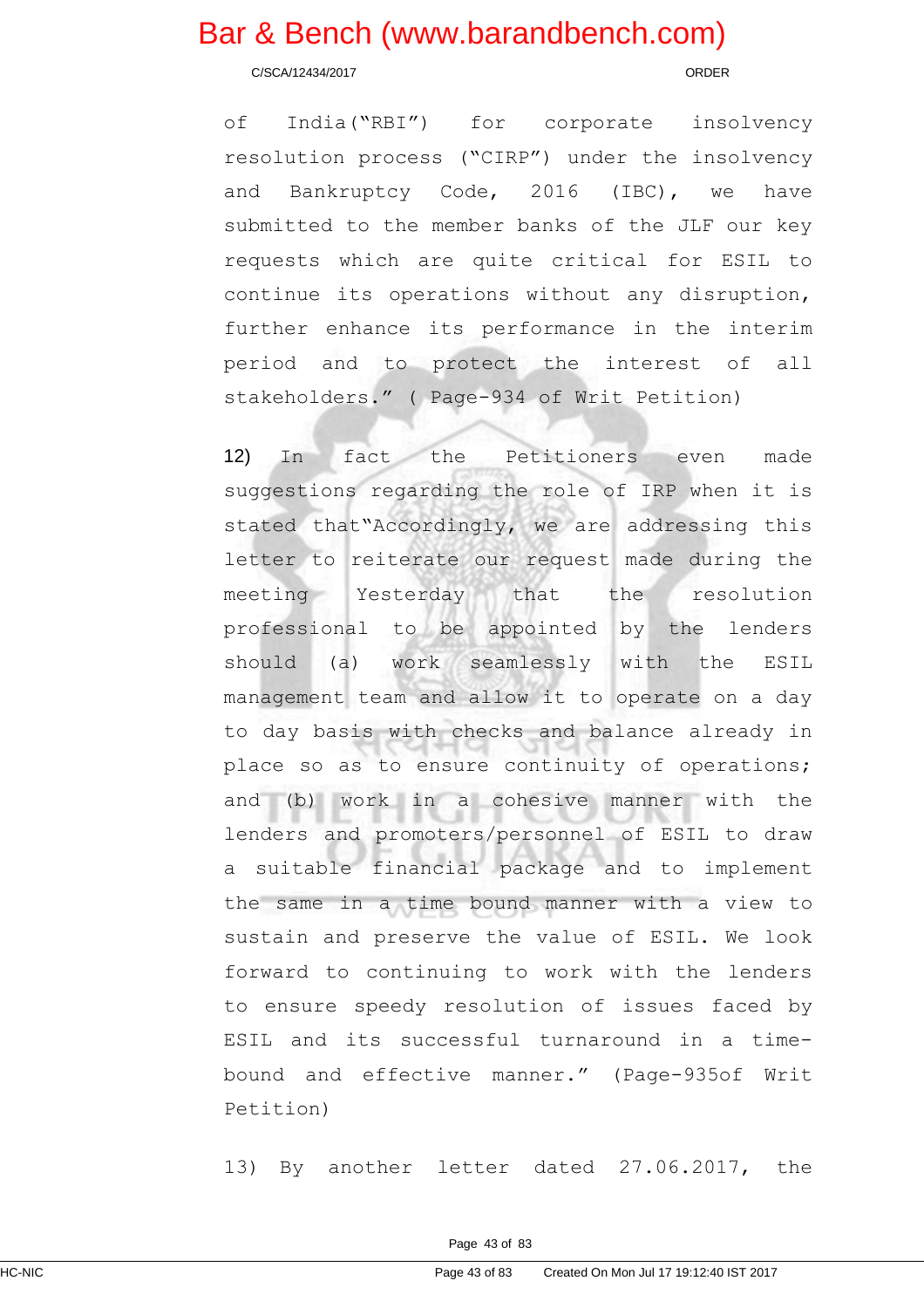of India("RBI") for corporate insolvency resolution process ("CIRP") under the insolvency and Bankruptcy Code, 2016 (IBC), we have submitted to the member banks of the JLF our key requests which are quite critical for ESIL to continue its operations without any disruption, further enhance its performance in the interim period and to protect the interest of all stakeholders." ( Page-934 of Writ Petition)

12) In fact the Petitioners even made suggestions regarding the role of IRP when it is stated that"Accordingly, we are addressing this letter to reiterate our request made during the meeting Yesterday that the resolution professional to be appointed by the lenders should (a) work seamlessly with the ESIL management team and allow it to operate on a day to day basis with checks and balance already in place so as to ensure continuity of operations; and (b) work in a cohesive manner with the lenders and promoters/personnel of ESIL to draw a suitable financial package and to implement the same in a time bound manner with a view to sustain and preserve the value of ESIL. We look forward to continuing to work with the lenders to ensure speedy resolution of issues faced by ESIL and its successful turnaround in a time-bound and effective manner." (Page-935of Writ Petition)

13) By another letter dated 27.06.2017, the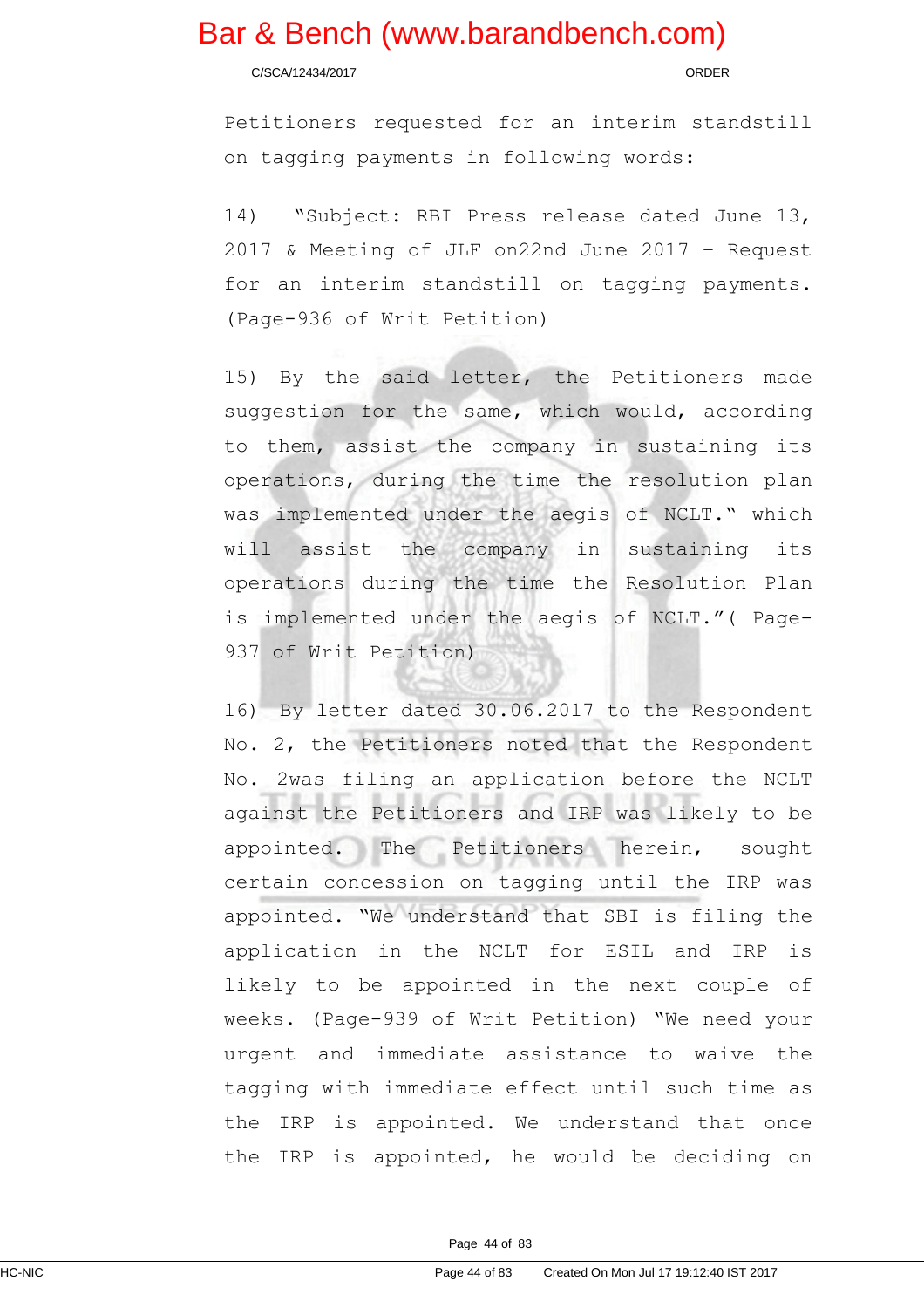Petitioners requested for an interim standstill on tagging payments in following words:

14) "Subject: RBI Press release dated June 13, 2017 & Meeting of JLF on22nd June 2017 – Request for an interim standstill on tagging payments. (Page-936 of Writ Petition)

15) By the said letter, the Petitioners made suggestion for the same, which would, according to them, assist the company in sustaining its operations, during the time the resolution plan was implemented under the aegis of NCLT." which will assist the company in sustaining its operations during the time the Resolution Plan is implemented under the aegis of NCLT."( Page-937 of Writ Petition)

16) By letter dated 30.06.2017 to the Respondent No. 2, the Petitioners noted that the Respondent No. 2was filing an application before the NCLT against the Petitioners and IRP was likely to be appointed. The Petitioners herein, sought certain concession on tagging until the IRP was appointed. "We understand that SBI is filing the application in the NCLT for ESIL and IRP is likely to be appointed in the next couple of weeks. (Page-939 of Writ Petition) "We need your urgent and immediate assistance to waive the tagging with immediate effect until such time as the IRP is appointed. We understand that once the IRP is appointed, he would be deciding on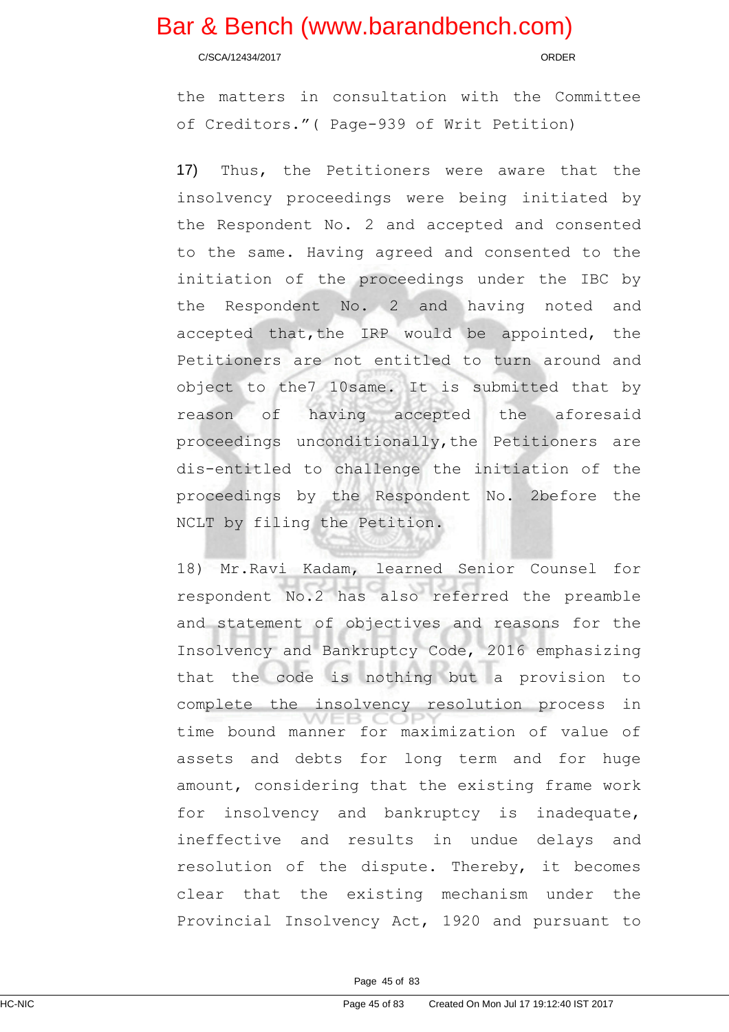the matters in consultation with the Committee of Creditors."( Page-939 of Writ Petition)

17) Thus, the Petitioners were aware that the insolvency proceedings were being initiated by the Respondent No. 2 and accepted and consented to the same. Having agreed and consented to the initiation of the proceedings under the IBC by the Respondent No. 2 and having noted and accepted that,the IRP would be appointed, the Petitioners are not entitled to turn around and object to the7 10same. It is submitted that by reason of having accepted the aforesaid proceedings unconditionally,the Petitioners are dis-entitled to challenge the initiation of the proceedings by the Respondent No. 2before the NCLT by filing the Petition.

18) Mr.Ravi Kadam, learned Senior Counsel for respondent No.2 has also referred the preamble and statement of objectives and reasons for the Insolvency and Bankruptcy Code, 2016 emphasizing that the code is nothing but a provision to complete the insolvency resolution process in time bound manner for maximization of value of assets and debts for long term and for huge amount, considering that the existing frame work for insolvency and bankruptcy is inadequate, ineffective and results in undue delays and resolution of the dispute. Thereby, it becomes clear that the existing mechanism under the Provincial Insolvency Act, 1920 and pursuant to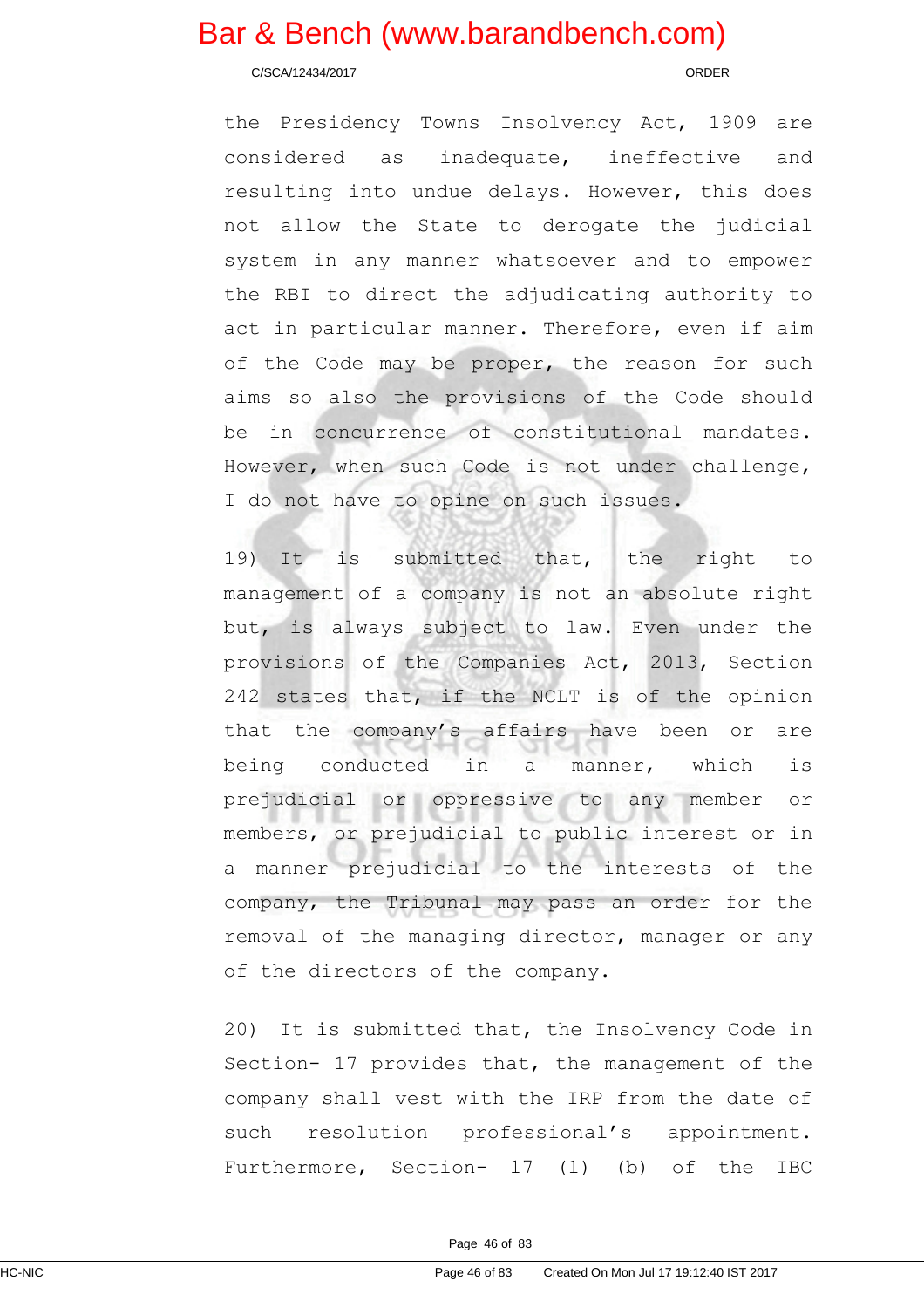the Presidency Towns Insolvency Act, 1909 are considered as inadequate, ineffective and resulting into undue delays. However, this does not allow the State to derogate the judicial system in any manner whatsoever and to empower the RBI to direct the adjudicating authority to act in particular manner. Therefore, even if aim of the Code may be proper, the reason for such aims so also the provisions of the Code should be in concurrence of constitutional mandates. However, when such Code is not under challenge, I do not have to opine on such issues.

19) It is submitted that, the right to management of a company is not an absolute right but, is always subject to law. Even under the provisions of the Companies Act, 2013, Section 242 states that, if the NCLT is of the opinion that the company's affairs have been or are being conducted in a manner, which is prejudicial or oppressive to any member or members, or prejudicial to public interest or in a manner prejudicial to the interests of the company, the Tribunal may pass an order for the removal of the managing director, manager or any of the directors of the company.

20) It is submitted that, the Insolvency Code in Section- 17 provides that, the management of the company shall vest with the IRP from the date of such resolution professional's appointment. Furthermore, Section- 17 (1) (b) of the IBC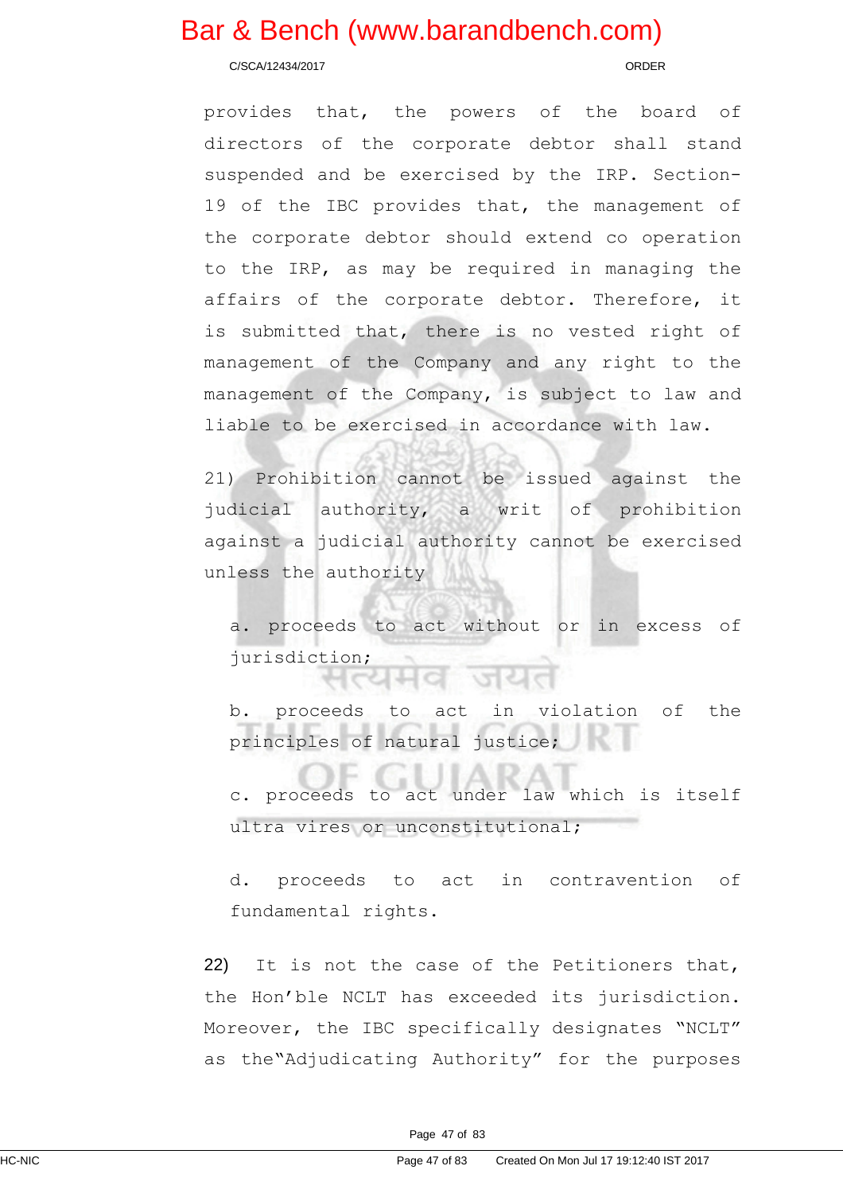provides that, the powers of the board of directors of the corporate debtor shall stand suspended and be exercised by the IRP. Section-19 of the IBC provides that, the management of the corporate debtor should extend co operation to the IRP, as may be required in managing the affairs of the corporate debtor. Therefore, it is submitted that, there is no vested right of management of the Company and any right to the management of the Company, is subject to law and liable to be exercised in accordance with law.

21) Prohibition cannot be issued against the judicial authority, a writ of prohibition against a judicial authority cannot be exercised unless the authority

a. proceeds to act without or in excess of jurisdiction;

b. proceeds to act in violation of the principles of natural justice;

c. proceeds to act under law which is itself ultra vires or unconstitutional;

d. proceeds to act in contravention of fundamental rights.

22) It is not the case of the Petitioners that, the Hon'ble NCLT has exceeded its jurisdiction. Moreover, the IBC specifically designates "NCLT" as the"Adjudicating Authority" for the purposes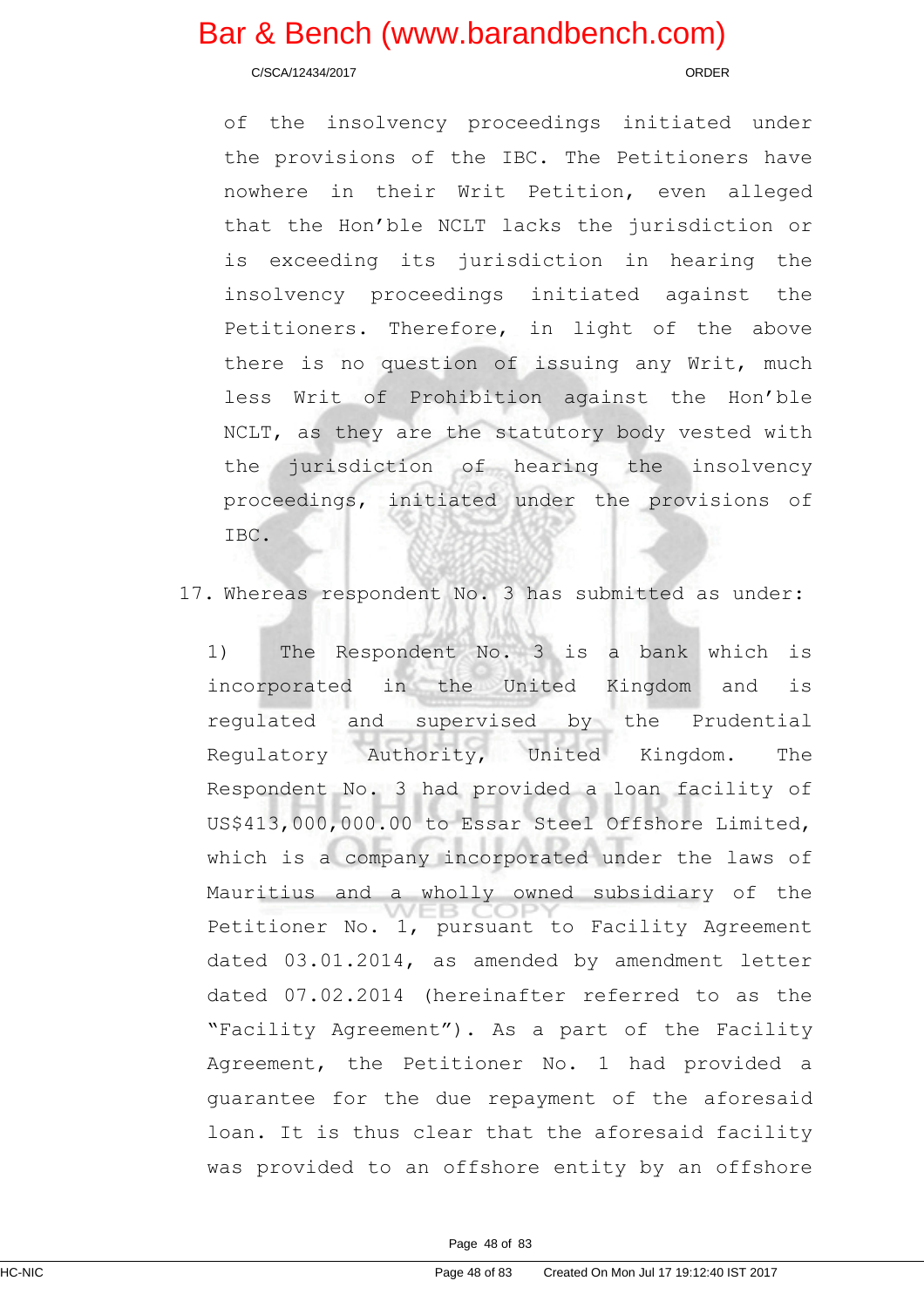of the insolvency proceedings initiated under the provisions of the IBC. The Petitioners have nowhere in their Writ Petition, even alleged that the Hon'ble NCLT lacks the jurisdiction or is exceeding its jurisdiction in hearing the insolvency proceedings initiated against the Petitioners. Therefore, in light of the above there is no question of issuing any Writ, much less Writ of Prohibition against the Hon'ble NCLT, as they are the statutory body vested with the jurisdiction of hearing the insolvency proceedings, initiated under the provisions of IBC.

17. Whereas respondent No. 3 has submitted as under:

1) The Respondent No. 3 is a bank which is incorporated in the United Kingdom and is regulated and supervised by the Prudential Regulatory Authority, United Kingdom. The Respondent No. 3 had provided a loan facility of US$413,000,000.00 to Essar Steel Offshore Limited, which is a company incorporated under the laws of Mauritius and a wholly owned subsidiary of the Petitioner No. 1, pursuant to Facility Agreement dated 03.01.2014, as amended by amendment letter dated 07.02.2014 (hereinafter referred to as the "Facility Agreement"). As a part of the Facility Agreement, the Petitioner No. 1 had provided a guarantee for the due repayment of the aforesaid loan. It is thus clear that the aforesaid facility was provided to an offshore entity by an offshore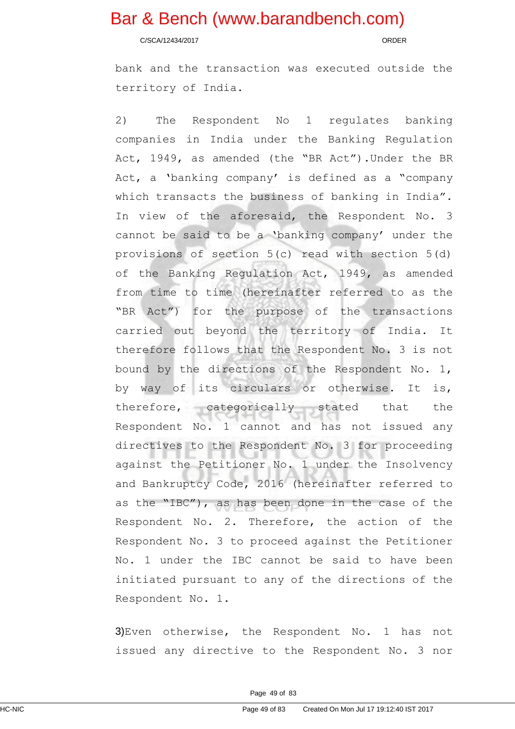bank and the transaction was executed outside the territory of India.

2) The Respondent No 1 regulates banking companies in India under the Banking Regulation Act, 1949, as amended (the "BR Act").Under the BR Act, a 'banking company' is defined as a "company which transacts the business of banking in India". In view of the aforesaid, the Respondent No. 3 cannot be said to be a 'banking company' under the provisions of section 5(c) read with section 5(d) of the Banking Regulation Act, 1949, as amended from time to time (hereinafter referred to as the "BR Act") for the purpose of the transactions carried out beyond the territory of India. It therefore follows that the Respondent No. 3 is not bound by the directions of the Respondent No. 1, by way of its circulars or otherwise. It is, therefore, categorically stated that the Respondent No. 1 cannot and has not issued any directives to the Respondent No. 3 for proceeding against the Petitioner No. 1 under the Insolvency and Bankruptcy Code, 2016 (hereinafter referred to as the "IBC"), as has been done in the case of the Respondent No. 2. Therefore, the action of the Respondent No. 3 to proceed against the Petitioner No. 1 under the IBC cannot be said to have been initiated pursuant to any of the directions of the Respondent No. 1.

3)Even otherwise, the Respondent No. 1 has not issued any directive to the Respondent No. 3 nor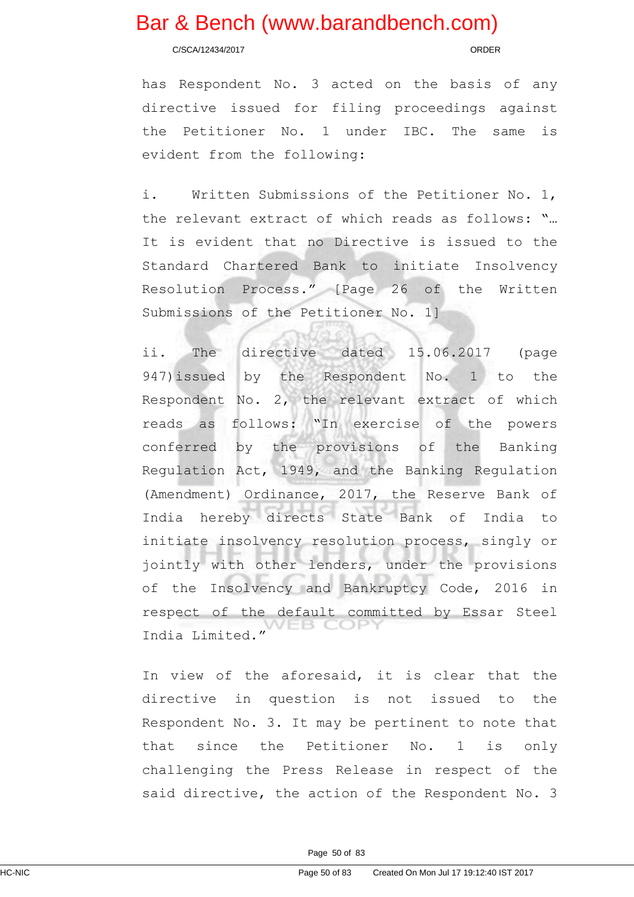has Respondent No. 3 acted on the basis of any directive issued for filing proceedings against the Petitioner No. 1 under IBC. The same is evident from the following:

i. Written Submissions of the Petitioner No. 1, the relevant extract of which reads as follows: "… It is evident that no Directive is issued to the Standard Chartered Bank to initiate Insolvency Resolution Process." [Page 26 of the Written Submissions of the Petitioner No. 1]

ii. The directive dated 15.06.2017 (page 947) issued by the Respondent No. 1 to the Respondent No. 2, the relevant extract of which reads as follows: "In exercise of the powers conferred by the provisions of the Banking Regulation Act, 1949, and the Banking Regulation (Amendment) Ordinance, 2017, the Reserve Bank of India hereby directs State Bank of India to initiate insolvency resolution process, singly or jointly with other lenders, under the provisions of the Insolvency and Bankruptcy Code, 2016 in respect of the default committed by Essar Steel India Limited."

In view of the aforesaid, it is clear that the directive in question is not issued to the Respondent No. 3. It may be pertinent to note that that since the Petitioner No. 1 is only challenging the Press Release in respect of the said directive, the action of the Respondent No. 3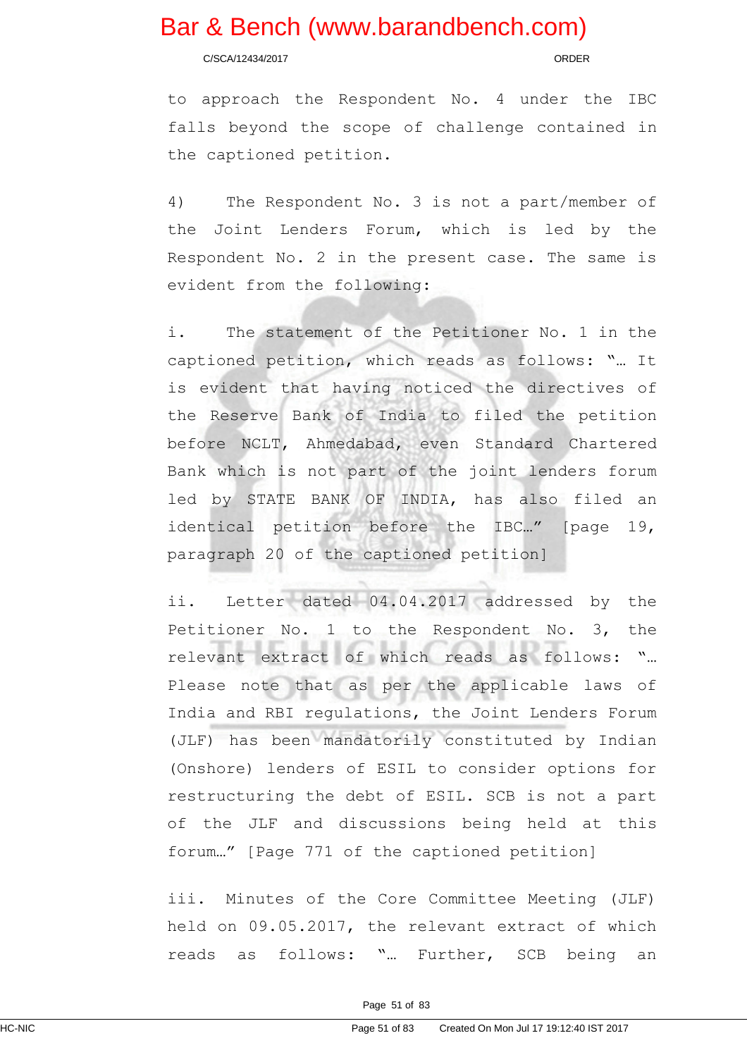to approach the Respondent No. 4 under the IBC falls beyond the scope of challenge contained in the captioned petition.

4) The Respondent No. 3 is not a part/member of the Joint Lenders Forum, which is led by the Respondent No. 2 in the present case. The same is evident from the following:

i. The statement of the Petitioner No. 1 in the captioned petition, which reads as follows: "… It is evident that having noticed the directives of the Reserve Bank of India to filed the petition before NCLT, Ahmedabad, even Standard Chartered Bank which is not part of the joint lenders forum led by STATE BANK OF INDIA, has also filed an identical petition before the IBC…" [page 19, paragraph 20 of the captioned petition]

ii. Letter dated 04.04.2017 addressed by the Petitioner No. 1 to the Respondent No. 3, the relevant extract of which reads as follows: "… Please note that as per the applicable laws of India and RBI regulations, the Joint Lenders Forum (JLF) has been mandatorily constituted by Indian (Onshore) lenders of ESIL to consider options for restructuring the debt of ESIL. SCB is not a part of the JLF and discussions being held at this forum…" [Page 771 of the captioned petition]

iii. Minutes of the Core Committee Meeting (JLF) held on 09.05.2017, the relevant extract of which reads as follows: "… Further, SCB being an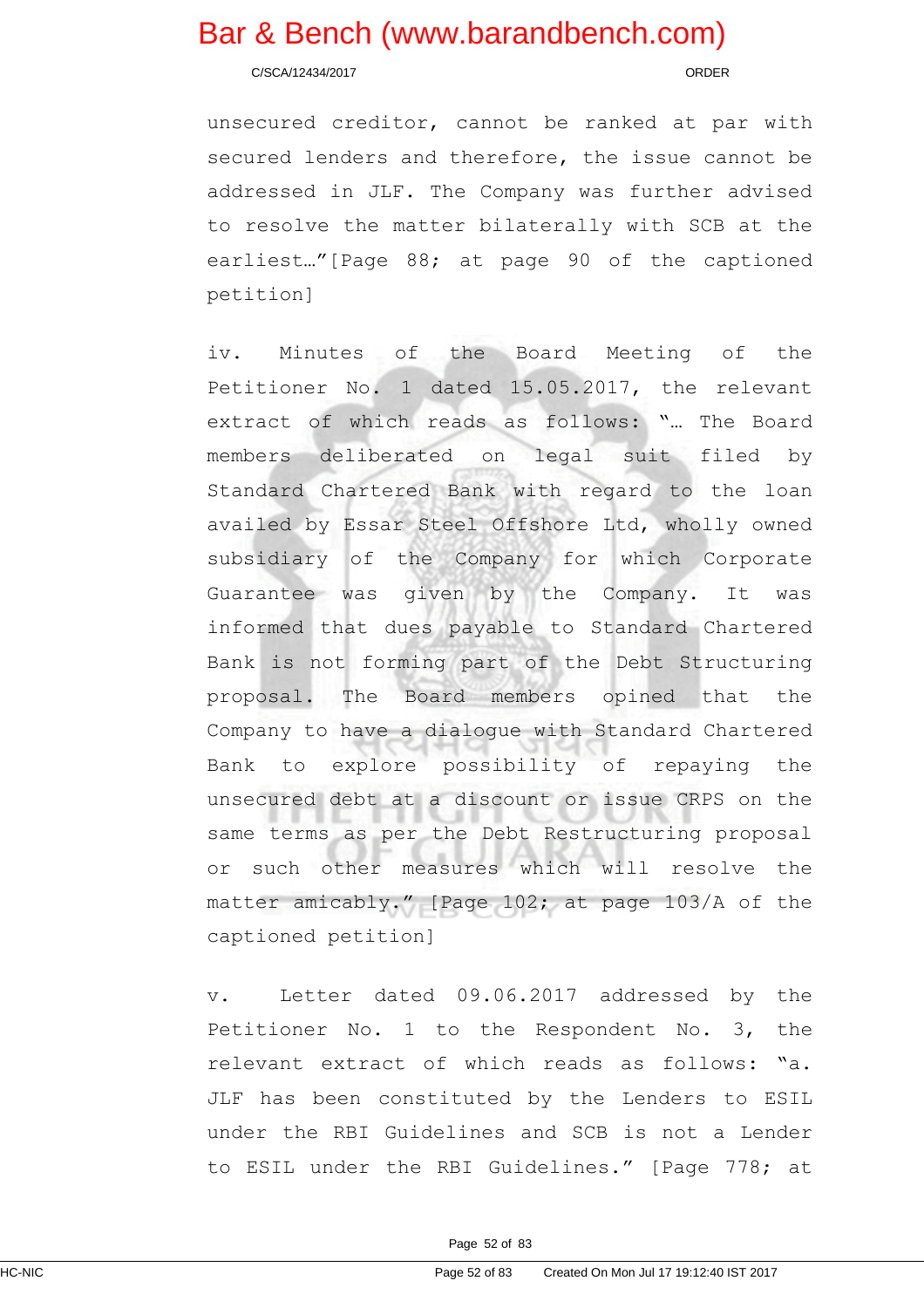unsecured creditor, cannot be ranked at par with secured lenders and therefore, the issue cannot be addressed in JLF. The Company was further advised to resolve the matter bilaterally with SCB at the earliest…"[Page 88; at page 90 of the captioned petition]

iv. Minutes of the Board Meeting of the Petitioner No. 1 dated 15.05.2017, the relevant extract of which reads as follows: "… The Board members deliberated on legal suit filed by Standard Chartered Bank with regard to the loan availed by Essar Steel Offshore Ltd, wholly owned subsidiary of the Company for which Corporate Guarantee was given by the Company. It was informed that dues payable to Standard Chartered Bank is not forming part of the Debt Structuring proposal. The Board members opined that the Company to have a dialogue with Standard Chartered Bank to explore possibility of repaying the unsecured debt at a discount or issue CRPS on the same terms as per the Debt Restructuring proposal or such other measures which will resolve the matter amicably." [Page 102; at page 103/A of the captioned petition]

v. Letter dated 09.06.2017 addressed by the Petitioner No. 1 to the Respondent No. 3, the relevant extract of which reads as follows: "a. JLF has been constituted by the Lenders to ESIL under the RBI Guidelines and SCB is not a Lender to ESIL under the RBI Guidelines." [Page 778; at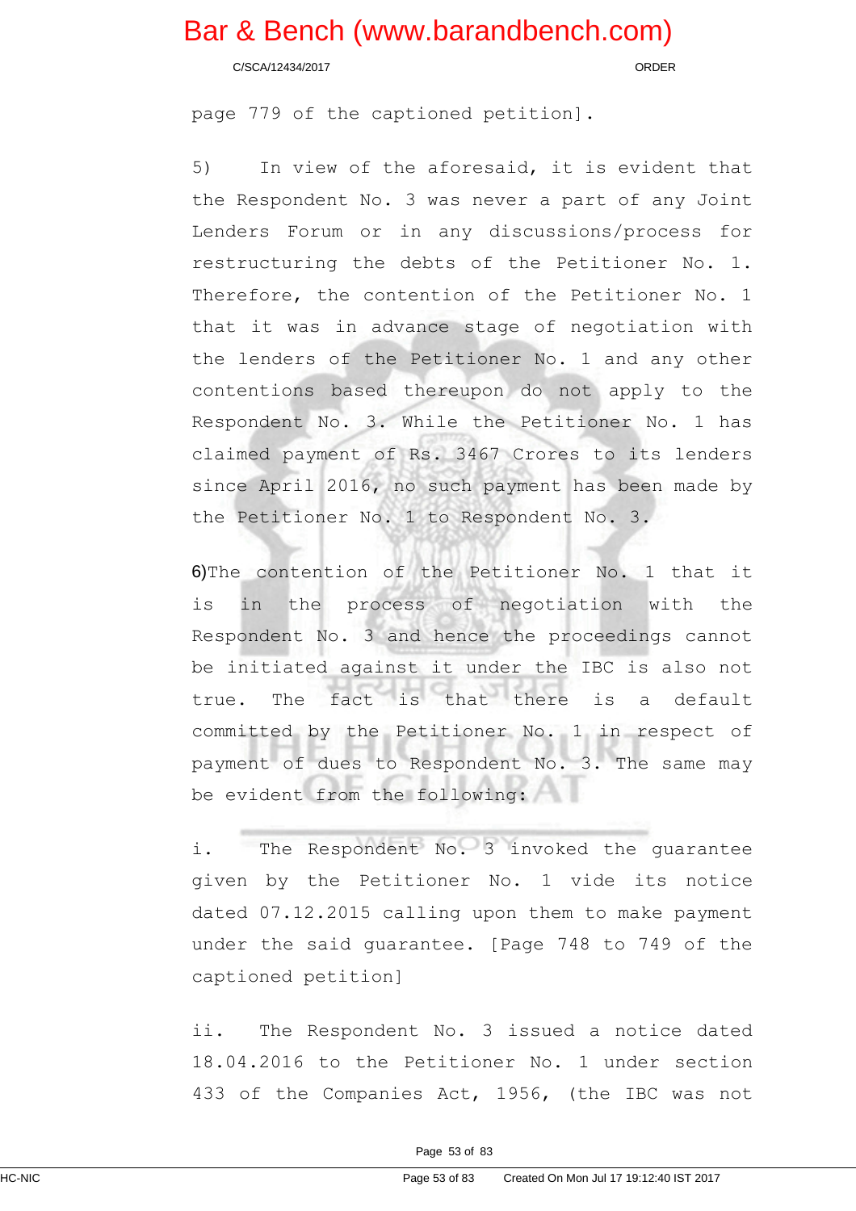page 779 of the captioned petition].

5) In view of the aforesaid, it is evident that the Respondent No. 3 was never a part of any Joint Lenders Forum or in any discussions/process for restructuring the debts of the Petitioner No. 1. Therefore, the contention of the Petitioner No. 1 that it was in advance stage of negotiation with the lenders of the Petitioner No. 1 and any other contentions based thereupon do not apply to the Respondent No. 3. While the Petitioner No. 1 has claimed payment of Rs. 3467 Crores to its lenders since April 2016, no such payment has been made by the Petitioner No. 1 to Respondent No. 3.

6)The contention of the Petitioner No. 1 that it is in the process of negotiation with the Respondent No. 3 and hence the proceedings cannot be initiated against it under the IBC is also not true. The fact is that there is a default committed by the Petitioner No. 1 in respect of payment of dues to Respondent No. 3. The same may be evident from the following:

i. The Respondent No. 3 invoked the guarantee given by the Petitioner No. 1 vide its notice dated 07.12.2015 calling upon them to make payment under the said guarantee. [Page 748 to 749 of the captioned petition]

ii. The Respondent No. 3 issued a notice dated 18.04.2016 to the Petitioner No. 1 under section 433 of the Companies Act, 1956, (the IBC was not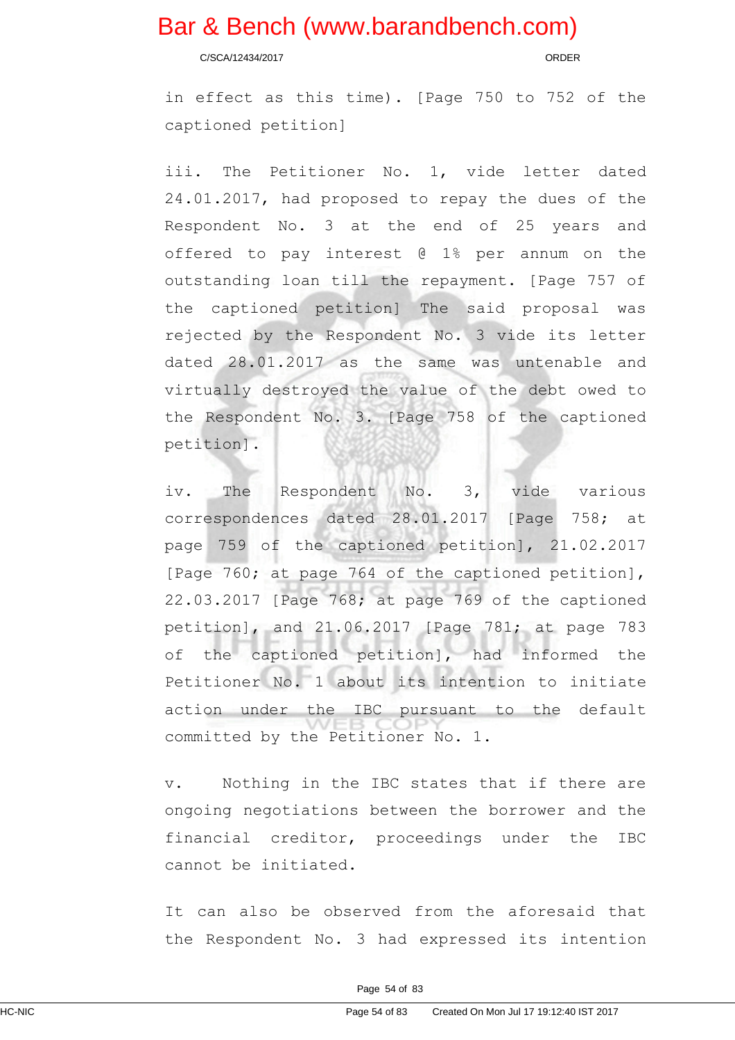in effect as this time). [Page 750 to 752 of the captioned petition]

iii. The Petitioner No. 1, vide letter dated 24.01.2017, had proposed to repay the dues of the Respondent No. 3 at the end of 25 years and offered to pay interest @ 1% per annum on the outstanding loan till the repayment. [Page 757 of the captioned petition] The said proposal was rejected by the Respondent No. 3 vide its letter dated 28.01.2017 as the same was untenable and virtually destroyed the value of the debt owed to the Respondent No. 3. [Page 758 of the captioned petition].

iv. The Respondent No. 3, vide various correspondences dated 28.01.2017 [Page 758; at page 759 of the captioned petition], 21.02.2017 [Page 760; at page 764 of the captioned petition], 22.03.2017 [Page 768; at page 769 of the captioned petition], and 21.06.2017 [Page 781; at page 783 of the captioned petition], had informed the Petitioner No. 1 about its intention to initiate action under the IBC pursuant to the default committed by the Petitioner No. 1.

v. Nothing in the IBC states that if there are ongoing negotiations between the borrower and the financial creditor, proceedings under the IBC cannot be initiated.

It can also be observed from the aforesaid that the Respondent No. 3 had expressed its intention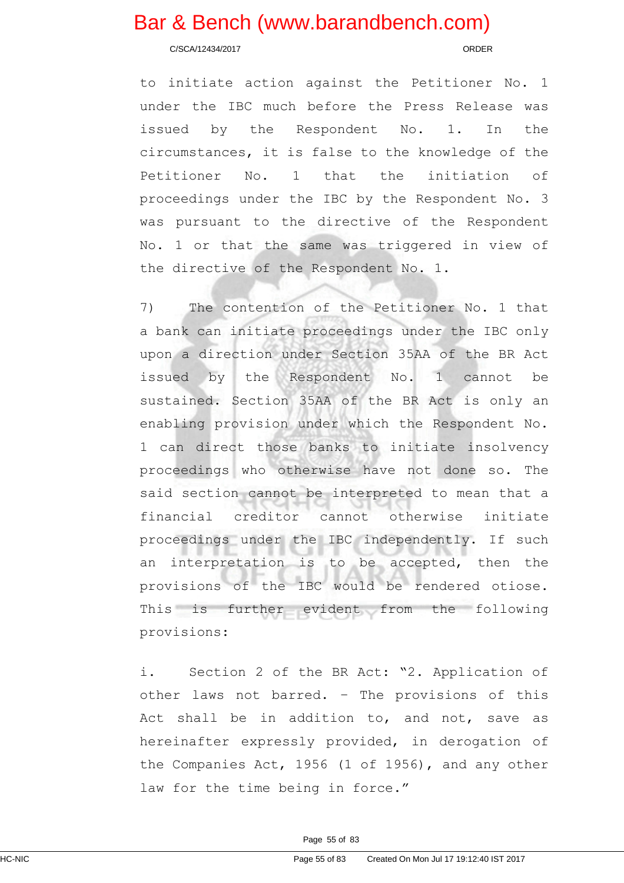to initiate action against the Petitioner No. 1 under the IBC much before the Press Release was issued by the Respondent No. 1. In the circumstances, it is false to the knowledge of the Petitioner No. 1 that the initiation of proceedings under the IBC by the Respondent No. 3 was pursuant to the directive of the Respondent No. 1 or that the same was triggered in view of the directive of the Respondent No. 1.

7) The contention of the Petitioner No. 1 that a bank can initiate proceedings under the IBC only upon a direction under Section 35AA of the BR Act issued by the Respondent No. 1 cannot be sustained. Section 35AA of the BR Act is only an enabling provision under which the Respondent No. 1 can direct those banks to initiate insolvency proceedings who otherwise have not done so. The said section cannot be interpreted to mean that a financial creditor cannot otherwise initiate proceedings under the IBC independently. If such an interpretation is to be accepted, then the provisions of the IBC would be rendered otiose. This is further evident from the following provisions:

i. Section 2 of the BR Act: "2. Application of other laws not barred. – The provisions of this Act shall be in addition to, and not, save as hereinafter expressly provided, in derogation of the Companies Act, 1956 (1 of 1956), and any other law for the time being in force."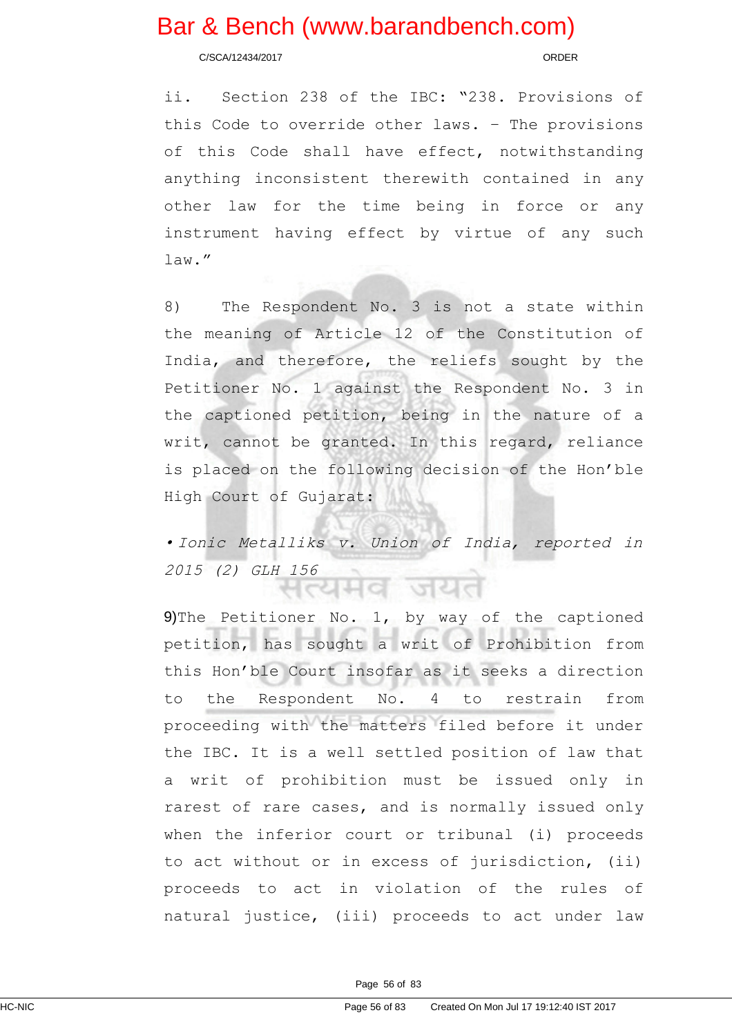ii. Section 238 of the IBC: "238. Provisions of this Code to override other laws. – The provisions of this Code shall have effect, notwithstanding anything inconsistent therewith contained in any other law for the time being in force or any instrument having effect by virtue of any such law."

8) The Respondent No. 3 is not a state within the meaning of Article 12 of the Constitution of India, and therefore, the reliefs sought by the Petitioner No. 1 against the Respondent No. 3 in the captioned petition, being in the nature of a writ, cannot be granted. In this regard, reliance is placed on the following decision of the Hon'ble High Court of Gujarat:

- *Ionic Metalliks v. Union of India, reported in 2015 (2) GLH 156*

9) The Petitioner No. 1, by way of the captioned petition, has sought a writ of Prohibition from this Hon'ble Court insofar as it seeks a direction to the Respondent No. 4 to restrain from proceeding with the matters filed before it under the IBC. It is a well settled position of law that a writ of prohibition must be issued only in rarest of rare cases, and is normally issued only when the inferior court or tribunal (i) proceeds to act without or in excess of jurisdiction, (ii) proceeds to act in violation of the rules of natural justice, (iii) proceeds to act under law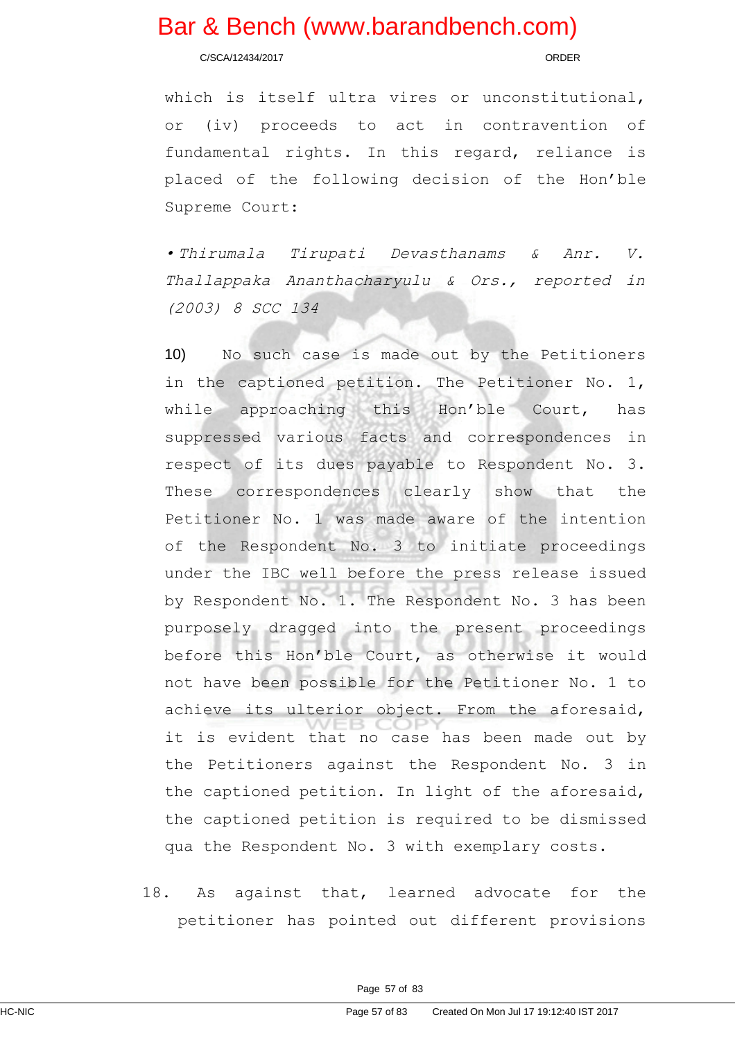which is itself ultra vires or unconstitutional, or (iv) proceeds to act in contravention of fundamental rights. In this regard, reliance is placed of the following decision of the Hon'ble Supreme Court:

• *Thirumala Tirupati Devasthanams & Anr. V. Thallappaka Ananthacharyulu & Ors., reported in (2003) 8 SCC 134*

10) No such case is made out by the Petitioners in the captioned petition. The Petitioner No. 1, while approaching this Hon'ble Court, has suppressed various facts and correspondences in respect of its dues payable to Respondent No. 3. These correspondences clearly show that the Petitioner No. 1 was made aware of the intention of the Respondent No. 3 to initiate proceedings under the IBC well before the press release issued by Respondent No. 1. The Respondent No. 3 has been purposely dragged into the present proceedings before this Hon'ble Court, as otherwise it would not have been possible for the Petitioner No. 1 to achieve its ulterior object. From the aforesaid, it is evident that no case has been made out by the Petitioners against the Respondent No. 3 in the captioned petition. In light of the aforesaid, the captioned petition is required to be dismissed qua the Respondent No. 3 with exemplary costs.

18. As against that, learned advocate for the petitioner has pointed out different provisions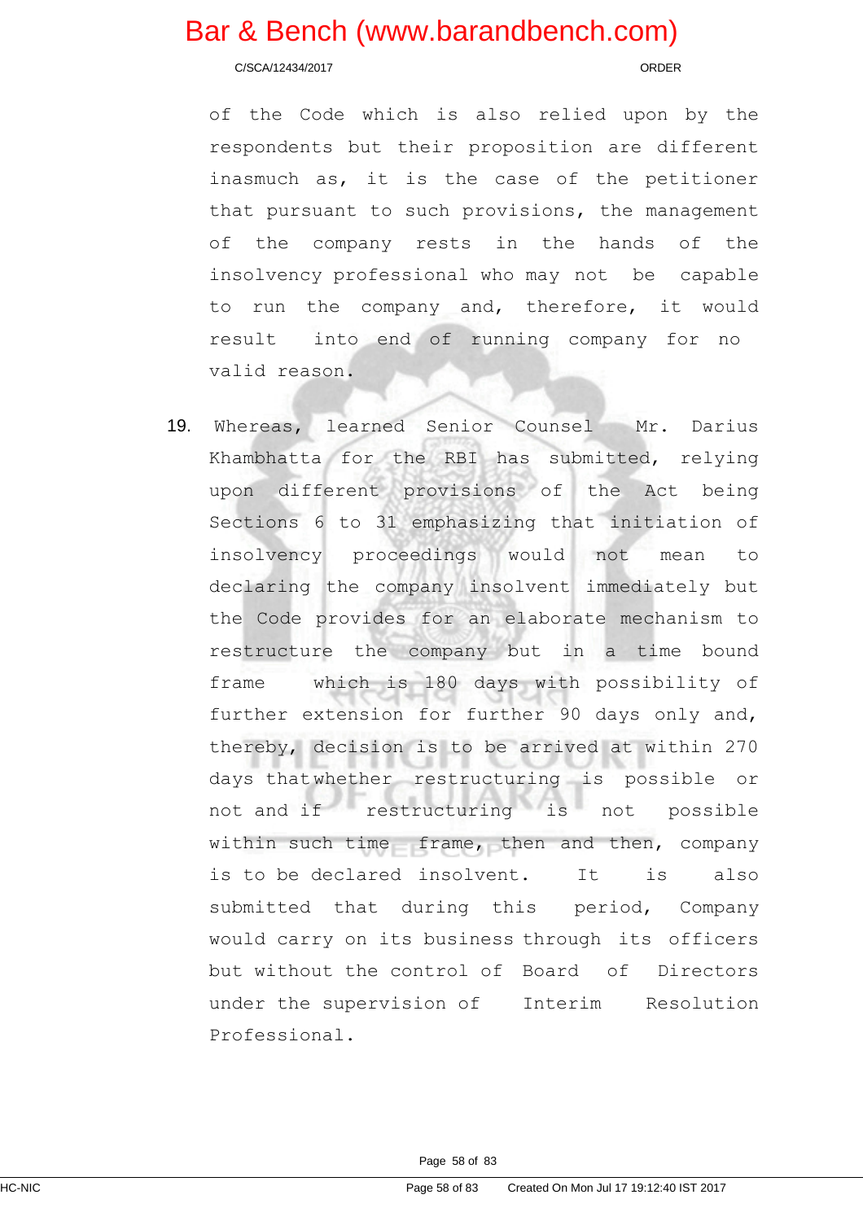of the Code which is also relied upon by the respondents but their proposition are different inasmuch as, it is the case of the petitioner that pursuant to such provisions, the management of the company rests in the hands of the insolvency professional who may not be capable to run the company and, therefore, it would result into end of running company for no valid reason.

19. Whereas, learned Senior Counsel Mr. Darius Khambhatta for the RBI has submitted, relying upon different provisions of the Act being Sections 6 to 31 emphasizing that initiation of insolvency proceedings would not mean to declaring the company insolvent immediately but the Code provides for an elaborate mechanism to restructure the company but in a time bound frame which is 180 days with possibility of further extension for further 90 days only and, thereby, decision is to be arrived at within 270 days thatwhether restructuring is possible or not and if restructuring is not possible within such time frame, then and then, company is to be declared insolvent. It is also submitted that during this period, Company would carry on its business through its officers but without the control of Board of Directors under the supervision of Interim Resolution Professional.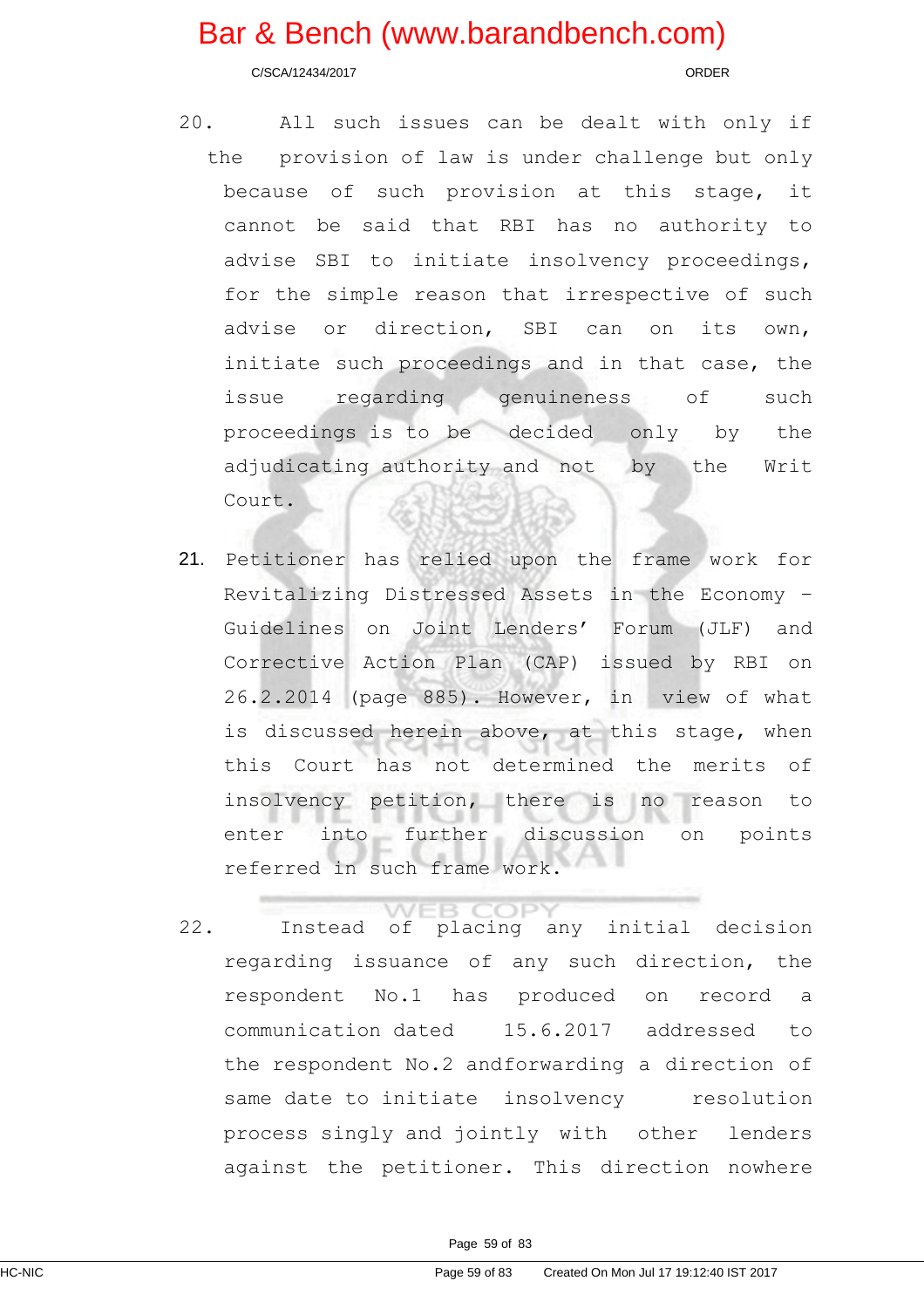20. All such issues can be dealt with only if the provision of law is under challenge but only because of such provision at this stage, it cannot be said that RBI has no authority to advise SBI to initiate insolvency proceedings, for the simple reason that irrespective of such advise or direction, SBI can on its own, initiate such proceedings and in that case, the issue regarding genuineness of such proceedings is to be decided only by the adjudicating authority and not by the Writ Court.

21. Petitioner has relied upon the frame work for Revitalizing Distressed Assets in the Economy – Guidelines on Joint Lenders' Forum (JLF) and Corrective Action Plan (CAP) issued by RBI on 26.2.2014 (page 885). However, in view of what is discussed herein above, at this stage, when this Court has not determined the merits of insolvency petition, there is no reason to enter into further discussion on points referred in such frame work.

22. Instead of placing any initial decision regarding issuance of any such direction, the respondent No.1 has produced on record a communication dated 15.6.2017 addressed to the respondent No.2 andforwarding a direction of same date to initiate insolvency resolution process singly and jointly with other lenders against the petitioner. This direction nowhere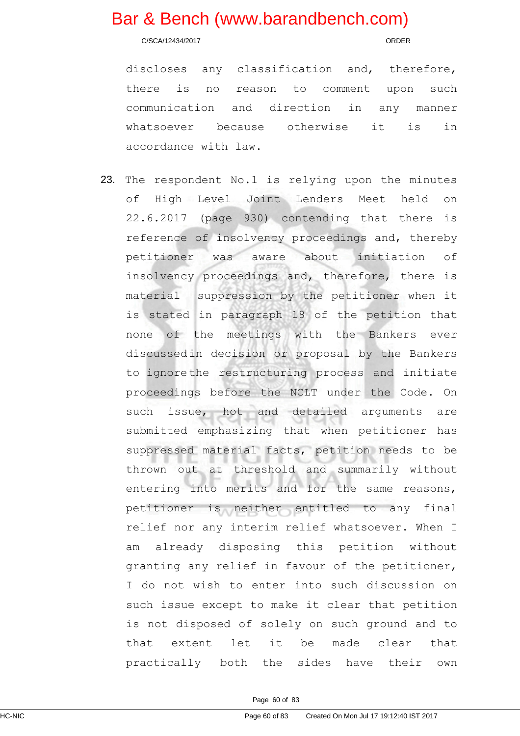discloses any classification and, therefore, there is no reason to comment upon such communication and direction in any manner whatsoever because otherwise it is in accordance with law.

23. The respondent No.1 is relying upon the minutes of High Level Joint Lenders Meet held on 22.6.2017 (page 930) contending that there is reference of insolvency proceedings and, thereby petitioner was aware about initiation of insolvency proceedings and, therefore, there is material suppression by the petitioner when it is stated in paragraph 18 of the petition that none of the meetings with the Bankers ever discussedin decision or proposal by the Bankers to ignorethe restructuring process and initiate proceedings before the NCLT under the Code. On such issue, hot and detailed arguments are submitted emphasizing that when petitioner has suppressed material facts, petition needs to be thrown out at threshold and summarily without entering into merits and for the same reasons, petitioner is neither entitled to any final relief nor any interim relief whatsoever. When I am already disposing this petition without granting any relief in favour of the petitioner, I do not wish to enter into such discussion on such issue except to make it clear that petition is not disposed of solely on such ground and to that extent let it be made clear that practically both the sides have their own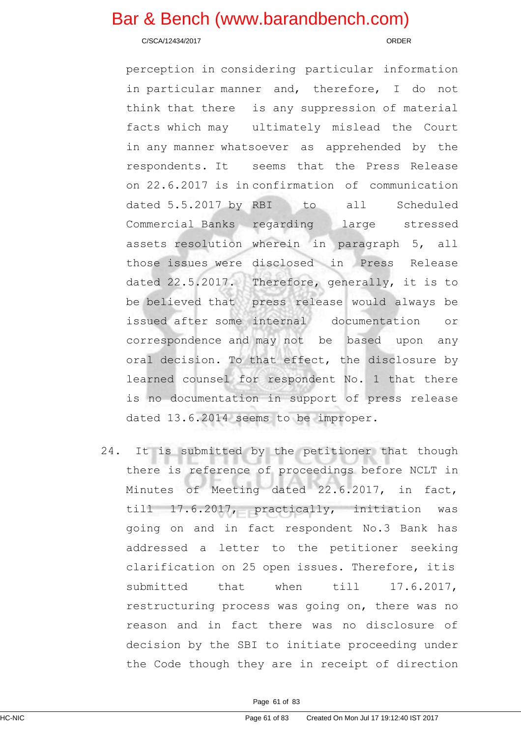perception in considering particular information in particular manner and, therefore, I do not think that there is any suppression of material facts which may ultimately mislead the Court in any manner whatsoever as apprehended by the respondents. It seems that the Press Release on 22.6.2017 is in confirmation of communication dated 5.5.2017 by RBI to all Scheduled Commercial Banks regarding large stressed assets resolution wherein in paragraph 5, all those issues were disclosed in Press Release dated 22.5.2017. Therefore, generally, it is to be believed that press release would always be issued after some internal documentation or correspondence and may not be based upon any oral decision. To that effect, the disclosure by learned counsel for respondent No. 1 that there is no documentation in support of press release dated 13.6.2014 seems to be improper.

24. It is submitted by the petitioner that though there is reference of proceedings before NCLT in Minutes of Meeting dated 22.6.2017, in fact, till 17.6.2017, practically, initiation was going on and in fact respondent No.3 Bank has addressed a letter to the petitioner seeking clarification on 25 open issues. Therefore, itis submitted that when till 17.6.2017, restructuring process was going on, there was no reason and in fact there was no disclosure of decision by the SBI to initiate proceeding under the Code though they are in receipt of direction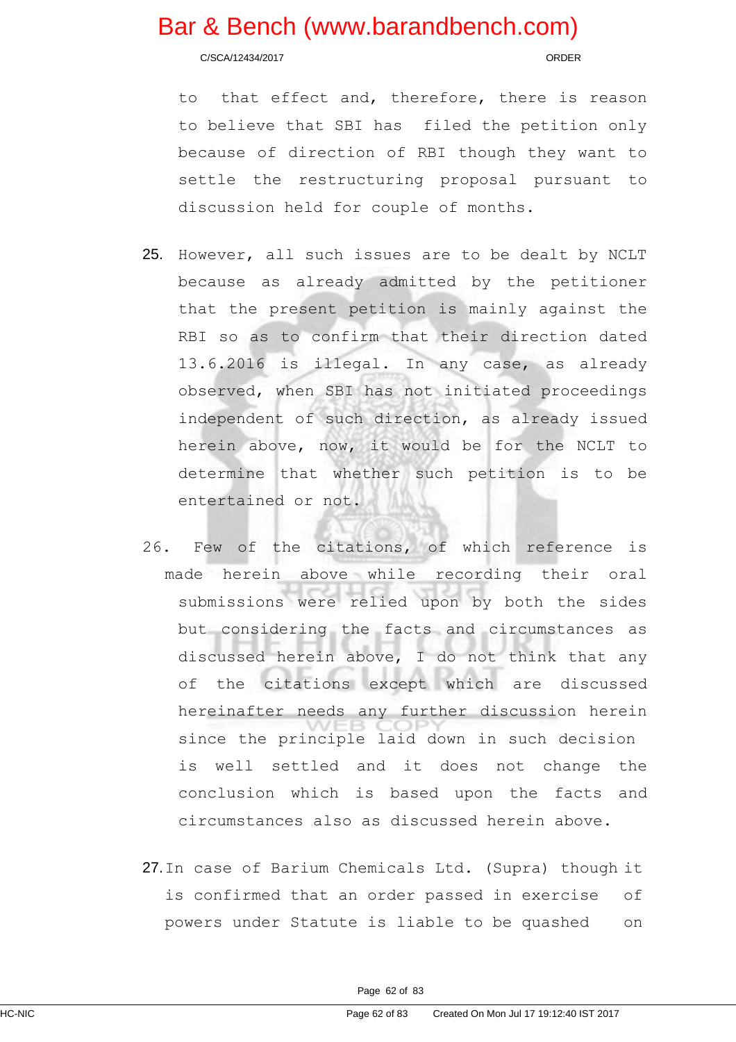to that effect and, therefore, there is reason to believe that SBI has filed the petition only because of direction of RBI though they want to settle the restructuring proposal pursuant to discussion held for couple of months.

25. However, all such issues are to be dealt by NCLT because as already admitted by the petitioner that the present petition is mainly against the RBI so as to confirm that their direction dated 13.6.2016 is illegal. In any case, as already observed, when SBI has not initiated proceedings independent of such direction, as already issued herein above, now, it would be for the NCLT to determine that whether such petition is to be entertained or not.

26. Few of the citations, of which reference is made herein above while recording their oral submissions were relied upon by both the sides but considering the facts and circumstances as discussed herein above, I do not think that any of the citations except which are discussed hereinafter needs any further discussion herein since the principle laid down in such decision is well settled and it does not change the conclusion which is based upon the facts and circumstances also as discussed herein above.

27. In case of Barium Chemicals Ltd. (Supra) though it is confirmed that an order passed in exercise of powers under Statute is liable to be quashed on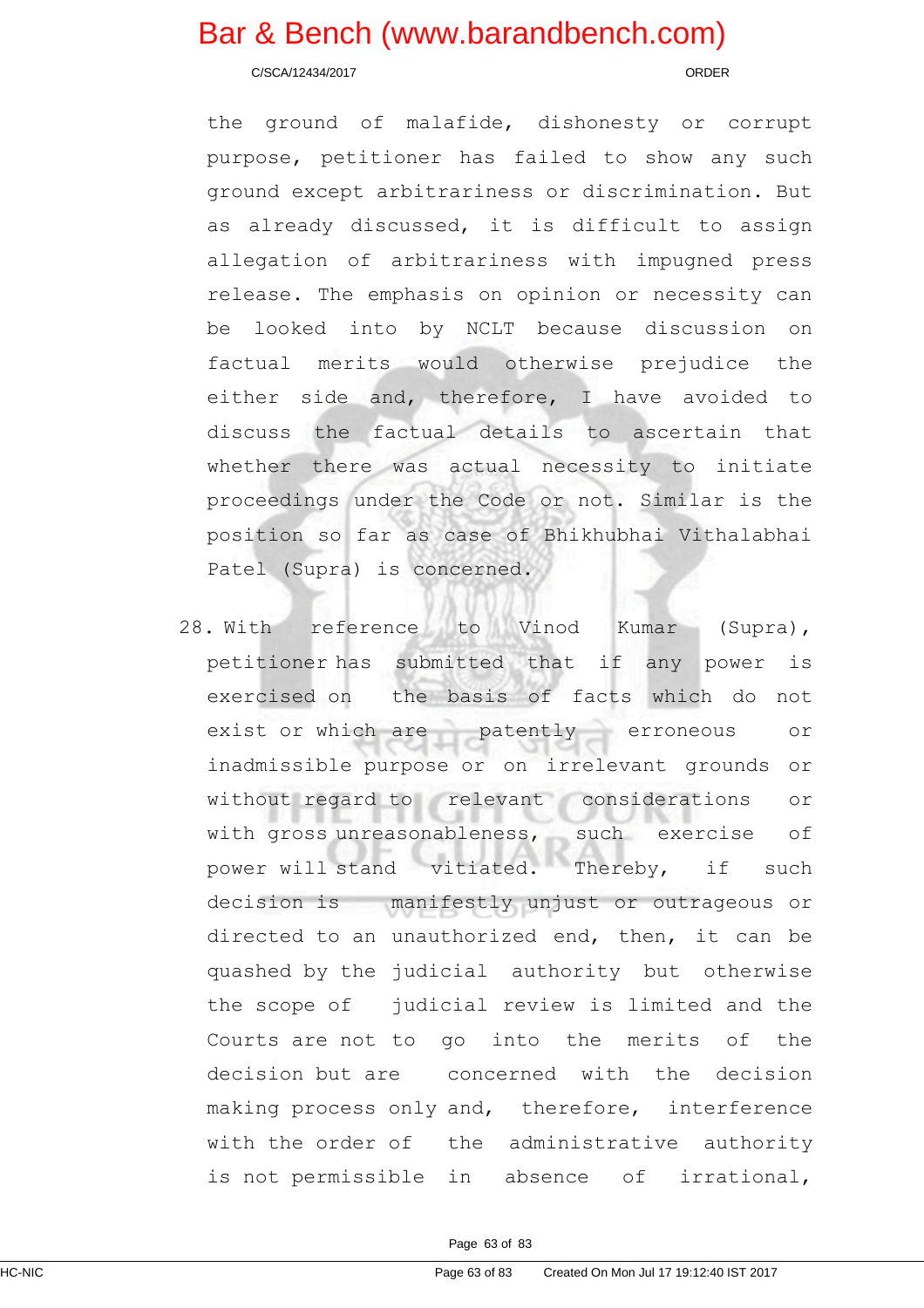the ground of malafide, dishonesty or corrupt purpose, petitioner has failed to show any such ground except arbitrariness or discrimination. But as already discussed, it is difficult to assign allegation of arbitrariness with impugned press release. The emphasis on opinion or necessity can be looked into by NCLT because discussion on factual merits would otherwise prejudice the either side and, therefore, I have avoided to discuss the factual details to ascertain that whether there was actual necessity to initiate proceedings under the Code or not. Similar is the position so far as case of Bhikhubhai Vithalabhai Patel (Supra) is concerned.

28. With reference to Vinod Kumar (Supra), petitioner has submitted that if any power is exercised on the basis of facts which do not exist or which are patently erroneous or inadmissible purpose or on irrelevant grounds or without regard to relevant considerations or with gross unreasonableness, such exercise of power will stand vitiated. Thereby, if such decision is manifestly unjust or outrageous or directed to an unauthorized end, then, it can be quashed by the judicial authority but otherwise the scope of judicial review is limited and the Courts are not to go into the merits of the decision but are concerned with the decision making process only and, therefore, interference with the order of the administrative authority is not permissible in absence of irrational,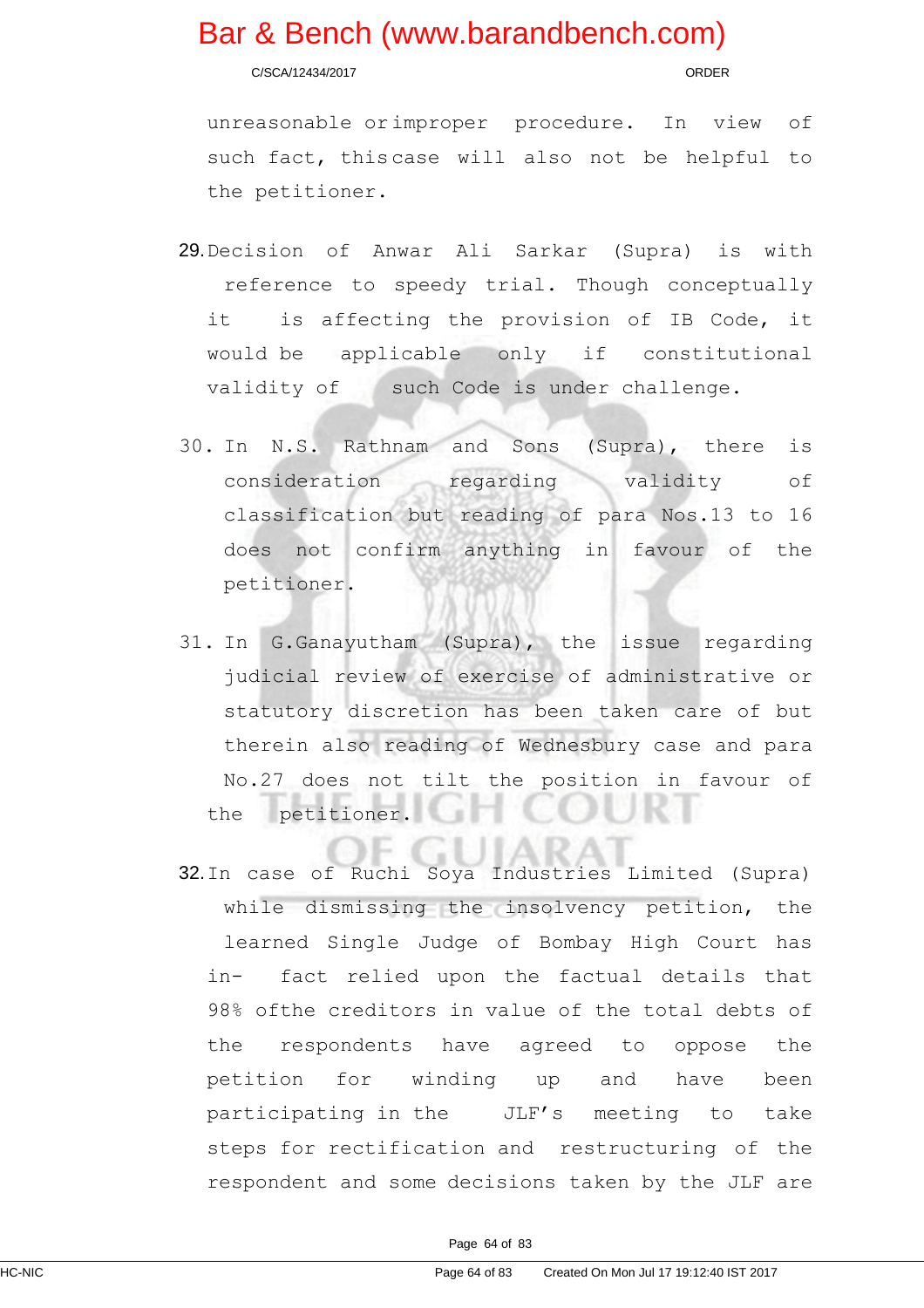unreasonable or improper procedure. In view of such fact, this case will also not be helpful to the petitioner.

29. Decision of Anwar Ali Sarkar (Supra) is with reference to speedy trial. Though conceptually it is affecting the provision of IB Code, it would be applicable only if constitutional validity of such Code is under challenge.

30. In N.S. Rathnam and Sons (Supra), there is consideration regarding validity of classification but reading of para Nos.13 to 16 does not confirm anything in favour of the petitioner.

31. In G.Ganayutham (Supra), the issue regarding judicial review of exercise of administrative or statutory discretion has been taken care of but therein also reading of Wednesbury case and para No.27 does not tilt the position in favour of the petitioner.

32. In case of Ruchi Soya Industries Limited (Supra) while dismissing the insolvency petition, the learned Single Judge of Bombay High Court has in- fact relied upon the factual details that 98% ofthe creditors in value of the total debts of the respondents have agreed to oppose the petition for winding up and have been participating in the JLF's meeting to take steps for rectification and restructuring of the respondent and some decisions taken by the JLF are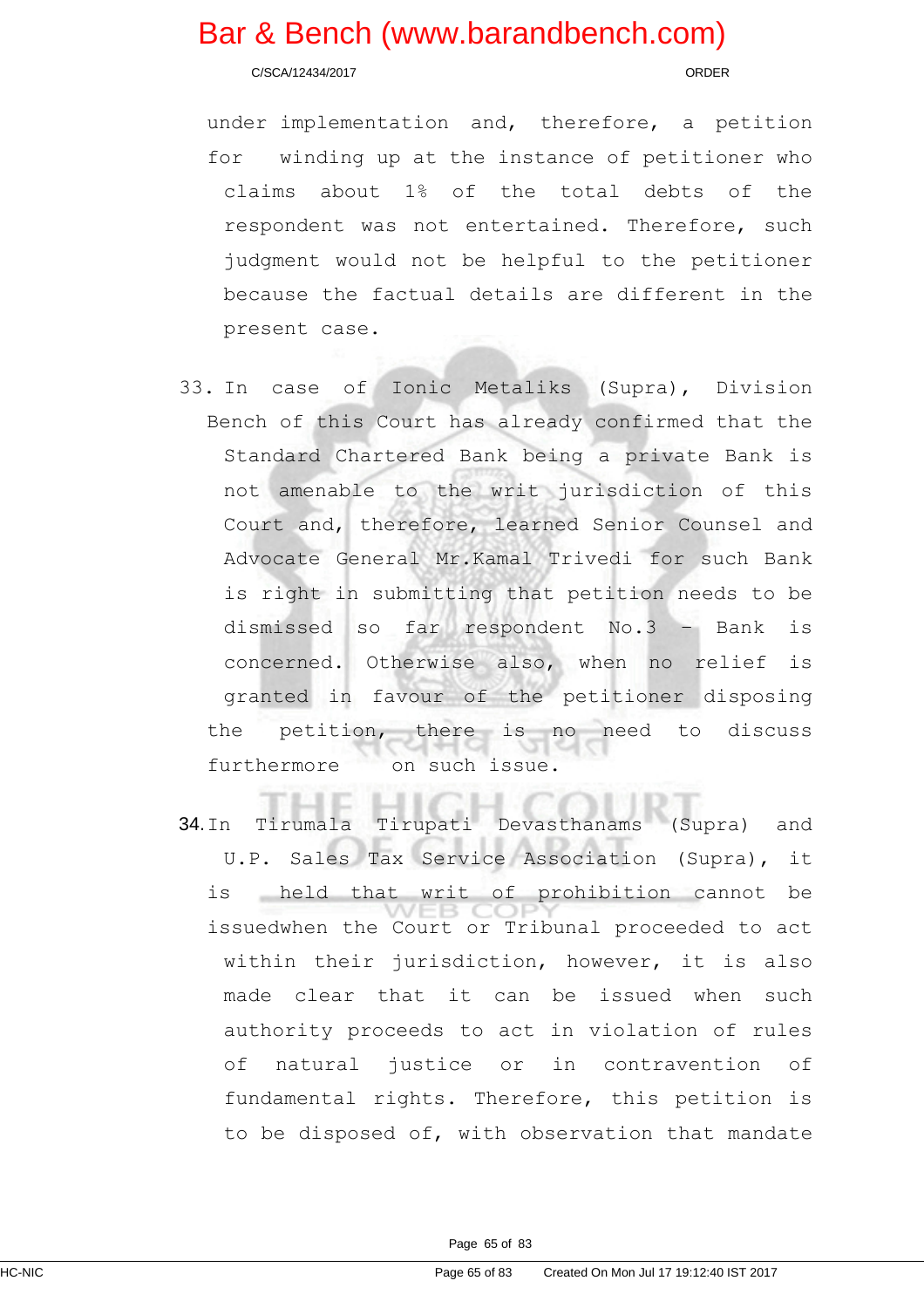under implementation and, therefore, a petition for winding up at the instance of petitioner who claims about 1% of the total debts of the respondent was not entertained. Therefore, such judgment would not be helpful to the petitioner because the factual details are different in the present case.

33. In case of Ionic Metaliks (Supra), Division Bench of this Court has already confirmed that the Standard Chartered Bank being a private Bank is not amenable to the writ jurisdiction of this Court and, therefore, learned Senior Counsel and Advocate General Mr.Kamal Trivedi for such Bank is right in submitting that petition needs to be dismissed so far respondent No.3 – Bank is concerned. Otherwise also, when no relief is granted in favour of the petitioner disposing the petition, there is no need to discuss furthermore on such issue.

34. In Tirumala Tirupati Devasthanams (Supra) and U.P. Sales Tax Service Association (Supra), it is held that writ of prohibition cannot be issuedwhen the Court or Tribunal proceeded to act within their jurisdiction, however, it is also made clear that it can be issued when such authority proceeds to act in violation of rules of natural justice or in contravention of fundamental rights. Therefore, this petition is to be disposed of, with observation that mandate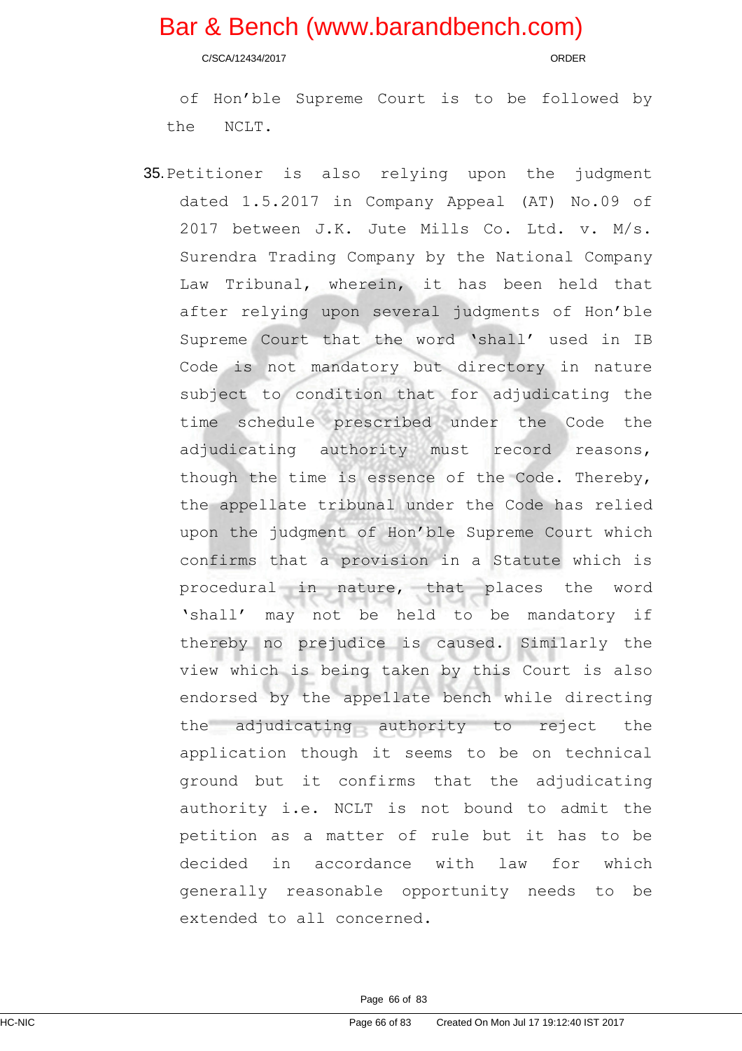of Hon'ble Supreme Court is to be followed by the NCLT.

35. Petitioner is also relying upon the judgment dated 1.5.2017 in Company Appeal (AT) No.09 of 2017 between J.K. Jute Mills Co. Ltd. v. M/s. Surendra Trading Company by the National Company Law Tribunal, wherein, it has been held that after relying upon several judgments of Hon'ble Supreme Court that the word 'shall' used in IB Code is not mandatory but directory in nature subject to condition that for adjudicating the time schedule prescribed under the Code the adjudicating authority must record reasons, though the time is essence of the Code. Thereby, the appellate tribunal under the Code has relied upon the judgment of Hon'ble Supreme Court which confirms that a provision in a Statute which is procedural in nature, that places the word 'shall' may not be held to be mandatory if thereby no prejudice is caused. Similarly the view which is being taken by this Court is also endorsed by the appellate bench while directing the adjudicating authority to reject the application though it seems to be on technical ground but it confirms that the adjudicating authority i.e. NCLT is not bound to admit the petition as a matter of rule but it has to be decided in accordance with law for which generally reasonable opportunity needs to be extended to all concerned.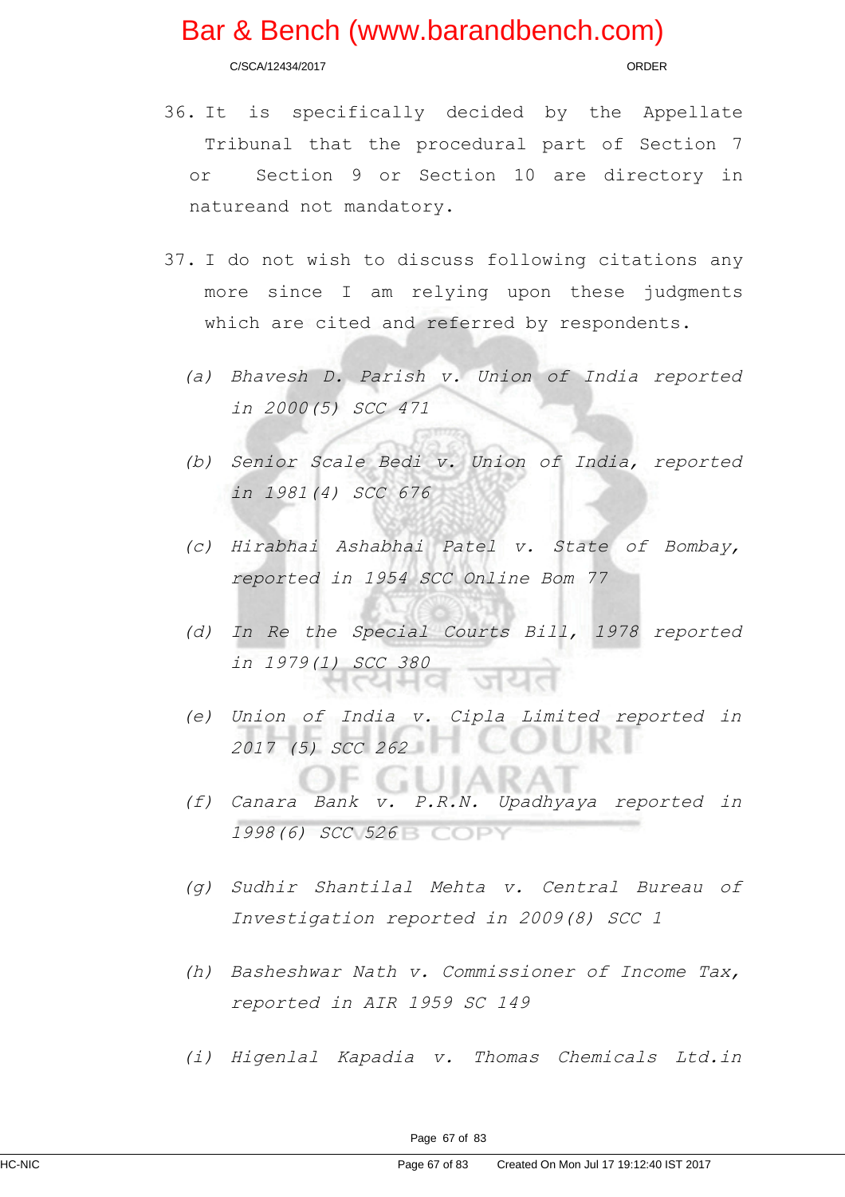36. It is specifically decided by the Appellate Tribunal that the procedural part of Section 7 or Section 9 or Section 10 are directory in natureand not mandatory.

37. I do not wish to discuss following citations any more since I am relying upon these judgments which are cited and referred by respondents.

   *(a) Bhavesh D. Parish v. Union of India reported in 2000(5) SCC 471*

   *(b) Senior Scale Bedi v. Union of India, reported in 1981(4) SCC 676*

   *(c) Hirabhai Ashabhai Patel v. State of Bombay, reported in 1954 SCC Online Bom 77*

   *(d) In Re the Special Courts Bill, 1978 reported in 1979(1) SCC 380*

   *(e) Union of India v. Cipla Limited reported in 2017 (5) SCC 262*

   *(f) Canara Bank v. P.R.N. Upadhyaya reported in 1998(6) SCC 526*

   *(g) Sudhir Shantilal Mehta v. Central Bureau of Investigation reported in 2009(8) SCC 1*

   *(h) Basheshwar Nath v. Commissioner of Income Tax, reported in AIR 1959 SC 149*

   *(i) Higenlal Kapadia v. Thomas Chemicals Ltd.in*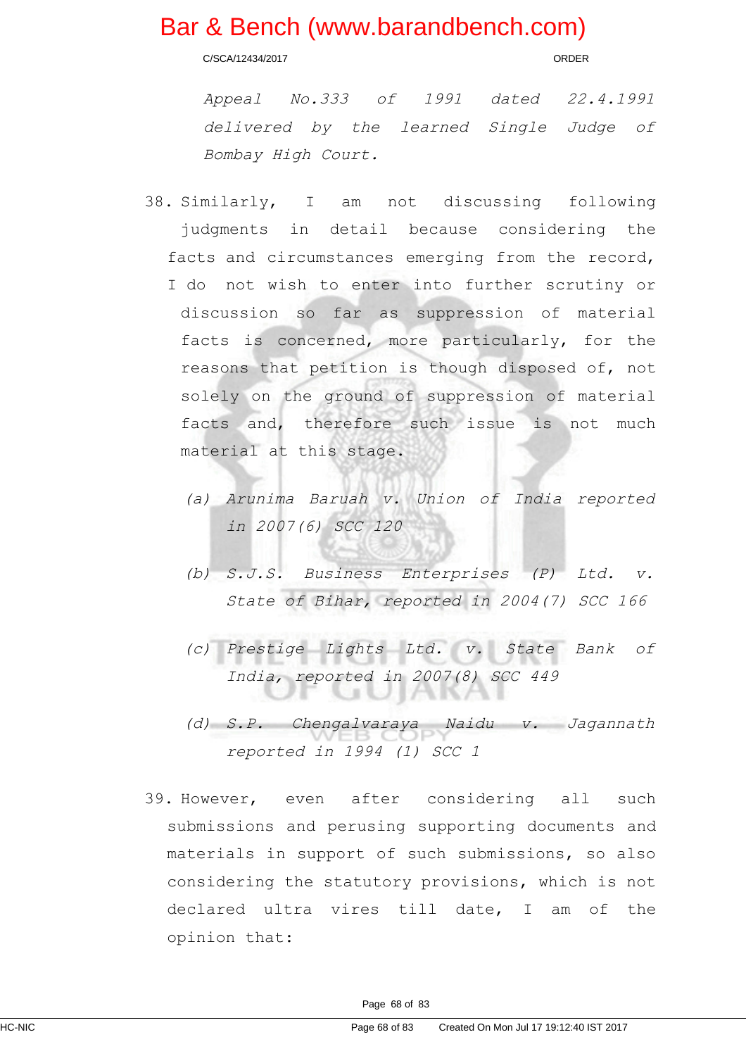*Appeal No.333 of 1991 dated 22.4.1991 delivered by the learned Single Judge of Bombay High Court.*

38. Similarly, I am not discussing following judgments in detail because considering the facts and circumstances emerging from the record, I do not wish to enter into further scrutiny or discussion so far as suppression of material facts is concerned, more particularly, for the reasons that petition is though disposed of, not solely on the ground of suppression of material facts and, therefore such issue is not much material at this stage.

   *(a) Arunima Baruah v. Union of India reported in 2007(6) SCC 120*

   *(b) S.J.S. Business Enterprises (P) Ltd. v. State of Bihar, reported in 2004(7) SCC 166*

   *(c) Prestige Lights Ltd. v. State Bank of India, reported in 2007(8) SCC 449*

   *(d) S.P. Chengalvaraya Naidu v. Jagannath reported in 1994 (1) SCC 1*

39. However, even after considering all such submissions and perusing supporting documents and materials in support of such submissions, so also considering the statutory provisions, which is not declared ultra vires till date, I am of the opinion that: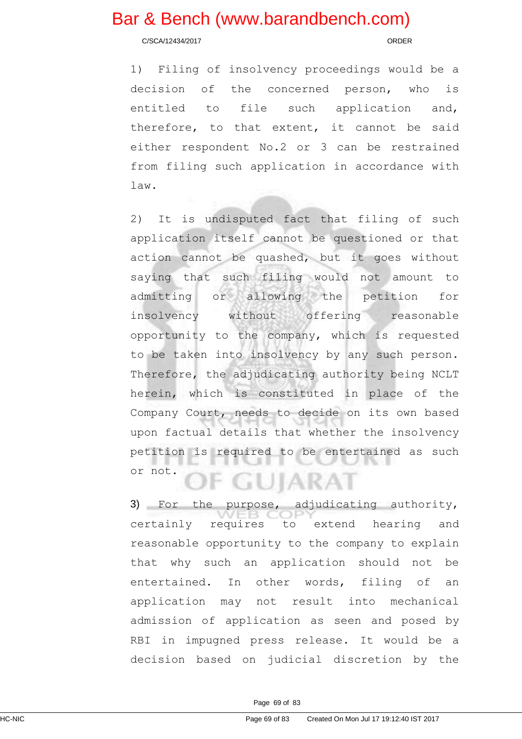1) Filing of insolvency proceedings would be a decision of the concerned person, who is entitled to file such application and, therefore, to that extent, it cannot be said either respondent No.2 or 3 can be restrained from filing such application in accordance with law.

2) It is undisputed fact that filing of such application itself cannot be questioned or that action cannot be quashed, but it goes without saying that such filing would not amount to admitting or allowing the petition for insolvency without offering reasonable opportunity to the company, which is requested to be taken into insolvency by any such person. Therefore, the adjudicating authority being NCLT herein, which is constituted in place of the Company Court, needs to decide on its own based upon factual details that whether the insolvency petition is required to be entertained as such or not.

3) For the purpose, adjudicating authority, certainly requires to extend hearing and reasonable opportunity to the company to explain that why such an application should not be entertained. In other words, filing of an application may not result into mechanical admission of application as seen and posed by RBI in impugned press release. It would be a decision based on judicial discretion by the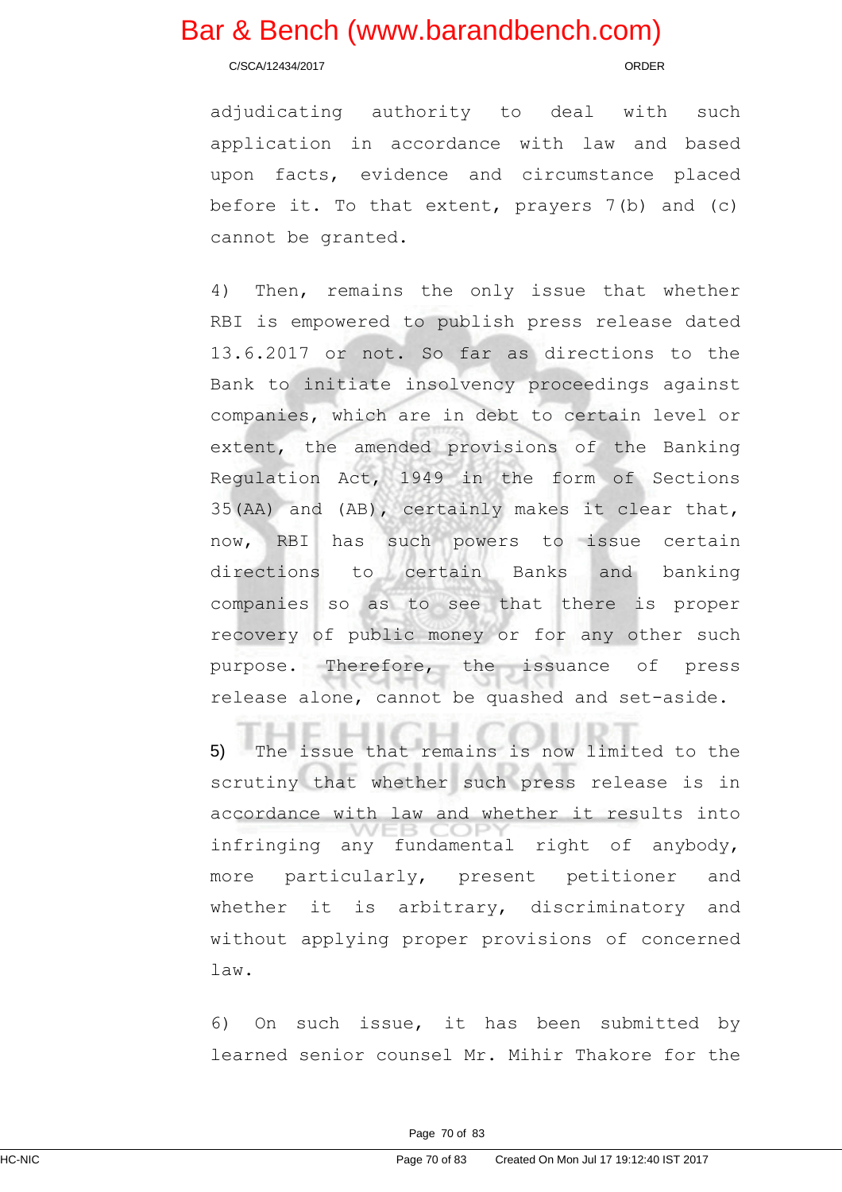adjudicating authority to deal with such application in accordance with law and based upon facts, evidence and circumstance placed before it. To that extent, prayers 7(b) and (c) cannot be granted.

4) Then, remains the only issue that whether RBI is empowered to publish press release dated 13.6.2017 or not. So far as directions to the Bank to initiate insolvency proceedings against companies, which are in debt to certain level or extent, the amended provisions of the Banking Regulation Act, 1949 in the form of Sections 35(AA) and (AB), certainly makes it clear that, now, RBI has such powers to issue certain directions to certain Banks and banking companies so as to see that there is proper recovery of public money or for any other such purpose. Therefore, the issuance of press release alone, cannot be quashed and set-aside.

5) The issue that remains is now limited to the scrutiny that whether such press release is in accordance with law and whether it results into infringing any fundamental right of anybody, more particularly, present petitioner and whether it is arbitrary, discriminatory and without applying proper provisions of concerned law.

6) On such issue, it has been submitted by learned senior counsel Mr. Mihir Thakore for the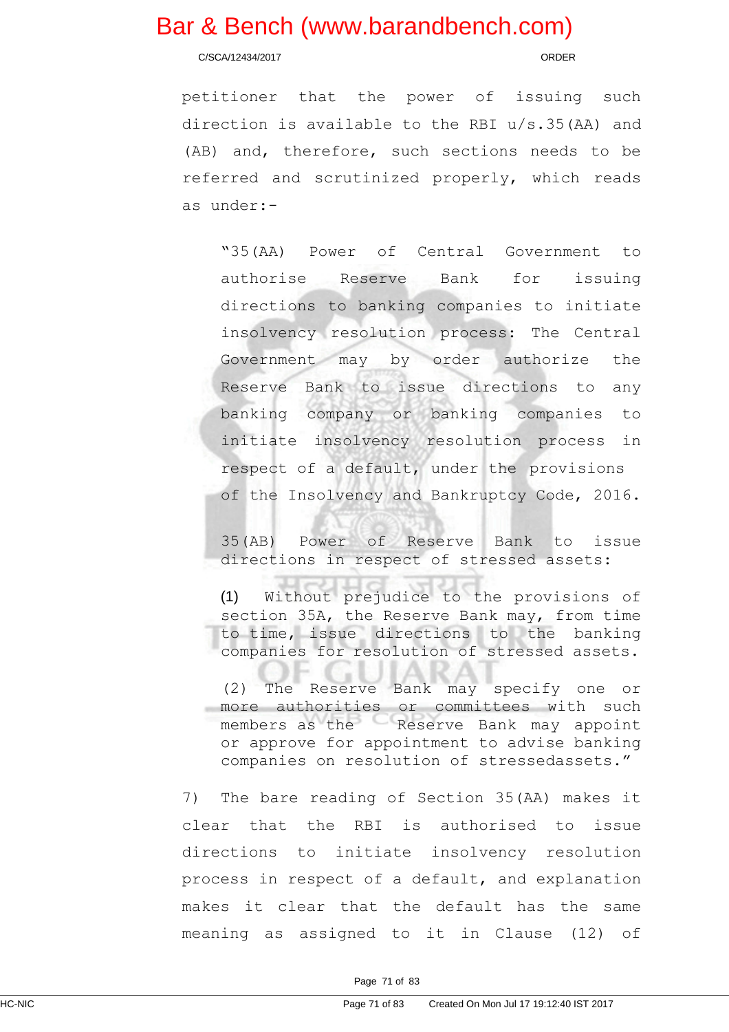petitioner that the power of issuing such direction is available to the RBI u/s.35(AA) and (AB) and, therefore, such sections needs to be referred and scrutinized properly, which reads as under:-

> "35(AA) Power of Central Government to authorise Reserve Bank for issuing directions to banking companies to initiate insolvency resolution process: The Central Government may by order authorize the Reserve Bank to issue directions to any banking company or banking companies to initiate insolvency resolution process in respect of a default, under the provisions of the Insolvency and Bankruptcy Code, 2016.
>
> 35(AB) Power of Reserve Bank to issue directions in respect of stressed assets:
>
> (1) Without prejudice to the provisions of section 35A, the Reserve Bank may, from time to time, issue directions to the banking companies for resolution of stressed assets.
>
> (2) The Reserve Bank may specify one or more authorities or committees with such members as the Reserve Bank may appoint or approve for appointment to advise banking companies on resolution of stressedassets."

7) The bare reading of Section 35(AA) makes it clear that the RBI is authorised to issue directions to initiate insolvency resolution process in respect of a default, and explanation makes it clear that the default has the same meaning as assigned to it in Clause (12) of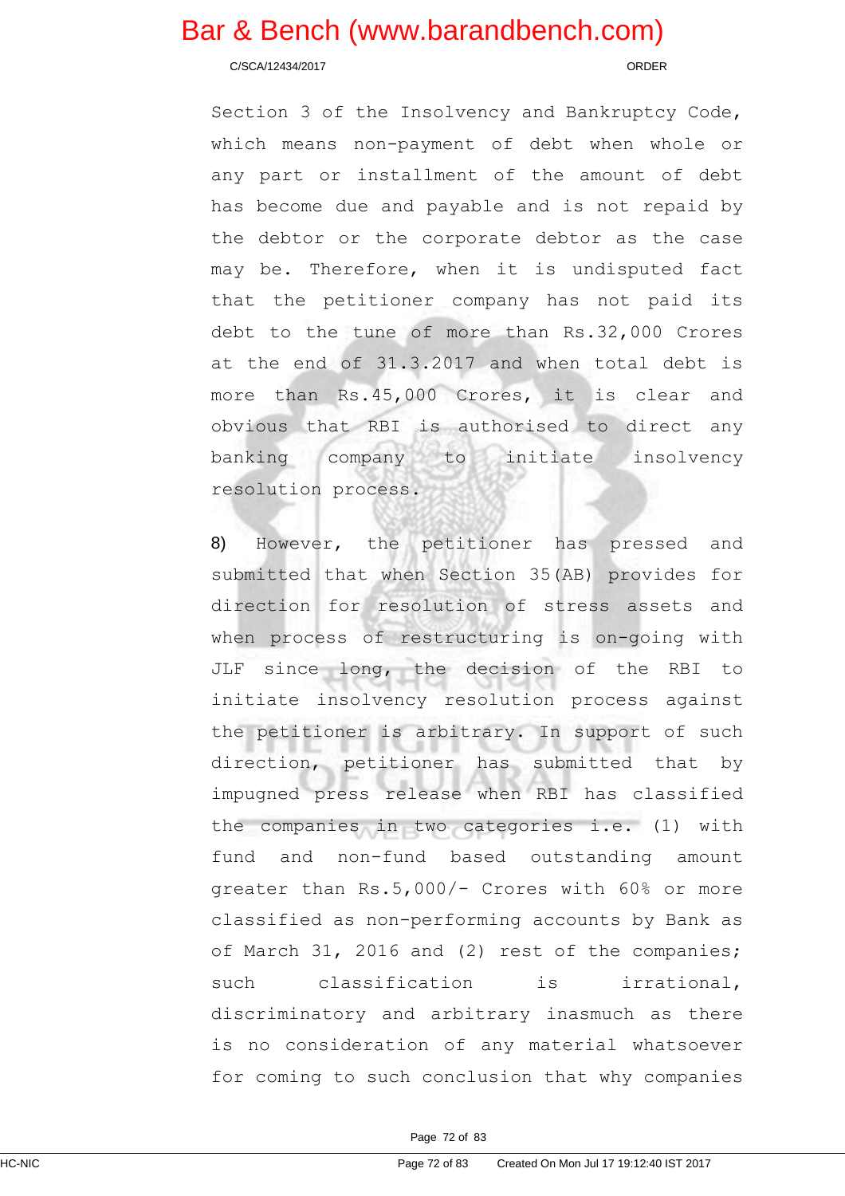Section 3 of the Insolvency and Bankruptcy Code, which means non-payment of debt when whole or any part or installment of the amount of debt has become due and payable and is not repaid by the debtor or the corporate debtor as the case may be. Therefore, when it is undisputed fact that the petitioner company has not paid its debt to the tune of more than Rs.32,000 Crores at the end of 31.3.2017 and when total debt is more than Rs.45,000 Crores, it is clear and obvious that RBI is authorised to direct any banking company to initiate insolvency resolution process.

8) However, the petitioner has pressed and submitted that when Section 35(AB) provides for direction for resolution of stress assets and when process of restructuring is on-going with JLF since long, the decision of the RBI to initiate insolvency resolution process against the petitioner is arbitrary. In support of such direction, petitioner has submitted that by impugned press release when RBI has classified the companies in two categories i.e. (1) with fund and non-fund based outstanding amount greater than Rs.5,000/- Crores with 60% or more classified as non-performing accounts by Bank as of March 31, 2016 and (2) rest of the companies; such classification is irrational, discriminatory and arbitrary inasmuch as there is no consideration of any material whatsoever for coming to such conclusion that why companies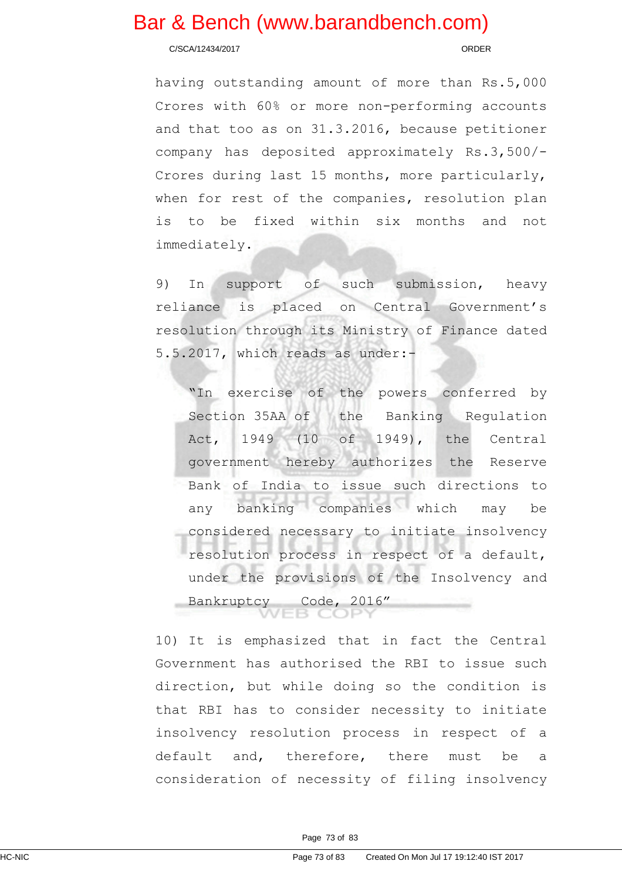having outstanding amount of more than Rs.5,000 Crores with 60% or more non-performing accounts and that too as on 31.3.2016, because petitioner company has deposited approximately Rs.3,500/- Crores during last 15 months, more particularly, when for rest of the companies, resolution plan is to be fixed within six months and not immediately.

9) In support of such submission, heavy reliance is placed on Central Government's resolution through its Ministry of Finance dated 5.5.2017, which reads as under:-

> "In exercise of the powers conferred by Section 35AA of the Banking Regulation Act, 1949 (10 of 1949), the Central government hereby authorizes the Reserve Bank of India to issue such directions to any banking companies which may be considered necessary to initiate insolvency resolution process in respect of a default, under the provisions of the Insolvency and Bankruptcy Code, 2016"

10) It is emphasized that in fact the Central Government has authorised the RBI to issue such direction, but while doing so the condition is that RBI has to consider necessity to initiate insolvency resolution process in respect of a default and, therefore, there must be a consideration of necessity of filing insolvency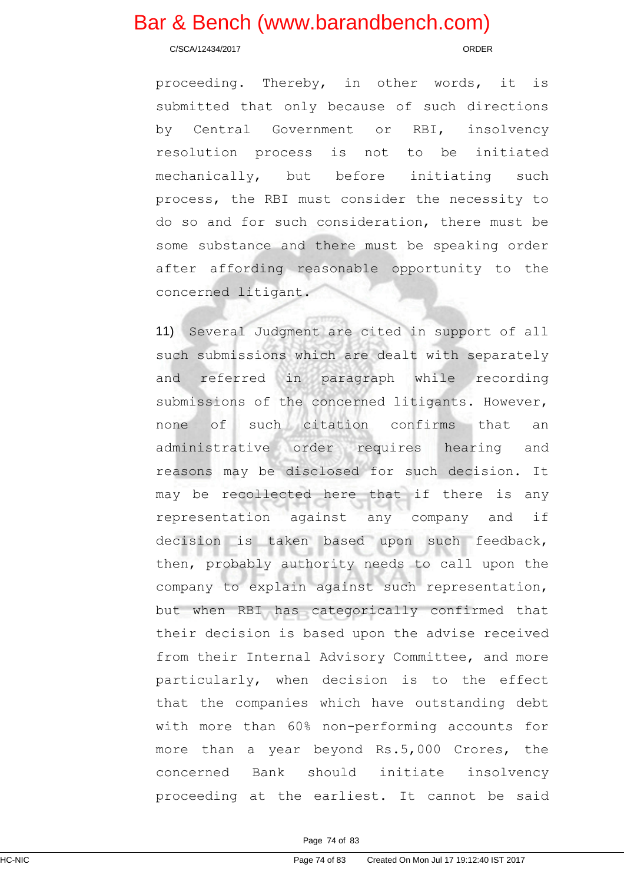proceeding. Thereby, in other words, it is submitted that only because of such directions by Central Government or RBI, insolvency resolution process is not to be initiated mechanically, but before initiating such process, the RBI must consider the necessity to do so and for such consideration, there must be some substance and there must be speaking order after affording reasonable opportunity to the concerned litigant.

11) Several Judgment are cited in support of all such submissions which are dealt with separately and referred in paragraph while recording submissions of the concerned litigants. However, none of such citation confirms that an administrative order requires hearing and reasons may be disclosed for such decision. It may be recollected here that if there is any representation against any company and if decision is taken based upon such feedback, then, probably authority needs to call upon the company to explain against such representation, but when RBI has categorically confirmed that their decision is based upon the advise received from their Internal Advisory Committee, and more particularly, when decision is to the effect that the companies which have outstanding debt with more than 60% non-performing accounts for more than a year beyond Rs.5,000 Crores, the concerned Bank should initiate insolvency proceeding at the earliest. It cannot be said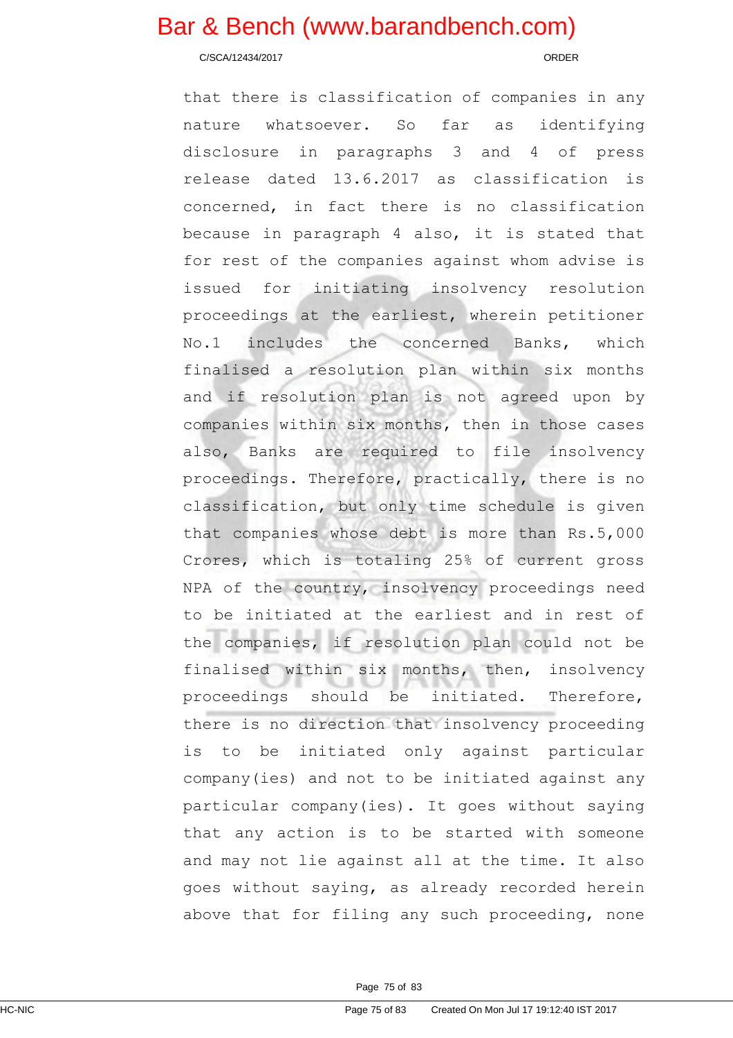that there is classification of companies in any nature whatsoever. So far as identifying disclosure in paragraphs 3 and 4 of press release dated 13.6.2017 as classification is concerned, in fact there is no classification because in paragraph 4 also, it is stated that for rest of the companies against whom advise is issued for initiating insolvency resolution proceedings at the earliest, wherein petitioner No.1 includes the concerned Banks, which finalised a resolution plan within six months and if resolution plan is not agreed upon by companies within six months, then in those cases also, Banks are required to file insolvency proceedings. Therefore, practically, there is no classification, but only time schedule is given that companies whose debt is more than Rs.5,000 Crores, which is totaling 25% of current gross NPA of the country, insolvency proceedings need to be initiated at the earliest and in rest of the companies, if resolution plan could not be finalised within six months, then, insolvency proceedings should be initiated. Therefore, there is no direction that insolvency proceeding is to be initiated only against particular company(ies) and not to be initiated against any particular company(ies). It goes without saying that any action is to be started with someone and may not lie against all at the time. It also goes without saying, as already recorded herein above that for filing any such proceeding, none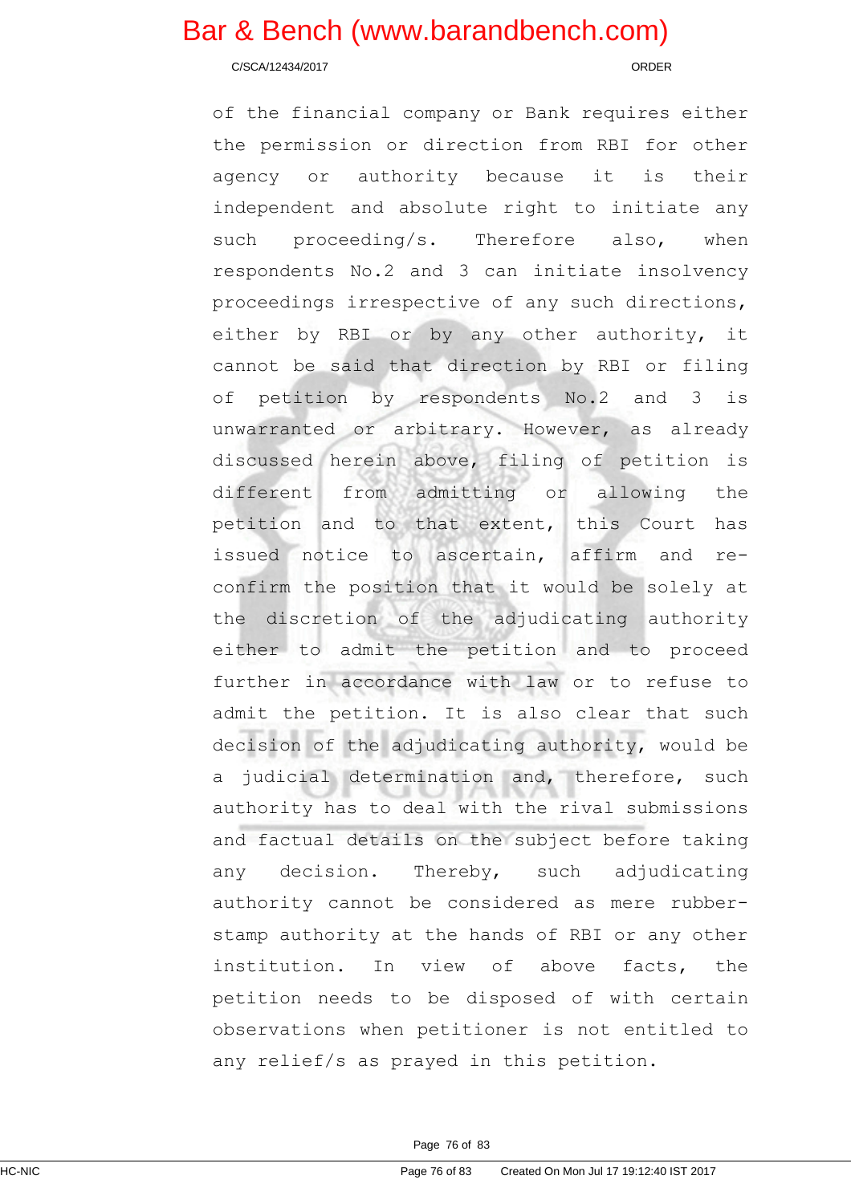of the financial company or Bank requires either the permission or direction from RBI for other agency or authority because it is their independent and absolute right to initiate any such proceeding/s. Therefore also, when respondents No.2 and 3 can initiate insolvency proceedings irrespective of any such directions, either by RBI or by any other authority, it cannot be said that direction by RBI or filing of petition by respondents No.2 and 3 is unwarranted or arbitrary. However, as already discussed herein above, filing of petition is different from admitting or allowing the petition and to that extent, this Court has issued notice to ascertain, affirm and re-confirm the position that it would be solely at the discretion of the adjudicating authority either to admit the petition and to proceed further in accordance with law or to refuse to admit the petition. It is also clear that such decision of the adjudicating authority, would be a judicial determination and, therefore, such authority has to deal with the rival submissions and factual details on the subject before taking any decision. Thereby, such adjudicating authority cannot be considered as mere rubber-stamp authority at the hands of RBI or any other institution. In view of above facts, the petition needs to be disposed of with certain observations when petitioner is not entitled to any relief/s as prayed in this petition.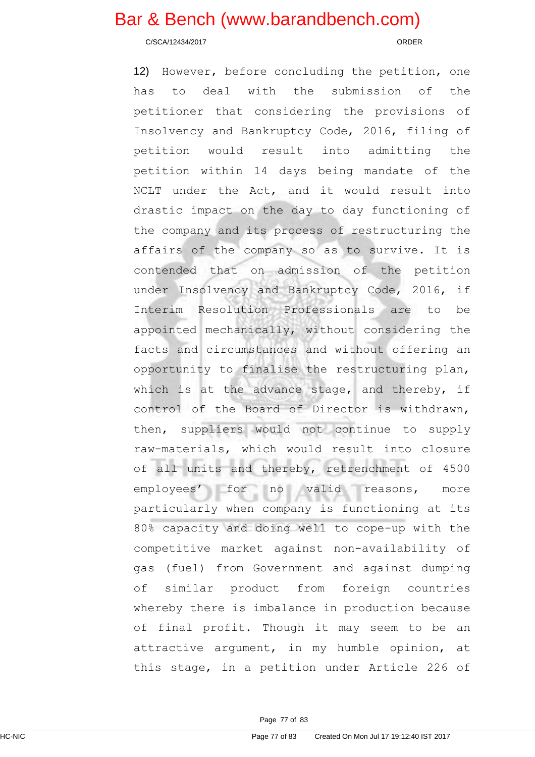12) However, before concluding the petition, one has to deal with the submission of the petitioner that considering the provisions of Insolvency and Bankruptcy Code, 2016, filing of petition would result into admitting the petition within 14 days being mandate of the NCLT under the Act, and it would result into drastic impact on the day to day functioning of the company and its process of restructuring the affairs of the company so as to survive. It is contended that on admission of the petition under Insolvency and Bankruptcy Code, 2016, if Interim Resolution Professionals are to be appointed mechanically, without considering the facts and circumstances and without offering an opportunity to finalise the restructuring plan, which is at the advance stage, and thereby, if control of the Board of Director is withdrawn, then, suppliers would not continue to supply raw-materials, which would result into closure of all units and thereby, retrenchment of 4500 employees' for no valid reasons, more particularly when company is functioning at its 80% capacity and doing well to cope-up with the competitive market against non-availability of gas (fuel) from Government and against dumping of similar product from foreign countries whereby there is imbalance in production because of final profit. Though it may seem to be an attractive argument, in my humble opinion, at this stage, in a petition under Article 226 of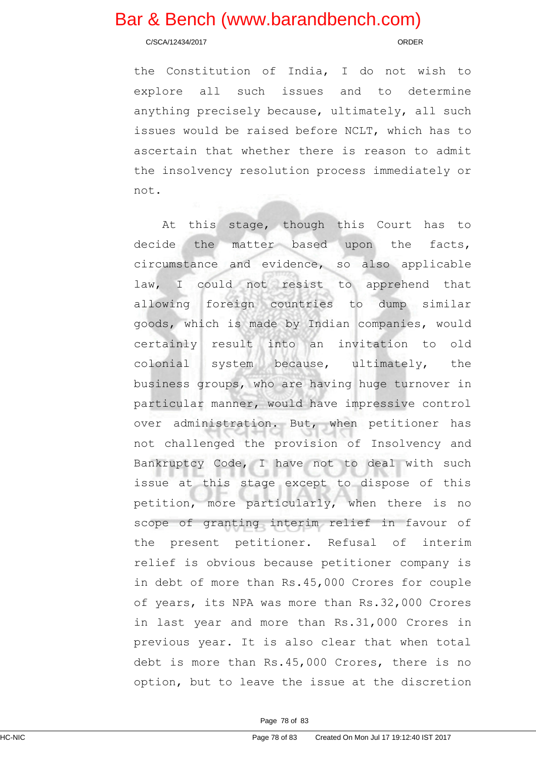the Constitution of India, I do not wish to explore all such issues and to determine anything precisely because, ultimately, all such issues would be raised before NCLT, which has to ascertain that whether there is reason to admit the insolvency resolution process immediately or not.

At this stage, though this Court has to decide the matter based upon the facts, circumstance and evidence, so also applicable law, I could not resist to apprehend that allowing foreign countries to dump similar goods, which is made by Indian companies, would certainly result into an invitation to old colonial system because, ultimately, the business groups, who are having huge turnover in particular manner, would have impressive control over administration. But, when petitioner has not challenged the provision of Insolvency and Bankruptcy Code, I have not to deal with such issue at this stage except to dispose of this petition, more particularly, when there is no scope of granting interim relief in favour of the present petitioner. Refusal of interim relief is obvious because petitioner company is in debt of more than Rs.45,000 Crores for couple of years, its NPA was more than Rs.32,000 Crores in last year and more than Rs.31,000 Crores in previous year. It is also clear that when total debt is more than Rs.45,000 Crores, there is no option, but to leave the issue at the discretion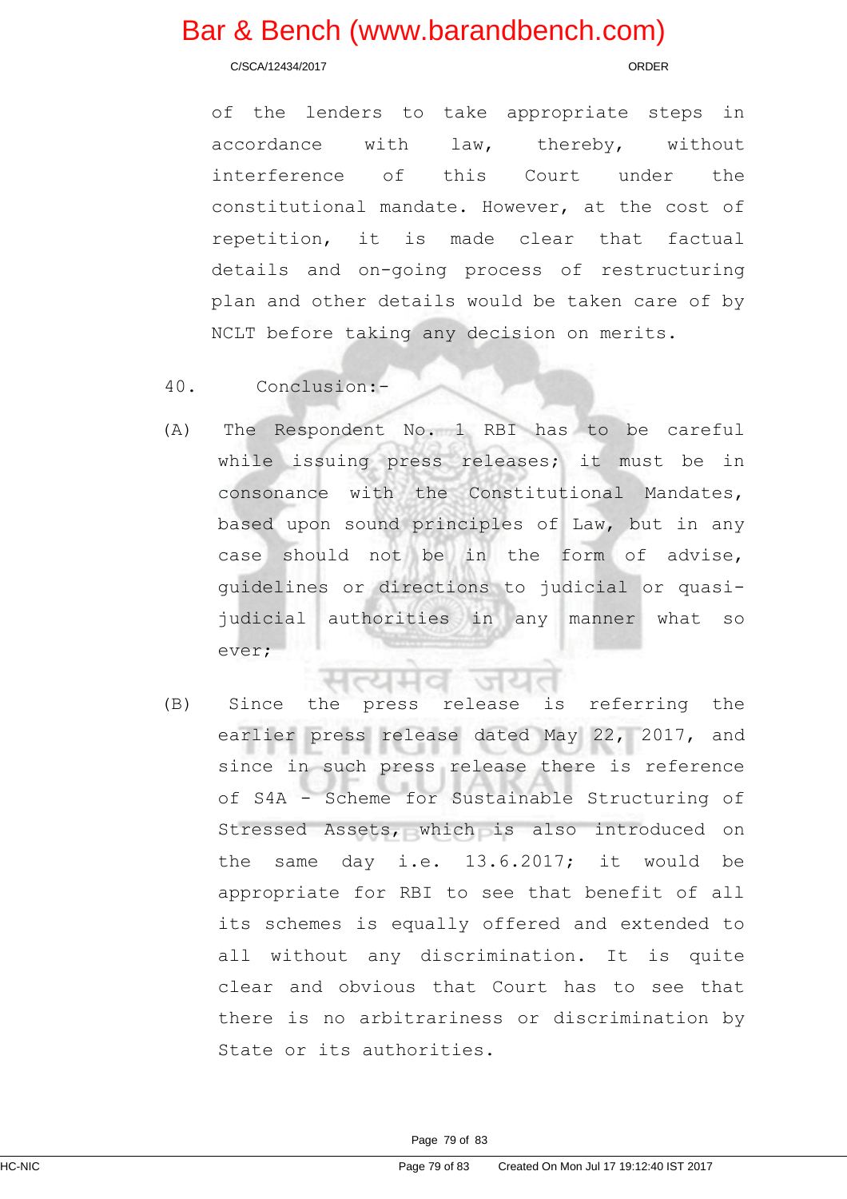of the lenders to take appropriate steps in accordance with law, thereby, without interference of this Court under the constitutional mandate. However, at the cost of repetition, it is made clear that factual details and on-going process of restructuring plan and other details would be taken care of by NCLT before taking any decision on merits.

40. Conclusion:-

(A) The Respondent No. 1 RBI has to be careful while issuing press releases; it must be in consonance with the Constitutional Mandates, based upon sound principles of Law, but in any case should not be in the form of advise, guidelines or directions to judicial or quasi-judicial authorities in any manner what so ever;

(B) Since the press release is referring the earlier press release dated May 22, 2017, and since in such press release there is reference of S4A - Scheme for Sustainable Structuring of Stressed Assets, which is also introduced on the same day i.e. 13.6.2017; it would be appropriate for RBI to see that benefit of all its schemes is equally offered and extended to all without any discrimination. It is quite clear and obvious that Court has to see that there is no arbitrariness or discrimination by State or its authorities.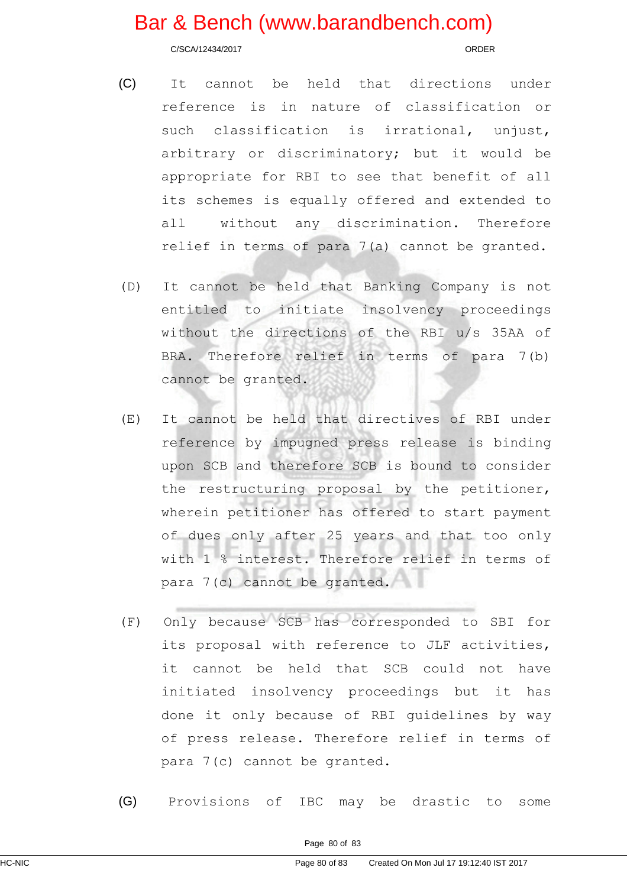(C) It cannot be held that directions under reference is in nature of classification or such classification is irrational, unjust, arbitrary or discriminatory; but it would be appropriate for RBI to see that benefit of all its schemes is equally offered and extended to all without any discrimination. Therefore relief in terms of para 7(a) cannot be granted.

(D) It cannot be held that Banking Company is not entitled to initiate insolvency proceedings without the directions of the RBI u/s 35AA of BRA. Therefore relief in terms of para 7(b) cannot be granted.

(E) It cannot be held that directives of RBI under reference by impugned press release is binding upon SCB and therefore SCB is bound to consider the restructuring proposal by the petitioner, wherein petitioner has offered to start payment of dues only after 25 years and that too only with 1 % interest. Therefore relief in terms of para 7(c) cannot be granted.

(F) Only because SCB has corresponded to SBI for its proposal with reference to JLF activities, it cannot be held that SCB could not have initiated insolvency proceedings but it has done it only because of RBI guidelines by way of press release. Therefore relief in terms of para 7(c) cannot be granted.

(G) Provisions of IBC may be drastic to some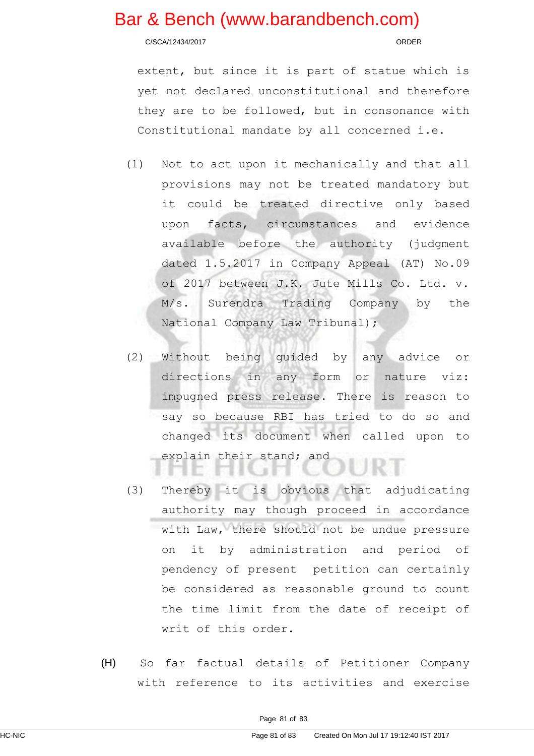extent, but since it is part of statue which is yet not declared unconstitutional and therefore they are to be followed, but in consonance with Constitutional mandate by all concerned i.e.

(1) Not to act upon it mechanically and that all provisions may not be treated mandatory but it could be treated directive only based upon facts, circumstances and evidence available before the authority (judgment dated 1.5.2017 in Company Appeal (AT) No.09 of 2017 between J.K. Jute Mills Co. Ltd. v. M/s. Surendra Trading Company by the National Company Law Tribunal);

(2) Without being guided by any advice or directions in any form or nature viz: impugned press release. There is reason to say so because RBI has tried to do so and changed its document when called upon to explain their stand; and

(3) Thereby it is obvious that adjudicating authority may though proceed in accordance with Law, there should not be undue pressure on it by administration and period of pendency of present petition can certainly be considered as reasonable ground to count the time limit from the date of receipt of writ of this order.

(H) So far factual details of Petitioner Company with reference to its activities and exercise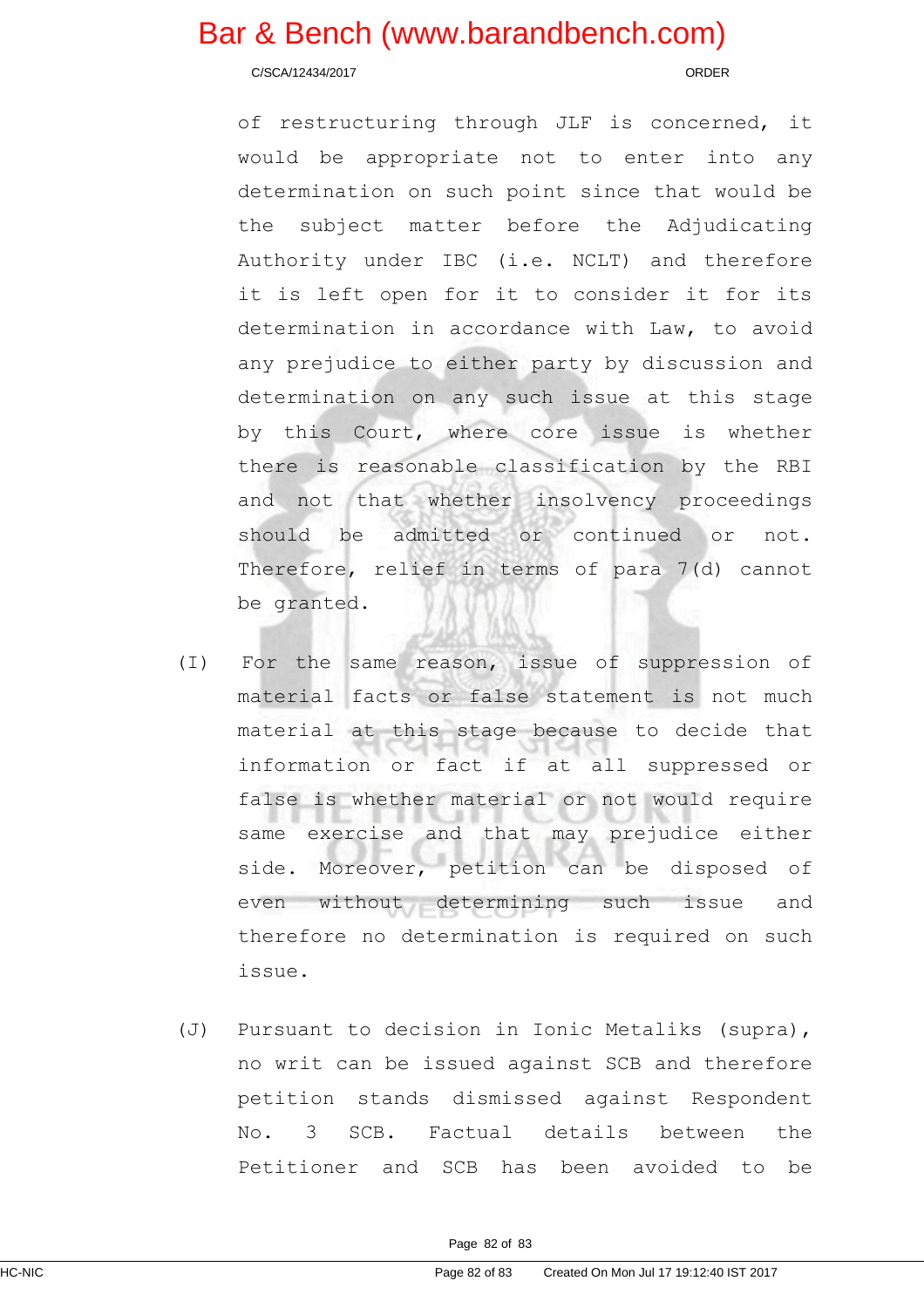of restructuring through JLF is concerned, it would be appropriate not to enter into any determination on such point since that would be the subject matter before the Adjudicating Authority under IBC (i.e. NCLT) and therefore it is left open for it to consider it for its determination in accordance with Law, to avoid any prejudice to either party by discussion and determination on any such issue at this stage by this Court, where core issue is whether there is reasonable classification by the RBI and not that whether insolvency proceedings should be admitted or continued or not. Therefore, relief in terms of para 7(d) cannot be granted.

(I) For the same reason, issue of suppression of material facts or false statement is not much material at this stage because to decide that information or fact if at all suppressed or false is whether material or not would require same exercise and that may prejudice either side. Moreover, petition can be disposed of even without determining such issue and therefore no determination is required on such issue.

(J) Pursuant to decision in Ionic Metaliks (supra), no writ can be issued against SCB and therefore petition stands dismissed against Respondent No. 3 SCB. Factual details between the Petitioner and SCB has been avoided to be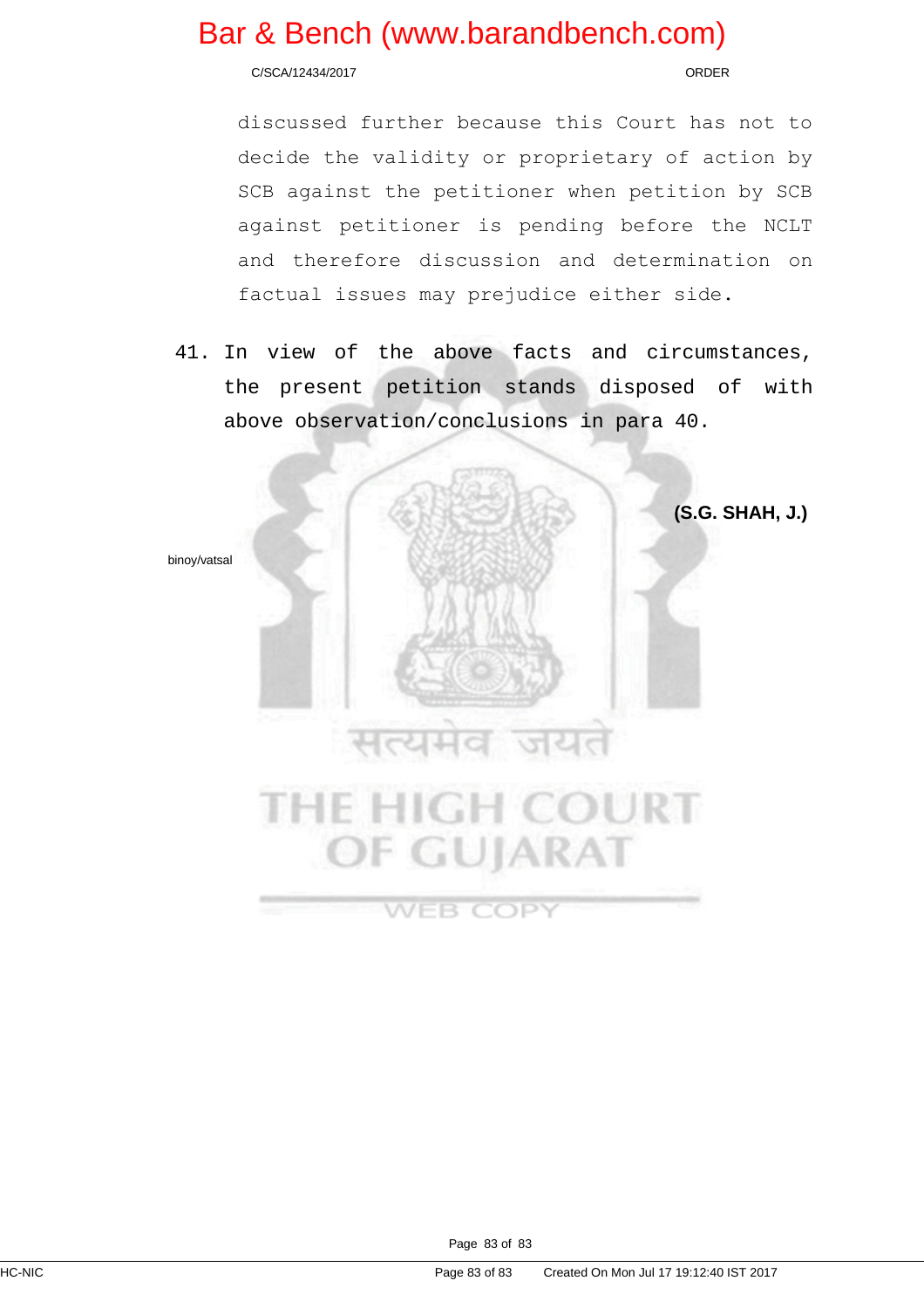discussed further because this Court has not to decide the validity or proprietary of action by SCB against the petitioner when petition by SCB against petitioner is pending before the NCLT and therefore discussion and determination on factual issues may prejudice either side.

41. In view of the above facts and circumstances, the present petition stands disposed of with above observation/conclusions in para 40.

**(S.G. SHAH, J.)**

binoy/vatsal